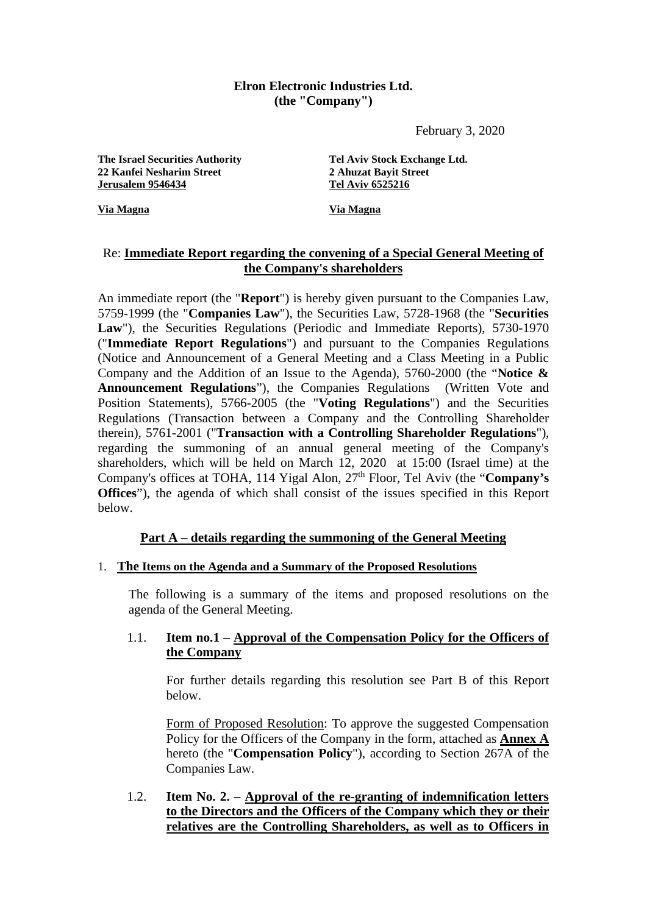**Elron Electronic Industries Ltd.**
**(the "Company")**

February 3, 2020

**The Israel Securities Authority**
**22 Kanfei Nesharim Street**
**Jerusalem 9546434**

**Via Magna**

**Tel Aviv Stock Exchange Ltd.**
**2 Ahuzat Bayit Street**
**Tel Aviv 6525216**

**Via Magna**

Re: **Immediate Report regarding the convening of a Special General Meeting of the Company's shareholders**

An immediate report (the "**Report**") is hereby given pursuant to the Companies Law, 5759-1999 (the "**Companies Law**"), the Securities Law, 5728-1968 (the "**Securities Law**"), the Securities Regulations (Periodic and Immediate Reports), 5730-1970 ("**Immediate Report Regulations**") and pursuant to the Companies Regulations (Notice and Announcement of a General Meeting and a Class Meeting in a Public Company and the Addition of an Issue to the Agenda), 5760-2000 (the "**Notice & Announcement Regulations**"), the Companies Regulations (Written Vote and Position Statements), 5766-2005 (the "**Voting Regulations**") and the Securities Regulations (Transaction between a Company and the Controlling Shareholder therein), 5761-2001 ("**Transaction with a Controlling Shareholder Regulations**"), regarding the summoning of an annual general meeting of the Company's shareholders, which will be held on March 12, 2020 at 15:00 (Israel time) at the Company's offices at TOHA, 114 Yigal Alon, 27th Floor, Tel Aviv (the "**Company's Offices**"), the agenda of which shall consist of the issues specified in this Report below.

## Part A – details regarding the summoning of the General Meeting

1. **The Items on the Agenda and a Summary of the Proposed Resolutions**

   The following is a summary of the items and proposed resolutions on the agenda of the General Meeting.

   1.1. **Item no.1 – Approval of the Compensation Policy for the Officers of the Company**

   For further details regarding this resolution see Part B of this Report below.

   Form of Proposed Resolution: To approve the suggested Compensation Policy for the Officers of the Company in the form, attached as **Annex A** hereto (the "**Compensation Policy**"), according to Section 267A of the Companies Law.

   1.2. **Item No. 2. – Approval of the re-granting of indemnification letters to the Directors and the Officers of the Company which they or their relatives are the Controlling Shareholders, as well as to Officers in**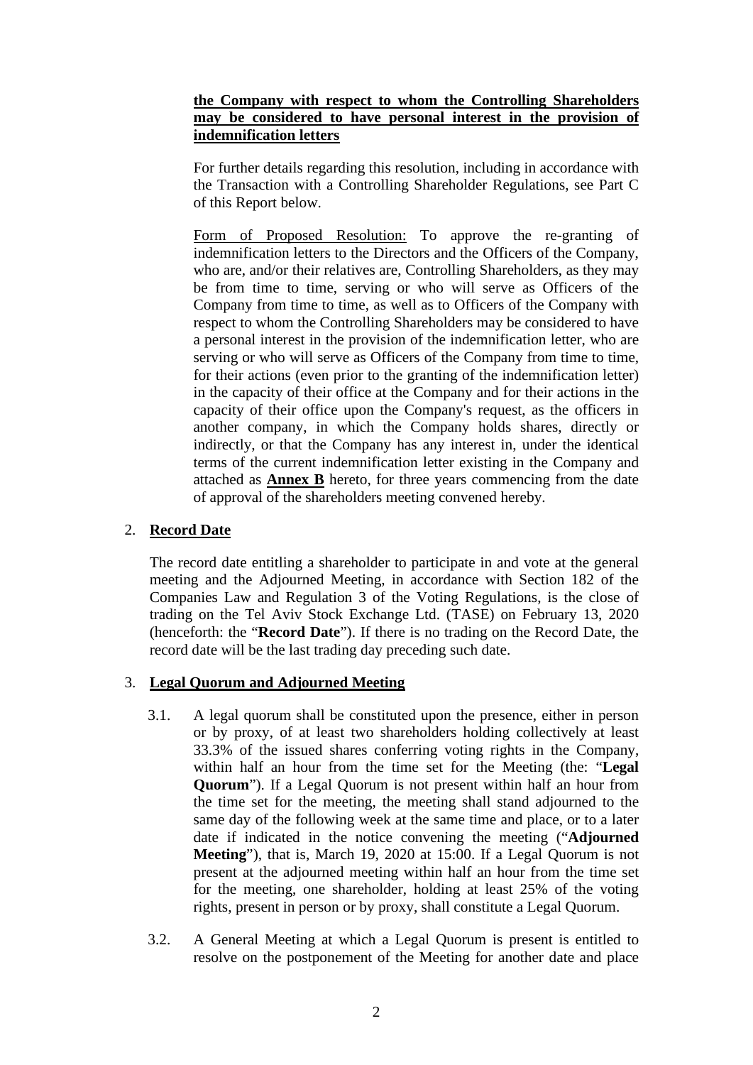**the Company with respect to whom the Controlling Shareholders may be considered to have personal interest in the provision of indemnification letters**

For further details regarding this resolution, including in accordance with the Transaction with a Controlling Shareholder Regulations, see Part C of this Report below.

Form of Proposed Resolution: To approve the re-granting of indemnification letters to the Directors and the Officers of the Company, who are, and/or their relatives are, Controlling Shareholders, as they may be from time to time, serving or who will serve as Officers of the Company from time to time, as well as to Officers of the Company with respect to whom the Controlling Shareholders may be considered to have a personal interest in the provision of the indemnification letter, who are serving or who will serve as Officers of the Company from time to time, for their actions (even prior to the granting of the indemnification letter) in the capacity of their office at the Company and for their actions in the capacity of their office upon the Company's request, as the officers in another company, in which the Company holds shares, directly or indirectly, or that the Company has any interest in, under the identical terms of the current indemnification letter existing in the Company and attached as **Annex B** hereto, for three years commencing from the date of approval of the shareholders meeting convened hereby.

2. **Record Date**

The record date entitling a shareholder to participate in and vote at the general meeting and the Adjourned Meeting, in accordance with Section 182 of the Companies Law and Regulation 3 of the Voting Regulations, is the close of trading on the Tel Aviv Stock Exchange Ltd. (TASE) on February 13, 2020 (henceforth: the "**Record Date**"). If there is no trading on the Record Date, the record date will be the last trading day preceding such date.

3. **Legal Quorum and Adjourned Meeting**

3.1. A legal quorum shall be constituted upon the presence, either in person or by proxy, of at least two shareholders holding collectively at least 33.3% of the issued shares conferring voting rights in the Company, within half an hour from the time set for the Meeting (the: "**Legal Quorum**"). If a Legal Quorum is not present within half an hour from the time set for the meeting, the meeting shall stand adjourned to the same day of the following week at the same time and place, or to a later date if indicated in the notice convening the meeting ("**Adjourned Meeting**"), that is, March 19, 2020 at 15:00. If a Legal Quorum is not present at the adjourned meeting within half an hour from the time set for the meeting, one shareholder, holding at least 25% of the voting rights, present in person or by proxy, shall constitute a Legal Quorum.

3.2. A General Meeting at which a Legal Quorum is present is entitled to resolve on the postponement of the Meeting for another date and place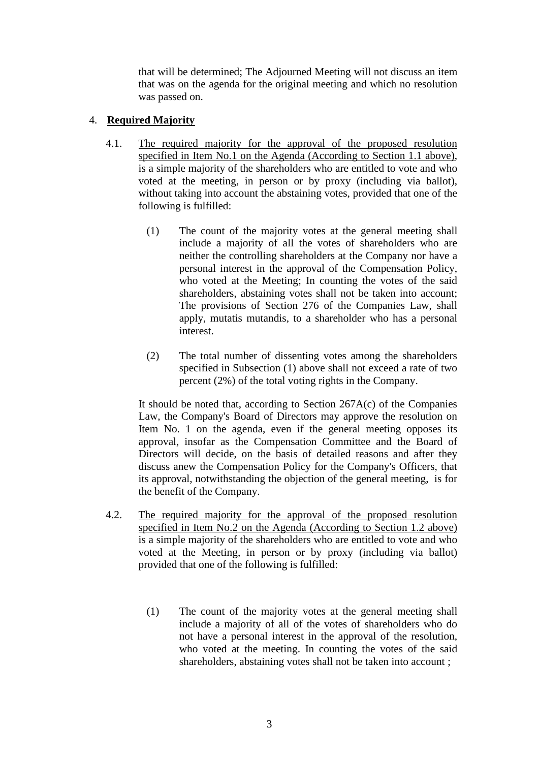that will be determined; The Adjourned Meeting will not discuss an item that was on the agenda for the original meeting and which no resolution was passed on.

4. **Required Majority**

4.1. The required majority for the approval of the proposed resolution specified in Item No.1 on the Agenda (According to Section 1.1 above), is a simple majority of the shareholders who are entitled to vote and who voted at the meeting, in person or by proxy (including via ballot), without taking into account the abstaining votes, provided that one of the following is fulfilled:

(1) The count of the majority votes at the general meeting shall include a majority of all the votes of shareholders who are neither the controlling shareholders at the Company nor have a personal interest in the approval of the Compensation Policy, who voted at the Meeting; In counting the votes of the said shareholders, abstaining votes shall not be taken into account; The provisions of Section 276 of the Companies Law, shall apply, mutatis mutandis, to a shareholder who has a personal interest.

(2) The total number of dissenting votes among the shareholders specified in Subsection (1) above shall not exceed a rate of two percent (2%) of the total voting rights in the Company.

It should be noted that, according to Section 267A(c) of the Companies Law, the Company's Board of Directors may approve the resolution on Item No. 1 on the agenda, even if the general meeting opposes its approval, insofar as the Compensation Committee and the Board of Directors will decide, on the basis of detailed reasons and after they discuss anew the Compensation Policy for the Company's Officers, that its approval, notwithstanding the objection of the general meeting, is for the benefit of the Company.

4.2. The required majority for the approval of the proposed resolution specified in Item No.2 on the Agenda (According to Section 1.2 above) is a simple majority of the shareholders who are entitled to vote and who voted at the Meeting, in person or by proxy (including via ballot) provided that one of the following is fulfilled:

(1) The count of the majority votes at the general meeting shall include a majority of all of the votes of shareholders who do not have a personal interest in the approval of the resolution, who voted at the meeting. In counting the votes of the said shareholders, abstaining votes shall not be taken into account ;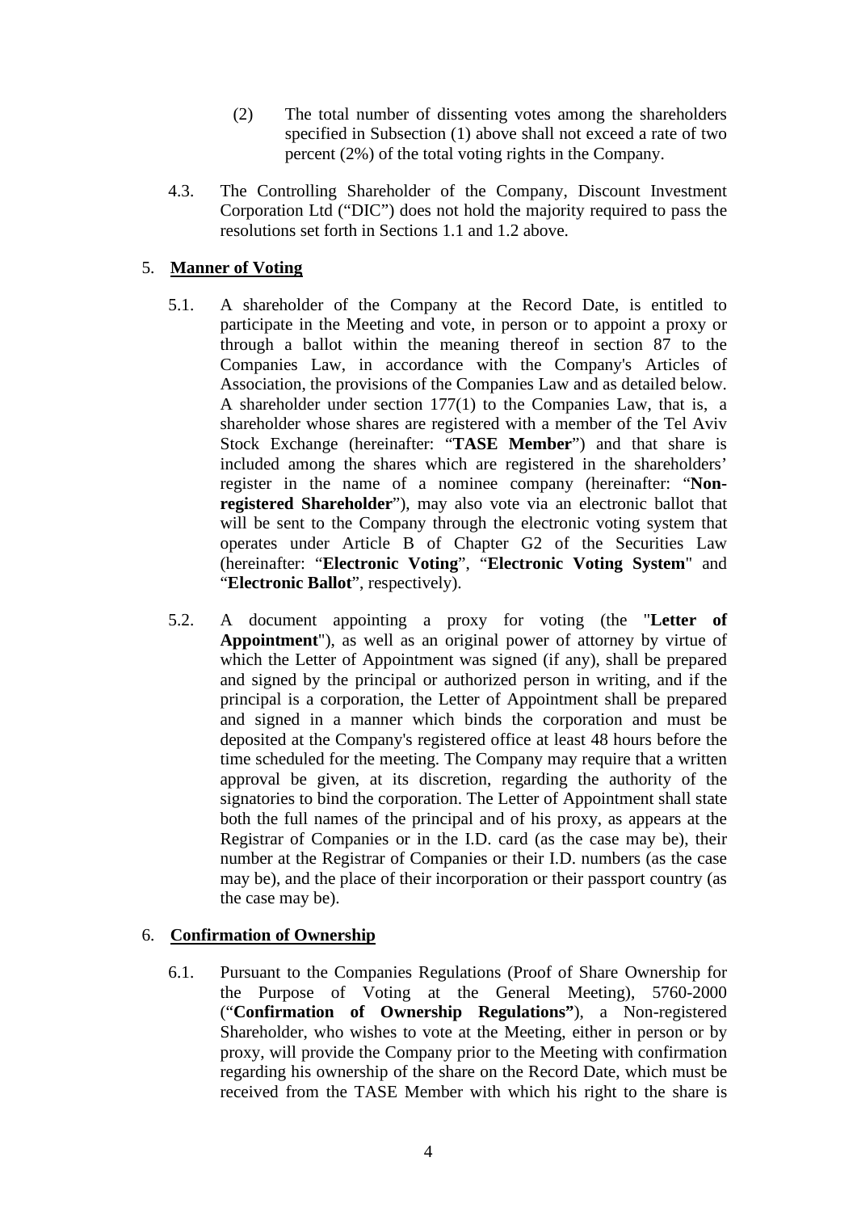(2) The total number of dissenting votes among the shareholders specified in Subsection (1) above shall not exceed a rate of two percent (2%) of the total voting rights in the Company.

4.3. The Controlling Shareholder of the Company, Discount Investment Corporation Ltd ("DIC") does not hold the majority required to pass the resolutions set forth in Sections 1.1 and 1.2 above.

## 5. Manner of Voting

5.1. A shareholder of the Company at the Record Date, is entitled to participate in the Meeting and vote, in person or to appoint a proxy or through a ballot within the meaning thereof in section 87 to the Companies Law, in accordance with the Company's Articles of Association, the provisions of the Companies Law and as detailed below. A shareholder under section 177(1) to the Companies Law, that is, a shareholder whose shares are registered with a member of the Tel Aviv Stock Exchange (hereinafter: "**TASE Member**") and that share is included among the shares which are registered in the shareholders' register in the name of a nominee company (hereinafter: "**Non-registered Shareholder**"), may also vote via an electronic ballot that will be sent to the Company through the electronic voting system that operates under Article B of Chapter G2 of the Securities Law (hereinafter: "**Electronic Voting**", "**Electronic Voting System**" and "**Electronic Ballot**", respectively).

5.2. A document appointing a proxy for voting (the "**Letter of Appointment**"), as well as an original power of attorney by virtue of which the Letter of Appointment was signed (if any), shall be prepared and signed by the principal or authorized person in writing, and if the principal is a corporation, the Letter of Appointment shall be prepared and signed in a manner which binds the corporation and must be deposited at the Company's registered office at least 48 hours before the time scheduled for the meeting. The Company may require that a written approval be given, at its discretion, regarding the authority of the signatories to bind the corporation. The Letter of Appointment shall state both the full names of the principal and of his proxy, as appears at the Registrar of Companies or in the I.D. card (as the case may be), their number at the Registrar of Companies or their I.D. numbers (as the case may be), and the place of their incorporation or their passport country (as the case may be).

## 6. Confirmation of Ownership

6.1. Pursuant to the Companies Regulations (Proof of Share Ownership for the Purpose of Voting at the General Meeting), 5760-2000 ("**Confirmation of Ownership Regulations"**), a Non-registered Shareholder, who wishes to vote at the Meeting, either in person or by proxy, will provide the Company prior to the Meeting with confirmation regarding his ownership of the share on the Record Date, which must be received from the TASE Member with which his right to the share is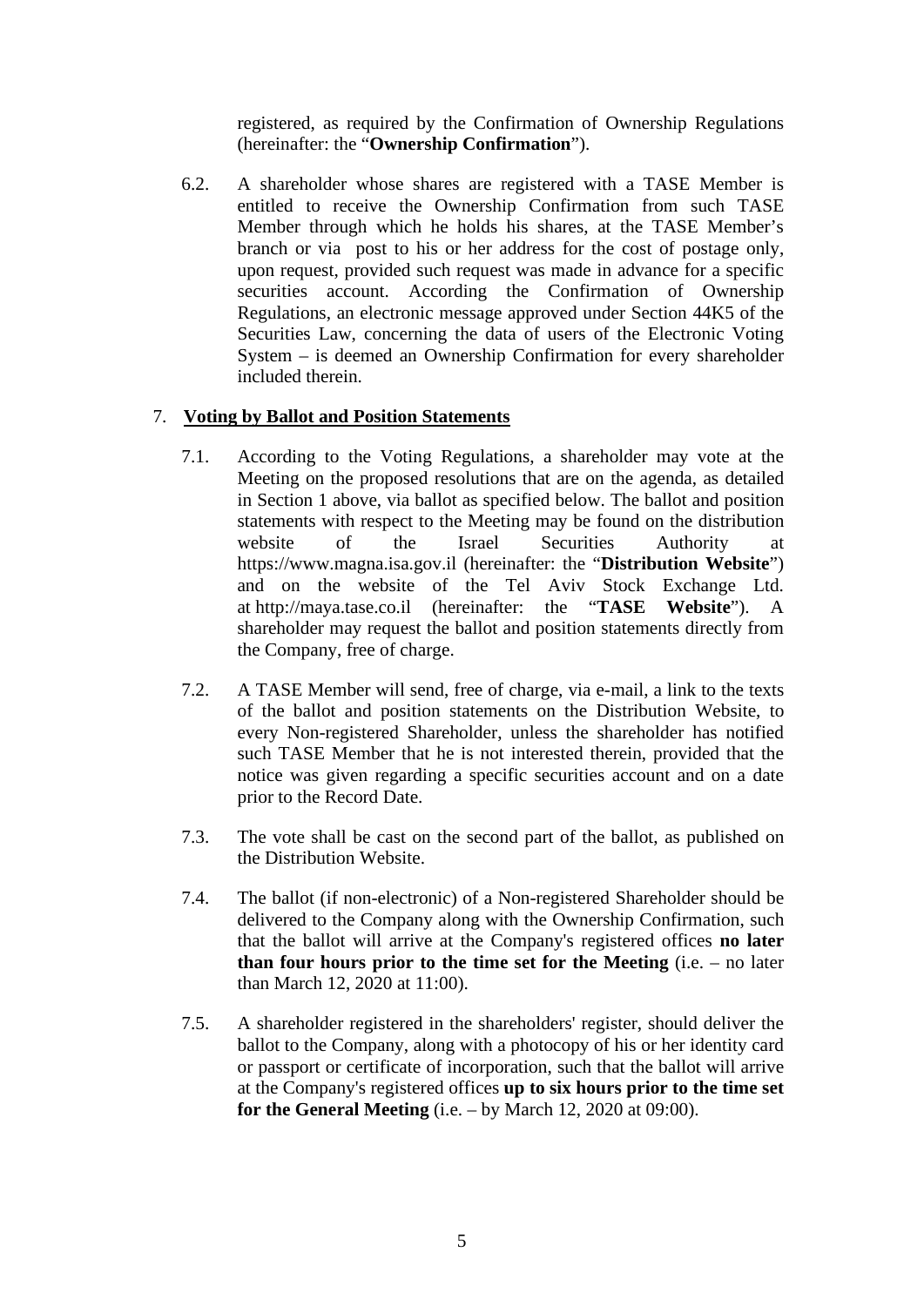registered, as required by the Confirmation of Ownership Regulations (hereinafter: the "**Ownership Confirmation**").

6.2. A shareholder whose shares are registered with a TASE Member is entitled to receive the Ownership Confirmation from such TASE Member through which he holds his shares, at the TASE Member's branch or via post to his or her address for the cost of postage only, upon request, provided such request was made in advance for a specific securities account. According the Confirmation of Ownership Regulations, an electronic message approved under Section 44K5 of the Securities Law, concerning the data of users of the Electronic Voting System – is deemed an Ownership Confirmation for every shareholder included therein.

7. **<u>Voting by Ballot and Position Statements</u>**

7.1. According to the Voting Regulations, a shareholder may vote at the Meeting on the proposed resolutions that are on the agenda, as detailed in Section 1 above, via ballot as specified below. The ballot and position statements with respect to the Meeting may be found on the distribution website of the Israel Securities Authority at https://www.magna.isa.gov.il (hereinafter: the "**Distribution Website**") and on the website of the Tel Aviv Stock Exchange Ltd. at http://maya.tase.co.il (hereinafter: the "**TASE Website**"). A shareholder may request the ballot and position statements directly from the Company, free of charge.

7.2. A TASE Member will send, free of charge, via e-mail, a link to the texts of the ballot and position statements on the Distribution Website, to every Non-registered Shareholder, unless the shareholder has notified such TASE Member that he is not interested therein, provided that the notice was given regarding a specific securities account and on a date prior to the Record Date.

7.3. The vote shall be cast on the second part of the ballot, as published on the Distribution Website.

7.4. The ballot (if non-electronic) of a Non-registered Shareholder should be delivered to the Company along with the Ownership Confirmation, such that the ballot will arrive at the Company's registered offices **no later than four hours prior to the time set for the Meeting** (i.e. – no later than March 12, 2020 at 11:00).

7.5. A shareholder registered in the shareholders' register, should deliver the ballot to the Company, along with a photocopy of his or her identity card or passport or certificate of incorporation, such that the ballot will arrive at the Company's registered offices **up to six hours prior to the time set for the General Meeting** (i.e. – by March 12, 2020 at 09:00).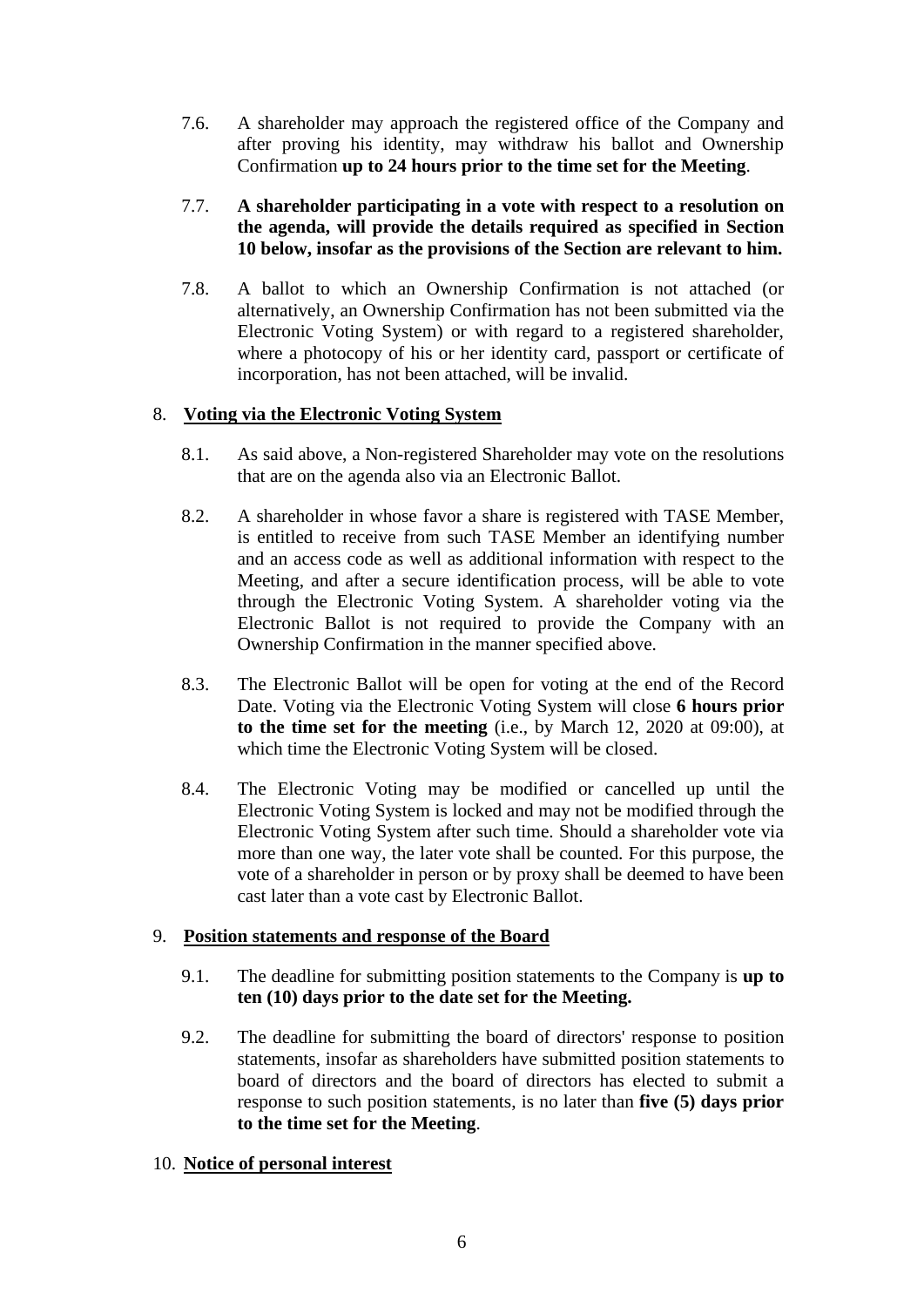7.6. A shareholder may approach the registered office of the Company and after proving his identity, may withdraw his ballot and Ownership Confirmation **up to 24 hours prior to the time set for the Meeting**.

7.7. **A shareholder participating in a vote with respect to a resolution on the agenda, will provide the details required as specified in Section 10 below, insofar as the provisions of the Section are relevant to him.**

7.8. A ballot to which an Ownership Confirmation is not attached (or alternatively, an Ownership Confirmation has not been submitted via the Electronic Voting System) or with regard to a registered shareholder, where a photocopy of his or her identity card, passport or certificate of incorporation, has not been attached, will be invalid.

8. **Voting via the Electronic Voting System**

8.1. As said above, a Non-registered Shareholder may vote on the resolutions that are on the agenda also via an Electronic Ballot.

8.2. A shareholder in whose favor a share is registered with TASE Member, is entitled to receive from such TASE Member an identifying number and an access code as well as additional information with respect to the Meeting, and after a secure identification process, will be able to vote through the Electronic Voting System. A shareholder voting via the Electronic Ballot is not required to provide the Company with an Ownership Confirmation in the manner specified above.

8.3. The Electronic Ballot will be open for voting at the end of the Record Date. Voting via the Electronic Voting System will close **6 hours prior to the time set for the meeting** (i.e., by March 12, 2020 at 09:00), at which time the Electronic Voting System will be closed.

8.4. The Electronic Voting may be modified or cancelled up until the Electronic Voting System is locked and may not be modified through the Electronic Voting System after such time. Should a shareholder vote via more than one way, the later vote shall be counted. For this purpose, the vote of a shareholder in person or by proxy shall be deemed to have been cast later than a vote cast by Electronic Ballot.

9. **Position statements and response of the Board**

9.1. The deadline for submitting position statements to the Company is **up to ten (10) days prior to the date set for the Meeting.**

9.2. The deadline for submitting the board of directors' response to position statements, insofar as shareholders have submitted position statements to board of directors and the board of directors has elected to submit a response to such position statements, is no later than **five (5) days prior to the time set for the Meeting**.

10. **Notice of personal interest**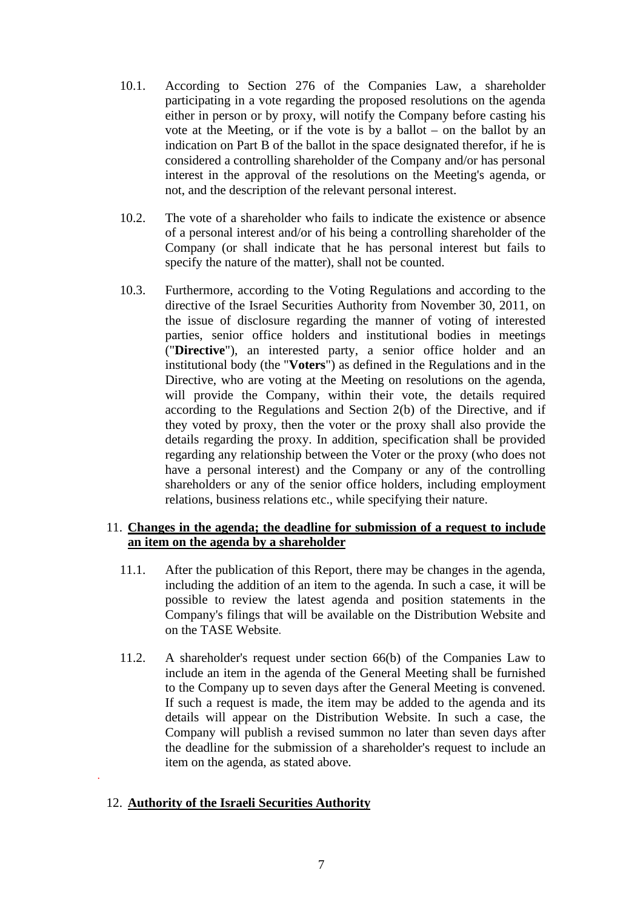10.1. According to Section 276 of the Companies Law, a shareholder participating in a vote regarding the proposed resolutions on the agenda either in person or by proxy, will notify the Company before casting his vote at the Meeting, or if the vote is by a ballot – on the ballot by an indication on Part B of the ballot in the space designated therefor, if he is considered a controlling shareholder of the Company and/or has personal interest in the approval of the resolutions on the Meeting's agenda, or not, and the description of the relevant personal interest.

10.2. The vote of a shareholder who fails to indicate the existence or absence of a personal interest and/or of his being a controlling shareholder of the Company (or shall indicate that he has personal interest but fails to specify the nature of the matter), shall not be counted.

10.3. Furthermore, according to the Voting Regulations and according to the directive of the Israel Securities Authority from November 30, 2011, on the issue of disclosure regarding the manner of voting of interested parties, senior office holders and institutional bodies in meetings ("**Directive**"), an interested party, a senior office holder and an institutional body (the "**Voters**") as defined in the Regulations and in the Directive, who are voting at the Meeting on resolutions on the agenda, will provide the Company, within their vote, the details required according to the Regulations and Section 2(b) of the Directive, and if they voted by proxy, then the voter or the proxy shall also provide the details regarding the proxy. In addition, specification shall be provided regarding any relationship between the Voter or the proxy (who does not have a personal interest) and the Company or any of the controlling shareholders or any of the senior office holders, including employment relations, business relations etc., while specifying their nature.

11. **<u>Changes in the agenda; the deadline for submission of a request to include an item on the agenda by a shareholder</u>**

11.1. After the publication of this Report, there may be changes in the agenda, including the addition of an item to the agenda. In such a case, it will be possible to review the latest agenda and position statements in the Company's filings that will be available on the Distribution Website and on the TASE Website.

11.2. A shareholder's request under section 66(b) of the Companies Law to include an item in the agenda of the General Meeting shall be furnished to the Company up to seven days after the General Meeting is convened. If such a request is made, the item may be added to the agenda and its details will appear on the Distribution Website. In such a case, the Company will publish a revised summon no later than seven days after the deadline for the submission of a shareholder's request to include an item on the agenda, as stated above.

12. **<u>Authority of the Israeli Securities Authority</u>**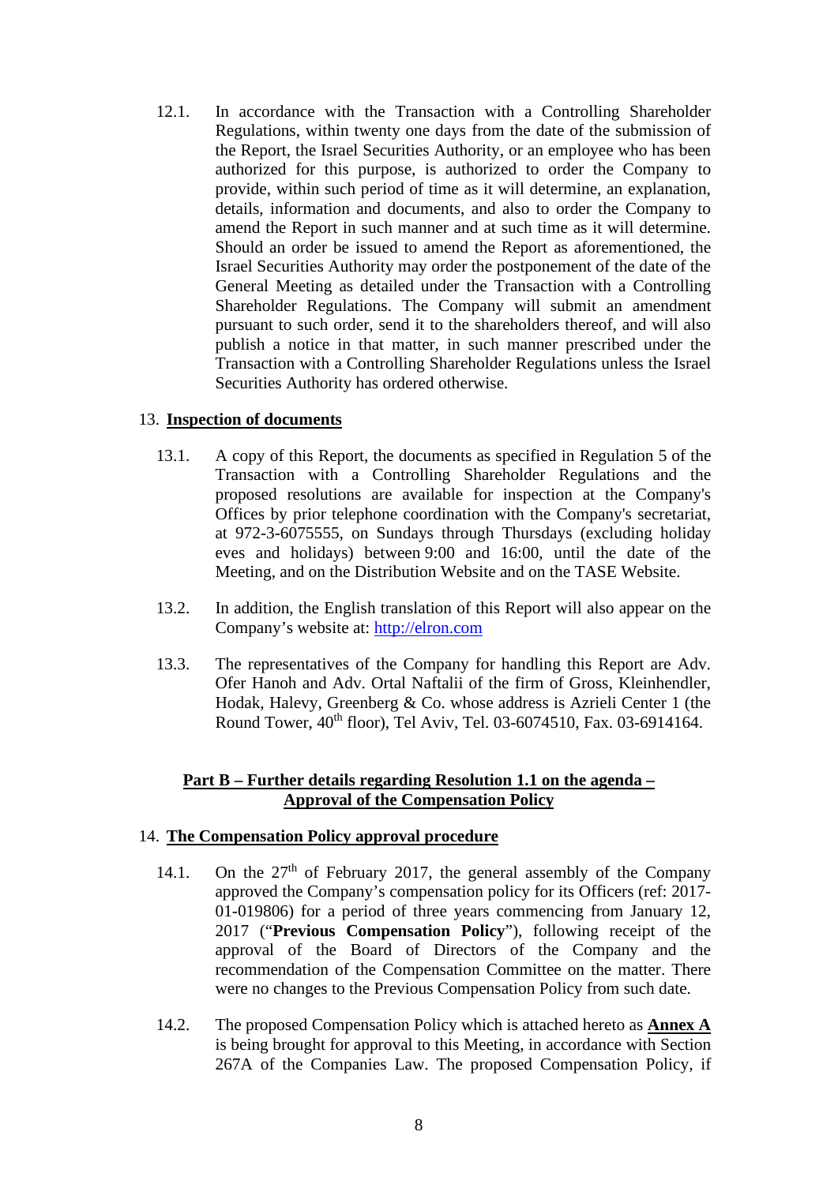12.1. In accordance with the Transaction with a Controlling Shareholder Regulations, within twenty one days from the date of the submission of the Report, the Israel Securities Authority, or an employee who has been authorized for this purpose, is authorized to order the Company to provide, within such period of time as it will determine, an explanation, details, information and documents, and also to order the Company to amend the Report in such manner and at such time as it will determine. Should an order be issued to amend the Report as aforementioned, the Israel Securities Authority may order the postponement of the date of the General Meeting as detailed under the Transaction with a Controlling Shareholder Regulations. The Company will submit an amendment pursuant to such order, send it to the shareholders thereof, and will also publish a notice in that matter, in such manner prescribed under the Transaction with a Controlling Shareholder Regulations unless the Israel Securities Authority has ordered otherwise.

13. **Inspection of documents**

13.1. A copy of this Report, the documents as specified in Regulation 5 of the Transaction with a Controlling Shareholder Regulations and the proposed resolutions are available for inspection at the Company's Offices by prior telephone coordination with the Company's secretariat, at 972-3-6075555, on Sundays through Thursdays (excluding holiday eves and holidays) between 9:00 and 16:00, until the date of the Meeting, and on the Distribution Website and on the TASE Website.

13.2. In addition, the English translation of this Report will also appear on the Company's website at: http://elron.com

13.3. The representatives of the Company for handling this Report are Adv. Ofer Hanoh and Adv. Ortal Naftalii of the firm of Gross, Kleinhendler, Hodak, Halevy, Greenberg & Co. whose address is Azrieli Center 1 (the Round Tower, 40th floor), Tel Aviv, Tel. 03-6074510, Fax. 03-6914164.

## Part B – Further details regarding Resolution 1.1 on the agenda – Approval of the Compensation Policy

14. **The Compensation Policy approval procedure**

14.1. On the 27th of February 2017, the general assembly of the Company approved the Company's compensation policy for its Officers (ref: 2017-01-019806) for a period of three years commencing from January 12, 2017 ("**Previous Compensation Policy**"), following receipt of the approval of the Board of Directors of the Company and the recommendation of the Compensation Committee on the matter. There were no changes to the Previous Compensation Policy from such date.

14.2. The proposed Compensation Policy which is attached hereto as **Annex A** is being brought for approval to this Meeting, in accordance with Section 267A of the Companies Law. The proposed Compensation Policy, if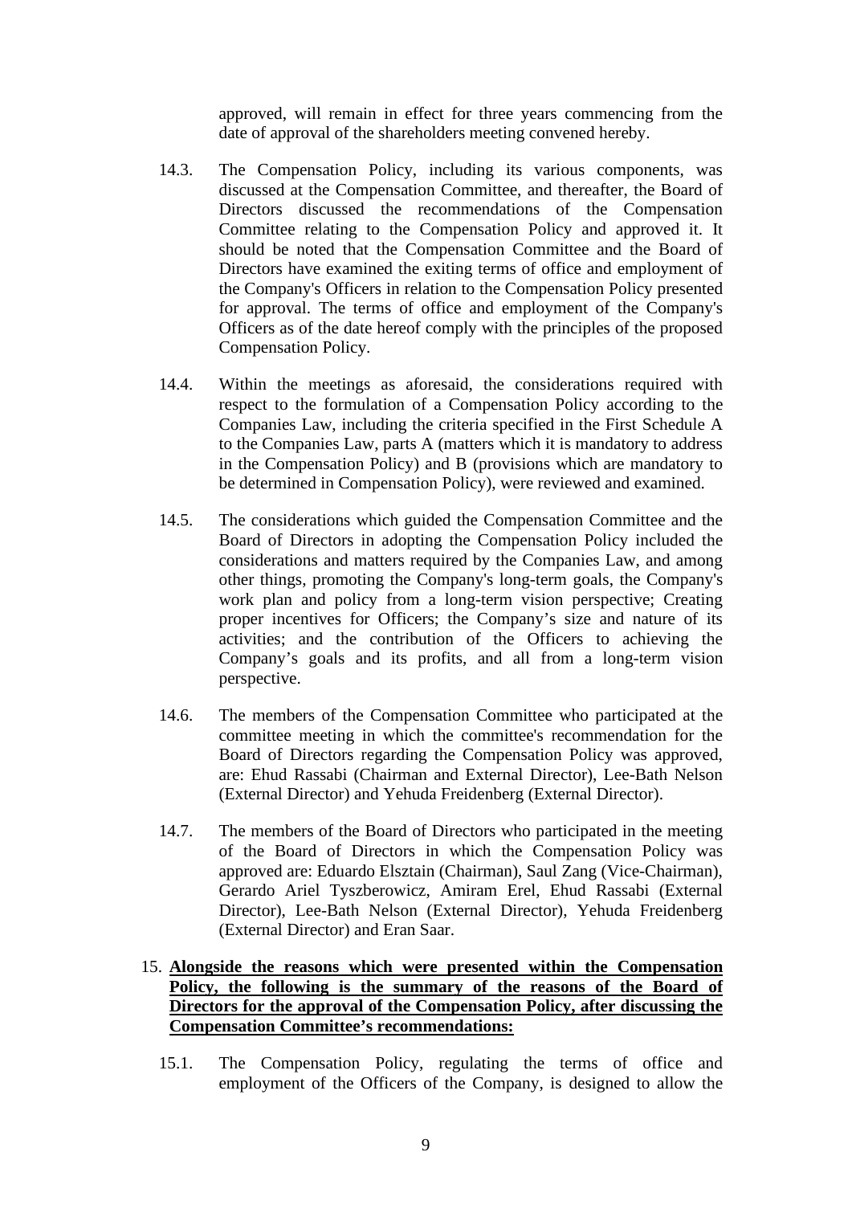approved, will remain in effect for three years commencing from the date of approval of the shareholders meeting convened hereby.

14.3. The Compensation Policy, including its various components, was discussed at the Compensation Committee, and thereafter, the Board of Directors discussed the recommendations of the Compensation Committee relating to the Compensation Policy and approved it. It should be noted that the Compensation Committee and the Board of Directors have examined the exiting terms of office and employment of the Company's Officers in relation to the Compensation Policy presented for approval. The terms of office and employment of the Company's Officers as of the date hereof comply with the principles of the proposed Compensation Policy.

14.4. Within the meetings as aforesaid, the considerations required with respect to the formulation of a Compensation Policy according to the Companies Law, including the criteria specified in the First Schedule A to the Companies Law, parts A (matters which it is mandatory to address in the Compensation Policy) and B (provisions which are mandatory to be determined in Compensation Policy), were reviewed and examined.

14.5. The considerations which guided the Compensation Committee and the Board of Directors in adopting the Compensation Policy included the considerations and matters required by the Companies Law, and among other things, promoting the Company's long-term goals, the Company's work plan and policy from a long-term vision perspective; Creating proper incentives for Officers; the Company's size and nature of its activities; and the contribution of the Officers to achieving the Company's goals and its profits, and all from a long-term vision perspective.

14.6. The members of the Compensation Committee who participated at the committee meeting in which the committee's recommendation for the Board of Directors regarding the Compensation Policy was approved, are: Ehud Rassabi (Chairman and External Director), Lee-Bath Nelson (External Director) and Yehuda Freidenberg (External Director).

14.7. The members of the Board of Directors who participated in the meeting of the Board of Directors in which the Compensation Policy was approved are: Eduardo Elsztain (Chairman), Saul Zang (Vice-Chairman), Gerardo Ariel Tyszberowicz, Amiram Erel, Ehud Rassabi (External Director), Lee-Bath Nelson (External Director), Yehuda Freidenberg (External Director) and Eran Saar.

15. **Alongside the reasons which were presented within the Compensation Policy, the following is the summary of the reasons of the Board of Directors for the approval of the Compensation Policy, after discussing the Compensation Committee's recommendations:**

15.1. The Compensation Policy, regulating the terms of office and employment of the Officers of the Company, is designed to allow the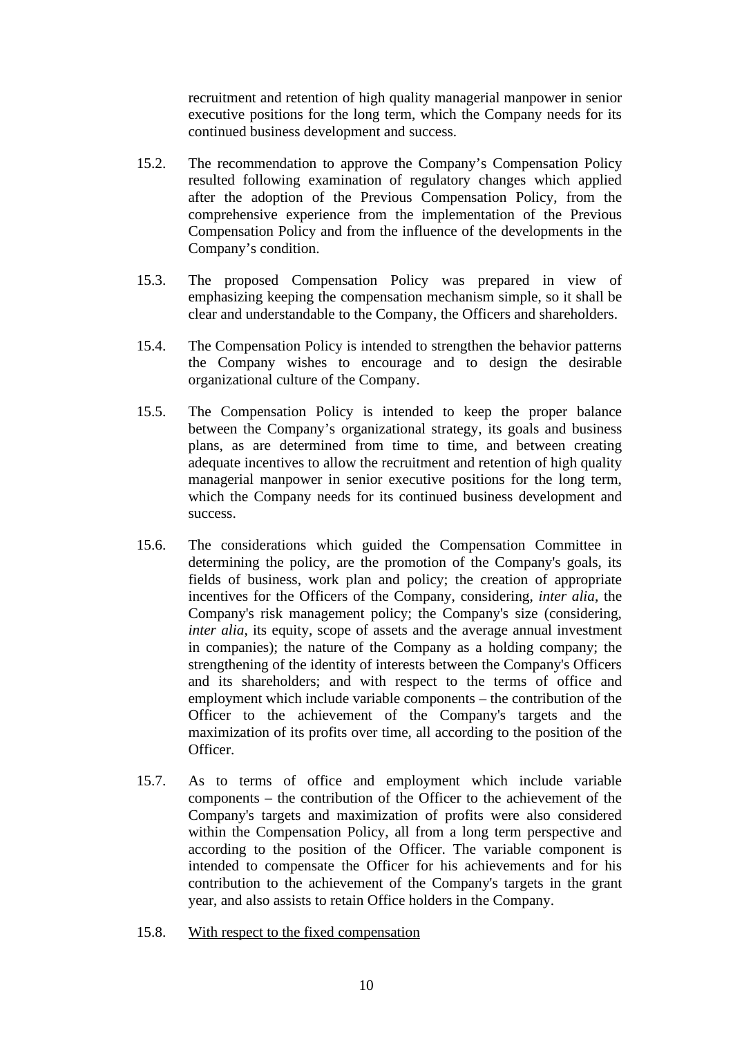recruitment and retention of high quality managerial manpower in senior executive positions for the long term, which the Company needs for its continued business development and success.

15.2. The recommendation to approve the Company's Compensation Policy resulted following examination of regulatory changes which applied after the adoption of the Previous Compensation Policy, from the comprehensive experience from the implementation of the Previous Compensation Policy and from the influence of the developments in the Company's condition.

15.3. The proposed Compensation Policy was prepared in view of emphasizing keeping the compensation mechanism simple, so it shall be clear and understandable to the Company, the Officers and shareholders.

15.4. The Compensation Policy is intended to strengthen the behavior patterns the Company wishes to encourage and to design the desirable organizational culture of the Company.

15.5. The Compensation Policy is intended to keep the proper balance between the Company's organizational strategy, its goals and business plans, as are determined from time to time, and between creating adequate incentives to allow the recruitment and retention of high quality managerial manpower in senior executive positions for the long term, which the Company needs for its continued business development and success.

15.6. The considerations which guided the Compensation Committee in determining the policy, are the promotion of the Company's goals, its fields of business, work plan and policy; the creation of appropriate incentives for the Officers of the Company, considering, *inter alia*, the Company's risk management policy; the Company's size (considering, *inter alia*, its equity, scope of assets and the average annual investment in companies); the nature of the Company as a holding company; the strengthening of the identity of interests between the Company's Officers and its shareholders; and with respect to the terms of office and employment which include variable components – the contribution of the Officer to the achievement of the Company's targets and the maximization of its profits over time, all according to the position of the Officer.

15.7. As to terms of office and employment which include variable components – the contribution of the Officer to the achievement of the Company's targets and maximization of profits were also considered within the Compensation Policy, all from a long term perspective and according to the position of the Officer. The variable component is intended to compensate the Officer for his achievements and for his contribution to the achievement of the Company's targets in the grant year, and also assists to retain Office holders in the Company.

15.8. With respect to the fixed compensation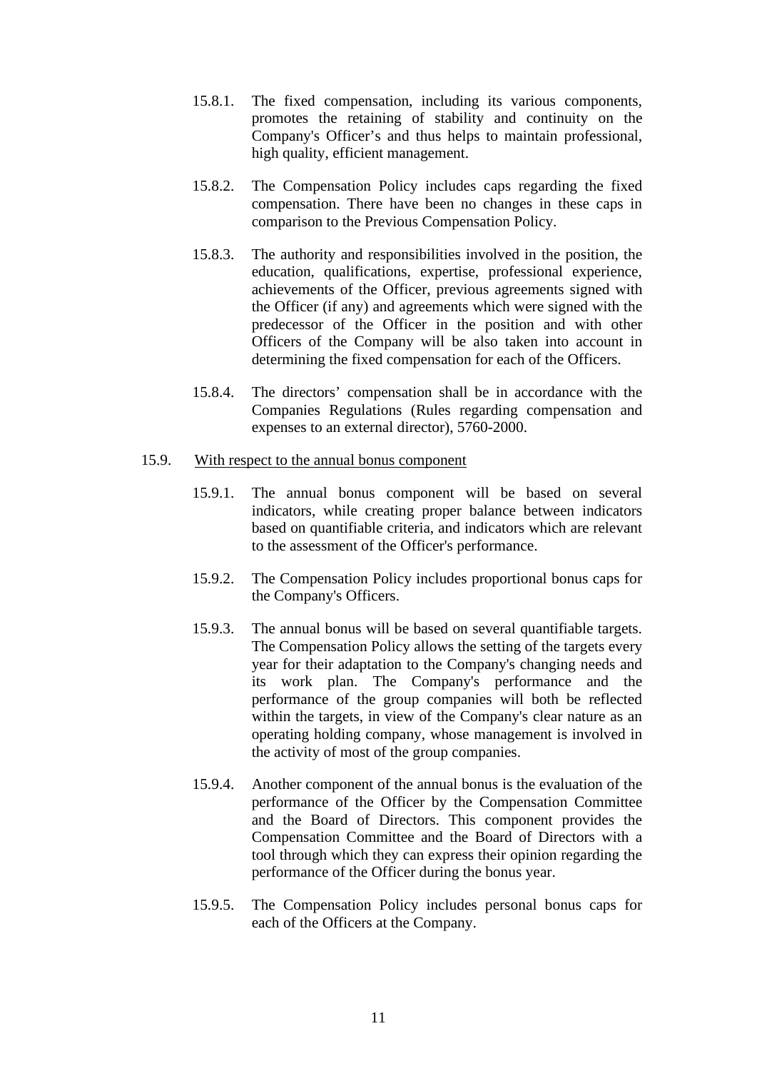15.8.1. The fixed compensation, including its various components, promotes the retaining of stability and continuity on the Company's Officer's and thus helps to maintain professional, high quality, efficient management.

15.8.2. The Compensation Policy includes caps regarding the fixed compensation. There have been no changes in these caps in comparison to the Previous Compensation Policy.

15.8.3. The authority and responsibilities involved in the position, the education, qualifications, expertise, professional experience, achievements of the Officer, previous agreements signed with the Officer (if any) and agreements which were signed with the predecessor of the Officer in the position and with other Officers of the Company will be also taken into account in determining the fixed compensation for each of the Officers.

15.8.4. The directors' compensation shall be in accordance with the Companies Regulations (Rules regarding compensation and expenses to an external director), 5760-2000.

15.9. <u>With respect to the annual bonus component</u>

15.9.1. The annual bonus component will be based on several indicators, while creating proper balance between indicators based on quantifiable criteria, and indicators which are relevant to the assessment of the Officer's performance.

15.9.2. The Compensation Policy includes proportional bonus caps for the Company's Officers.

15.9.3. The annual bonus will be based on several quantifiable targets. The Compensation Policy allows the setting of the targets every year for their adaptation to the Company's changing needs and its work plan. The Company's performance and the performance of the group companies will both be reflected within the targets, in view of the Company's clear nature as an operating holding company, whose management is involved in the activity of most of the group companies.

15.9.4. Another component of the annual bonus is the evaluation of the performance of the Officer by the Compensation Committee and the Board of Directors. This component provides the Compensation Committee and the Board of Directors with a tool through which they can express their opinion regarding the performance of the Officer during the bonus year.

15.9.5. The Compensation Policy includes personal bonus caps for each of the Officers at the Company.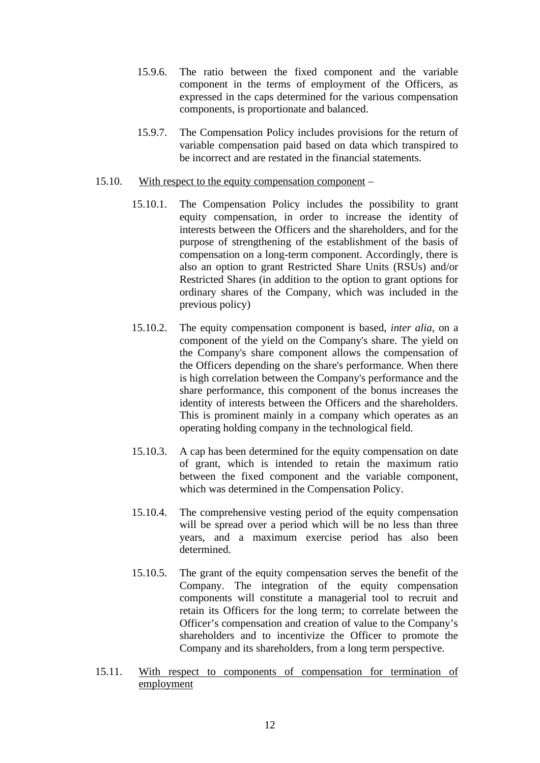15.9.6. The ratio between the fixed component and the variable component in the terms of employment of the Officers, as expressed in the caps determined for the various compensation components, is proportionate and balanced.

15.9.7. The Compensation Policy includes provisions for the return of variable compensation paid based on data which transpired to be incorrect and are restated in the financial statements.

15.10. <u>With respect to the equity compensation component</u> –

15.10.1. The Compensation Policy includes the possibility to grant equity compensation, in order to increase the identity of interests between the Officers and the shareholders, and for the purpose of strengthening of the establishment of the basis of compensation on a long-term component. Accordingly, there is also an option to grant Restricted Share Units (RSUs) and/or Restricted Shares (in addition to the option to grant options for ordinary shares of the Company, which was included in the previous policy)

15.10.2. The equity compensation component is based, *inter alia*, on a component of the yield on the Company's share. The yield on the Company's share component allows the compensation of the Officers depending on the share's performance. When there is high correlation between the Company's performance and the share performance, this component of the bonus increases the identity of interests between the Officers and the shareholders. This is prominent mainly in a company which operates as an operating holding company in the technological field.

15.10.3. A cap has been determined for the equity compensation on date of grant, which is intended to retain the maximum ratio between the fixed component and the variable component, which was determined in the Compensation Policy.

15.10.4. The comprehensive vesting period of the equity compensation will be spread over a period which will be no less than three years, and a maximum exercise period has also been determined.

15.10.5. The grant of the equity compensation serves the benefit of the Company. The integration of the equity compensation components will constitute a managerial tool to recruit and retain its Officers for the long term; to correlate between the Officer's compensation and creation of value to the Company's shareholders and to incentivize the Officer to promote the Company and its shareholders, from a long term perspective.

15.11. <u>With respect to components of compensation for termination of employment</u>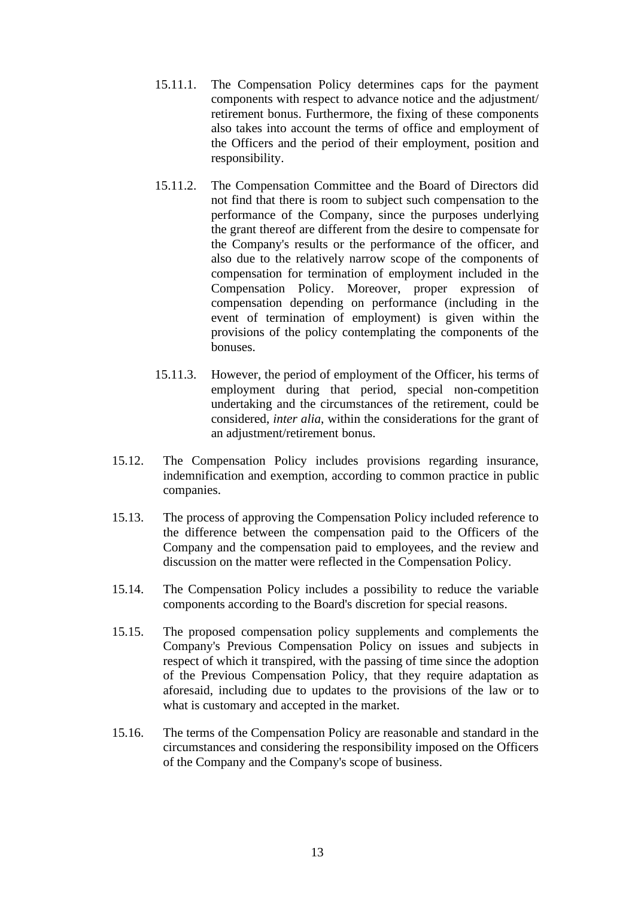15.11.1. The Compensation Policy determines caps for the payment components with respect to advance notice and the adjustment/ retirement bonus. Furthermore, the fixing of these components also takes into account the terms of office and employment of the Officers and the period of their employment, position and responsibility.

15.11.2. The Compensation Committee and the Board of Directors did not find that there is room to subject such compensation to the performance of the Company, since the purposes underlying the grant thereof are different from the desire to compensate for the Company's results or the performance of the officer, and also due to the relatively narrow scope of the components of compensation for termination of employment included in the Compensation Policy. Moreover, proper expression of compensation depending on performance (including in the event of termination of employment) is given within the provisions of the policy contemplating the components of the bonuses.

15.11.3. However, the period of employment of the Officer, his terms of employment during that period, special non-competition undertaking and the circumstances of the retirement, could be considered, *inter alia*, within the considerations for the grant of an adjustment/retirement bonus.

15.12. The Compensation Policy includes provisions regarding insurance, indemnification and exemption, according to common practice in public companies.

15.13. The process of approving the Compensation Policy included reference to the difference between the compensation paid to the Officers of the Company and the compensation paid to employees, and the review and discussion on the matter were reflected in the Compensation Policy.

15.14. The Compensation Policy includes a possibility to reduce the variable components according to the Board's discretion for special reasons.

15.15. The proposed compensation policy supplements and complements the Company's Previous Compensation Policy on issues and subjects in respect of which it transpired, with the passing of time since the adoption of the Previous Compensation Policy, that they require adaptation as aforesaid, including due to updates to the provisions of the law or to what is customary and accepted in the market.

15.16. The terms of the Compensation Policy are reasonable and standard in the circumstances and considering the responsibility imposed on the Officers of the Company and the Company's scope of business.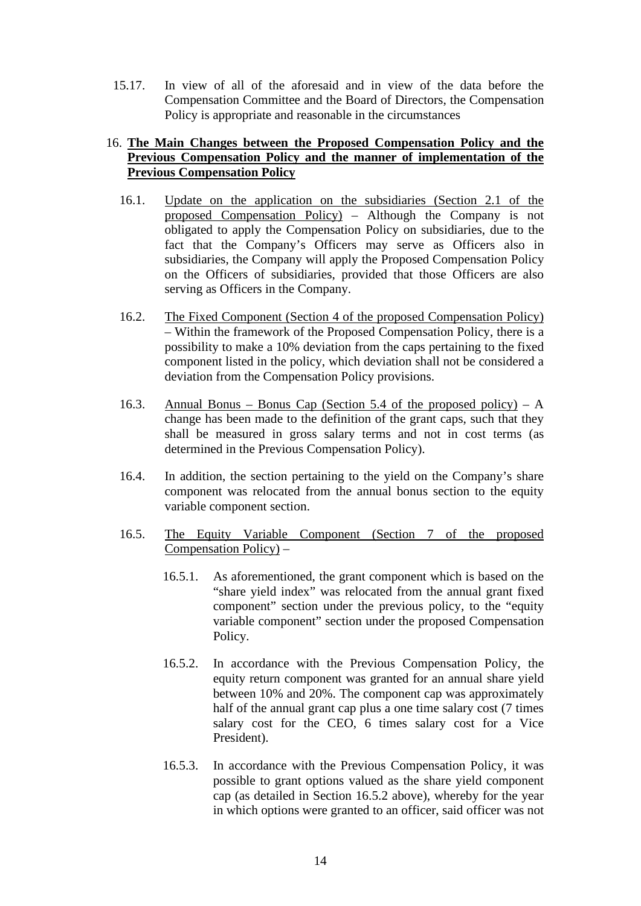15.17. In view of all of the aforesaid and in view of the data before the Compensation Committee and the Board of Directors, the Compensation Policy is appropriate and reasonable in the circumstances

16. **<u>The Main Changes between the Proposed Compensation Policy and the Previous Compensation Policy and the manner of implementation of the Previous Compensation Policy</u>**

16.1. <u>Update on the application on the subsidiaries (Section 2.1 of the proposed Compensation Policy)</u> – Although the Company is not obligated to apply the Compensation Policy on subsidiaries, due to the fact that the Company's Officers may serve as Officers also in subsidiaries, the Company will apply the Proposed Compensation Policy on the Officers of subsidiaries, provided that those Officers are also serving as Officers in the Company.

16.2. <u>The Fixed Component (Section 4 of the proposed Compensation Policy)</u> – Within the framework of the Proposed Compensation Policy, there is a possibility to make a 10% deviation from the caps pertaining to the fixed component listed in the policy, which deviation shall not be considered a deviation from the Compensation Policy provisions.

16.3. <u>Annual Bonus – Bonus Cap (Section 5.4 of the proposed policy)</u> – A change has been made to the definition of the grant caps, such that they shall be measured in gross salary terms and not in cost terms (as determined in the Previous Compensation Policy).

16.4. In addition, the section pertaining to the yield on the Company's share component was relocated from the annual bonus section to the equity variable component section.

16.5. <u>The Equity Variable Component (Section 7 of the proposed Compensation Policy)</u> –

16.5.1. As aforementioned, the grant component which is based on the "share yield index" was relocated from the annual grant fixed component" section under the previous policy, to the "equity variable component" section under the proposed Compensation Policy.

16.5.2. In accordance with the Previous Compensation Policy, the equity return component was granted for an annual share yield between 10% and 20%. The component cap was approximately half of the annual grant cap plus a one time salary cost (7 times salary cost for the CEO, 6 times salary cost for a Vice President).

16.5.3. In accordance with the Previous Compensation Policy, it was possible to grant options valued as the share yield component cap (as detailed in Section 16.5.2 above), whereby for the year in which options were granted to an officer, said officer was not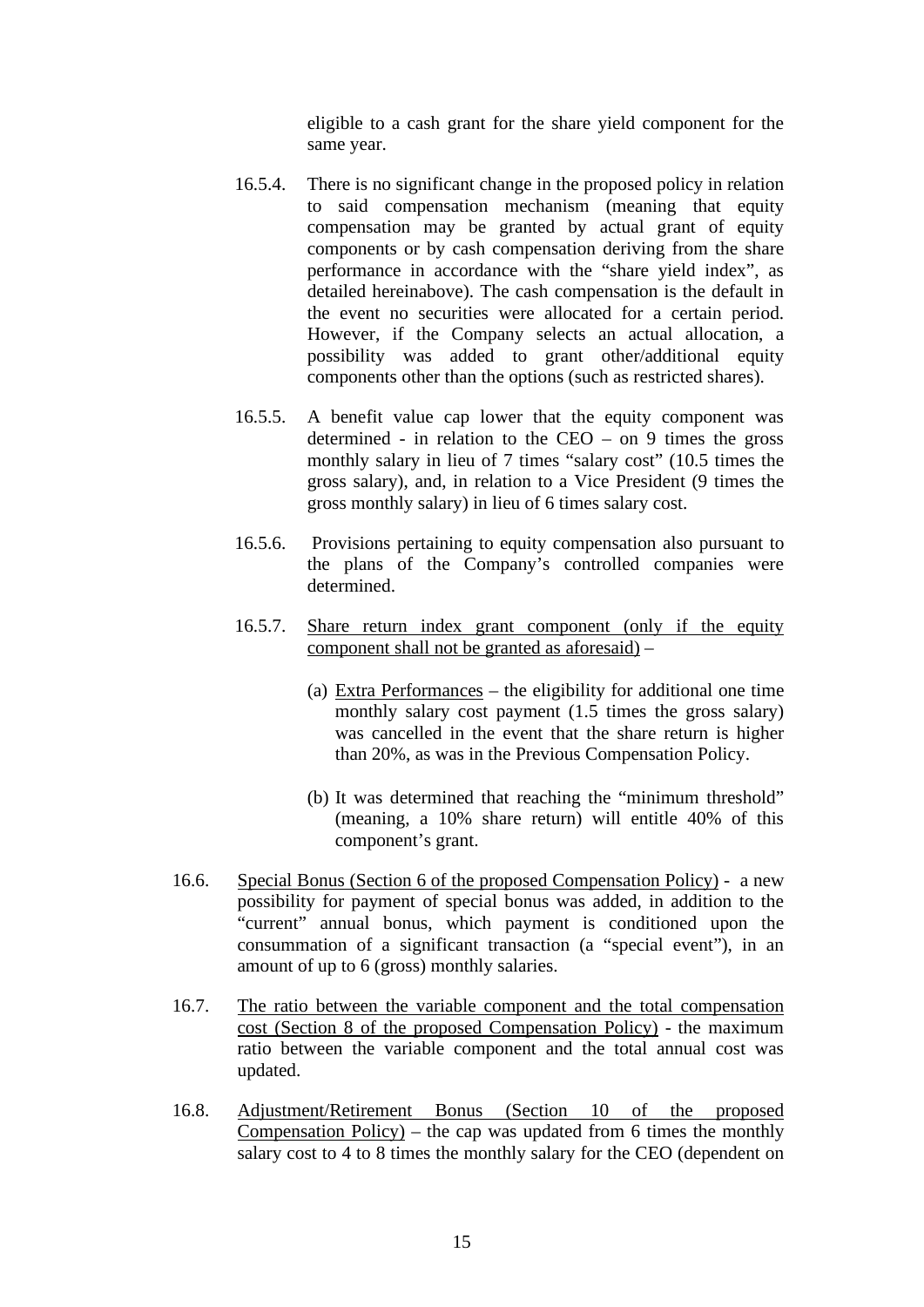eligible to a cash grant for the share yield component for the same year.

16.5.4. There is no significant change in the proposed policy in relation to said compensation mechanism (meaning that equity compensation may be granted by actual grant of equity components or by cash compensation deriving from the share performance in accordance with the "share yield index", as detailed hereinabove). The cash compensation is the default in the event no securities were allocated for a certain period. However, if the Company selects an actual allocation, a possibility was added to grant other/additional equity components other than the options (such as restricted shares).

16.5.5. A benefit value cap lower that the equity component was determined - in relation to the CEO – on 9 times the gross monthly salary in lieu of 7 times "salary cost" (10.5 times the gross salary), and, in relation to a Vice President (9 times the gross monthly salary) in lieu of 6 times salary cost.

16.5.6. Provisions pertaining to equity compensation also pursuant to the plans of the Company's controlled companies were determined.

16.5.7. <u>Share return index grant component (only if the equity component shall not be granted as aforesaid)</u> –

(a) <u>Extra Performances</u> – the eligibility for additional one time monthly salary cost payment (1.5 times the gross salary) was cancelled in the event that the share return is higher than 20%, as was in the Previous Compensation Policy.

(b) It was determined that reaching the "minimum threshold" (meaning, a 10% share return) will entitle 40% of this component's grant.

16.6. <u>Special Bonus (Section 6 of the proposed Compensation Policy)</u> - a new possibility for payment of special bonus was added, in addition to the "current" annual bonus, which payment is conditioned upon the consummation of a significant transaction (a "special event"), in an amount of up to 6 (gross) monthly salaries.

16.7. <u>The ratio between the variable component and the total compensation cost (Section 8 of the proposed Compensation Policy)</u> - the maximum ratio between the variable component and the total annual cost was updated.

16.8. <u>Adjustment/Retirement Bonus (Section 10 of the proposed Compensation Policy)</u> – the cap was updated from 6 times the monthly salary cost to 4 to 8 times the monthly salary for the CEO (dependent on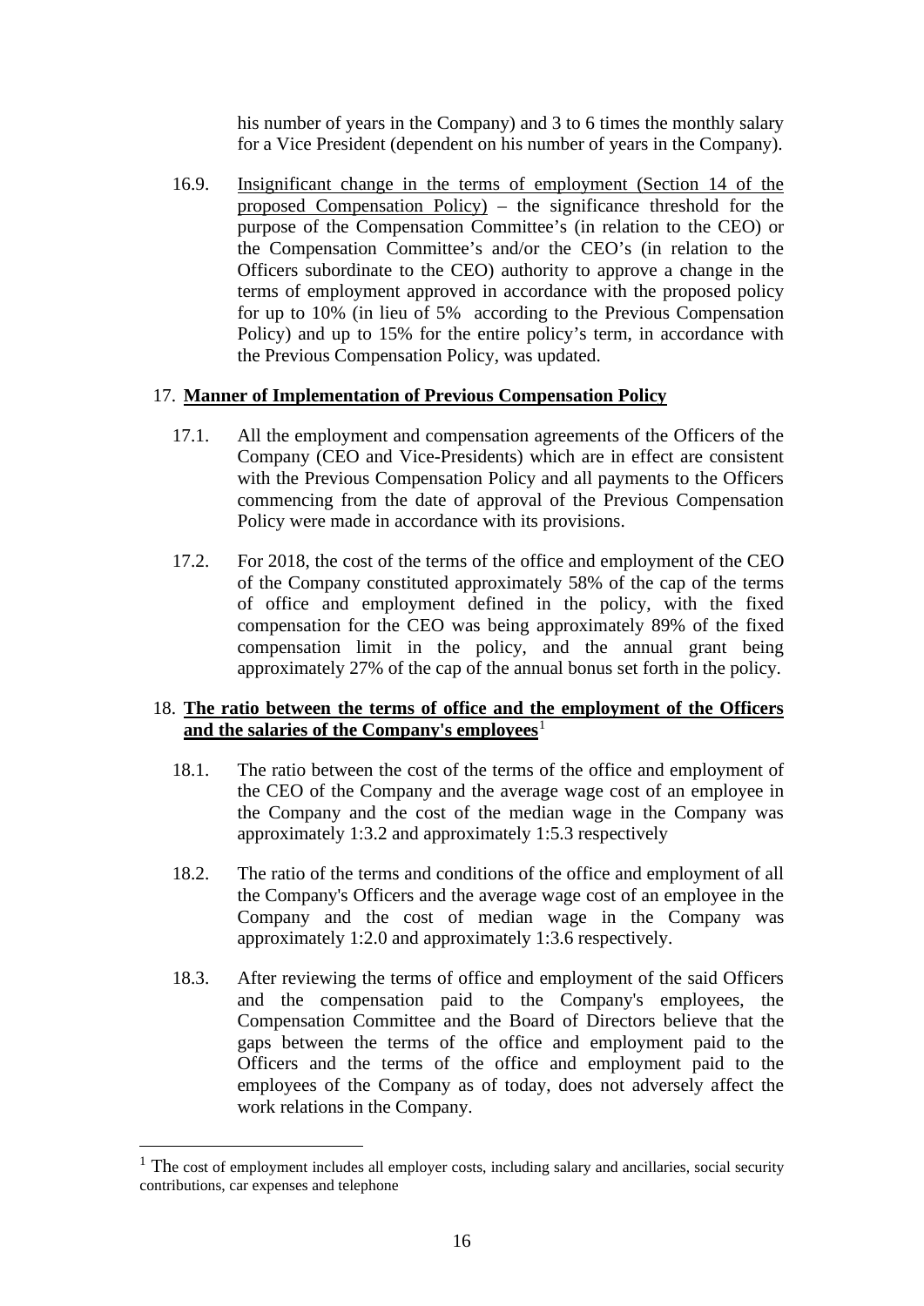his number of years in the Company) and 3 to 6 times the monthly salary for a Vice President (dependent on his number of years in the Company).

16.9. Insignificant change in the terms of employment (Section 14 of the proposed Compensation Policy) – the significance threshold for the purpose of the Compensation Committee's (in relation to the CEO) or the Compensation Committee's and/or the CEO's (in relation to the Officers subordinate to the CEO) authority to approve a change in the terms of employment approved in accordance with the proposed policy for up to 10% (in lieu of 5% according to the Previous Compensation Policy) and up to 15% for the entire policy's term, in accordance with the Previous Compensation Policy, was updated.

17. **Manner of Implementation of Previous Compensation Policy**

17.1. All the employment and compensation agreements of the Officers of the Company (CEO and Vice-Presidents) which are in effect are consistent with the Previous Compensation Policy and all payments to the Officers commencing from the date of approval of the Previous Compensation Policy were made in accordance with its provisions.

17.2. For 2018, the cost of the terms of the office and employment of the CEO of the Company constituted approximately 58% of the cap of the terms of office and employment defined in the policy, with the fixed compensation for the CEO was being approximately 89% of the fixed compensation limit in the policy, and the annual grant being approximately 27% of the cap of the annual bonus set forth in the policy.

18. **The ratio between the terms of office and the employment of the Officers and the salaries of the Company's employees**[1]

18.1. The ratio between the cost of the terms of the office and employment of the CEO of the Company and the average wage cost of an employee in the Company and the cost of the median wage in the Company was approximately 1:3.2 and approximately 1:5.3 respectively

18.2. The ratio of the terms and conditions of the office and employment of all the Company's Officers and the average wage cost of an employee in the Company and the cost of median wage in the Company was approximately 1:2.0 and approximately 1:3.6 respectively.

18.3. After reviewing the terms of office and employment of the said Officers and the compensation paid to the Company's employees, the Compensation Committee and the Board of Directors believe that the gaps between the terms of the office and employment paid to the Officers and the terms of the office and employment paid to the employees of the Company as of today, does not adversely affect the work relations in the Company.

---

[1] The cost of employment includes all employer costs, including salary and ancillaries, social security contributions, car expenses and telephone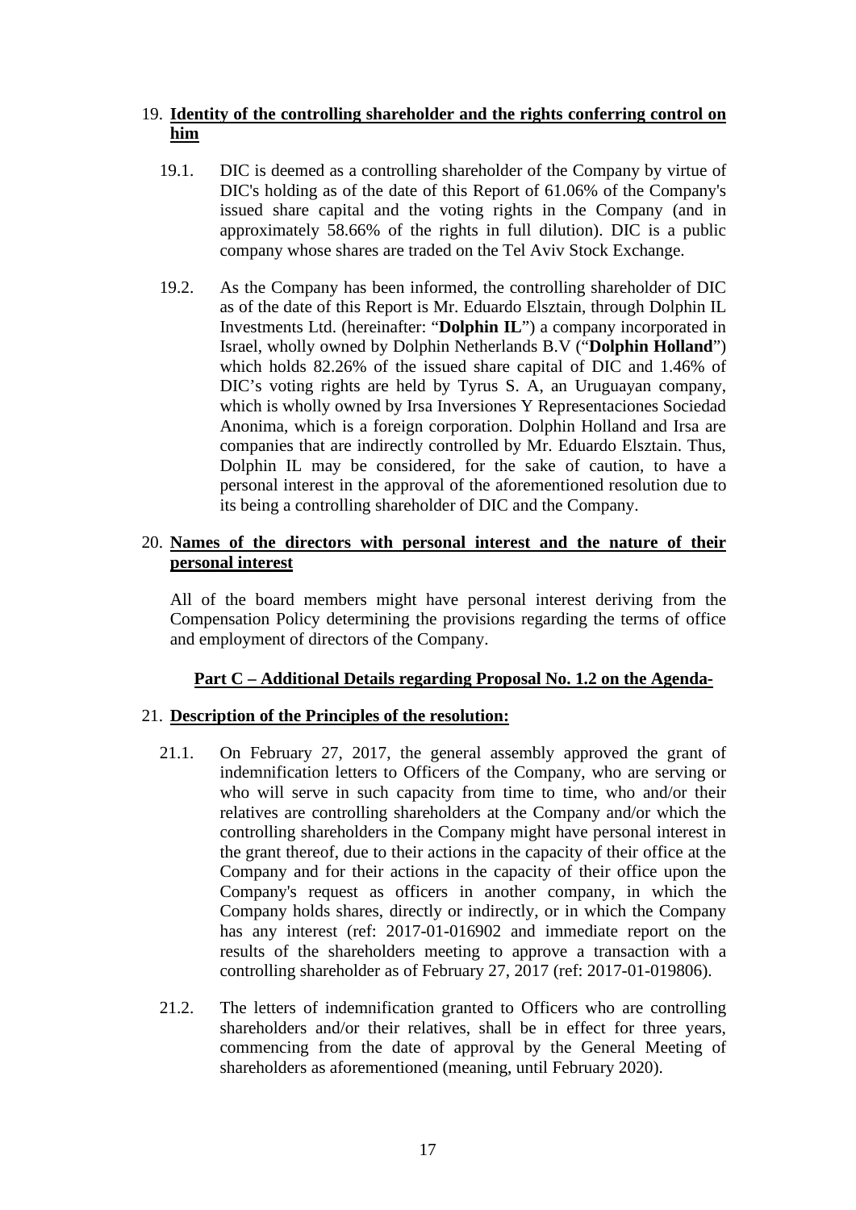19. **Identity of the controlling shareholder and the rights conferring control on him**

19.1. DIC is deemed as a controlling shareholder of the Company by virtue of DIC's holding as of the date of this Report of 61.06% of the Company's issued share capital and the voting rights in the Company (and in approximately 58.66% of the rights in full dilution). DIC is a public company whose shares are traded on the Tel Aviv Stock Exchange.

19.2. As the Company has been informed, the controlling shareholder of DIC as of the date of this Report is Mr. Eduardo Elsztain, through Dolphin IL Investments Ltd. (hereinafter: "**Dolphin IL**") a company incorporated in Israel, wholly owned by Dolphin Netherlands B.V ("**Dolphin Holland**") which holds 82.26% of the issued share capital of DIC and 1.46% of DIC's voting rights are held by Tyrus S. A, an Uruguayan company, which is wholly owned by Irsa Inversiones Y Representaciones Sociedad Anonima, which is a foreign corporation. Dolphin Holland and Irsa are companies that are indirectly controlled by Mr. Eduardo Elsztain. Thus, Dolphin IL may be considered, for the sake of caution, to have a personal interest in the approval of the aforementioned resolution due to its being a controlling shareholder of DIC and the Company.

20. **Names of the directors with personal interest and the nature of their personal interest**

All of the board members might have personal interest deriving from the Compensation Policy determining the provisions regarding the terms of office and employment of directors of the Company.

**Part C – Additional Details regarding Proposal No. 1.2 on the Agenda-**

21. **Description of the Principles of the resolution:**

21.1. On February 27, 2017, the general assembly approved the grant of indemnification letters to Officers of the Company, who are serving or who will serve in such capacity from time to time, who and/or their relatives are controlling shareholders at the Company and/or which the controlling shareholders in the Company might have personal interest in the grant thereof, due to their actions in the capacity of their office at the Company and for their actions in the capacity of their office upon the Company's request as officers in another company, in which the Company holds shares, directly or indirectly, or in which the Company has any interest (ref: 2017-01-016902 and immediate report on the results of the shareholders meeting to approve a transaction with a controlling shareholder as of February 27, 2017 (ref: 2017-01-019806).

21.2. The letters of indemnification granted to Officers who are controlling shareholders and/or their relatives, shall be in effect for three years, commencing from the date of approval by the General Meeting of shareholders as aforementioned (meaning, until February 2020).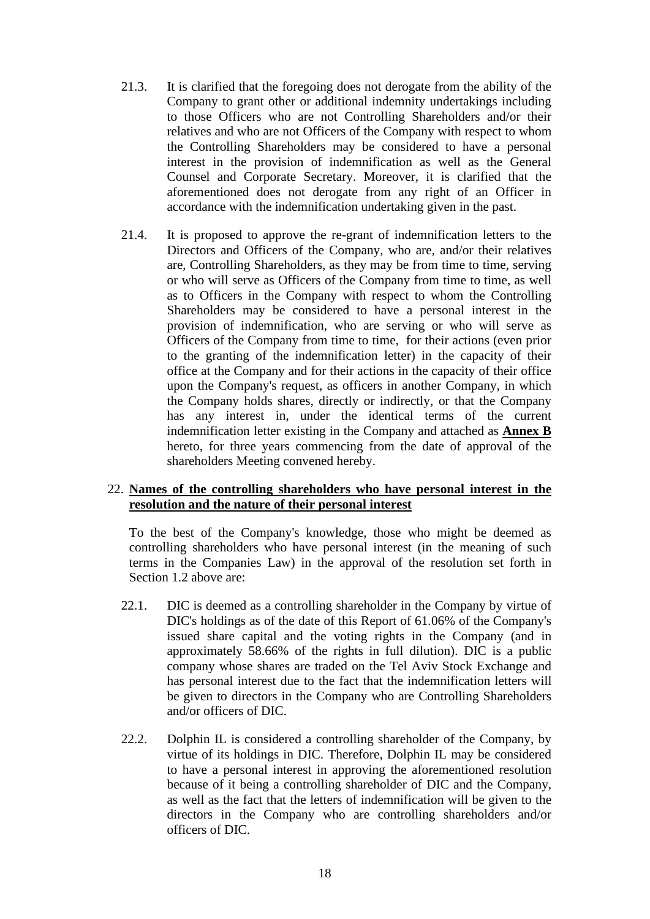21.3. It is clarified that the foregoing does not derogate from the ability of the Company to grant other or additional indemnity undertakings including to those Officers who are not Controlling Shareholders and/or their relatives and who are not Officers of the Company with respect to whom the Controlling Shareholders may be considered to have a personal interest in the provision of indemnification as well as the General Counsel and Corporate Secretary. Moreover, it is clarified that the aforementioned does not derogate from any right of an Officer in accordance with the indemnification undertaking given in the past.

21.4. It is proposed to approve the re-grant of indemnification letters to the Directors and Officers of the Company, who are, and/or their relatives are, Controlling Shareholders, as they may be from time to time, serving or who will serve as Officers of the Company from time to time, as well as to Officers in the Company with respect to whom the Controlling Shareholders may be considered to have a personal interest in the provision of indemnification, who are serving or who will serve as Officers of the Company from time to time, for their actions (even prior to the granting of the indemnification letter) in the capacity of their office at the Company and for their actions in the capacity of their office upon the Company's request, as officers in another Company, in which the Company holds shares, directly or indirectly, or that the Company has any interest in, under the identical terms of the current indemnification letter existing in the Company and attached as **Annex B** hereto, for three years commencing from the date of approval of the shareholders Meeting convened hereby.

22. **Names of the controlling shareholders who have personal interest in the resolution and the nature of their personal interest**

To the best of the Company's knowledge, those who might be deemed as controlling shareholders who have personal interest (in the meaning of such terms in the Companies Law) in the approval of the resolution set forth in Section 1.2 above are:

22.1. DIC is deemed as a controlling shareholder in the Company by virtue of DIC's holdings as of the date of this Report of 61.06% of the Company's issued share capital and the voting rights in the Company (and in approximately 58.66% of the rights in full dilution). DIC is a public company whose shares are traded on the Tel Aviv Stock Exchange and has personal interest due to the fact that the indemnification letters will be given to directors in the Company who are Controlling Shareholders and/or officers of DIC.

22.2. Dolphin IL is considered a controlling shareholder of the Company, by virtue of its holdings in DIC. Therefore, Dolphin IL may be considered to have a personal interest in approving the aforementioned resolution because of it being a controlling shareholder of DIC and the Company, as well as the fact that the letters of indemnification will be given to the directors in the Company who are controlling shareholders and/or officers of DIC.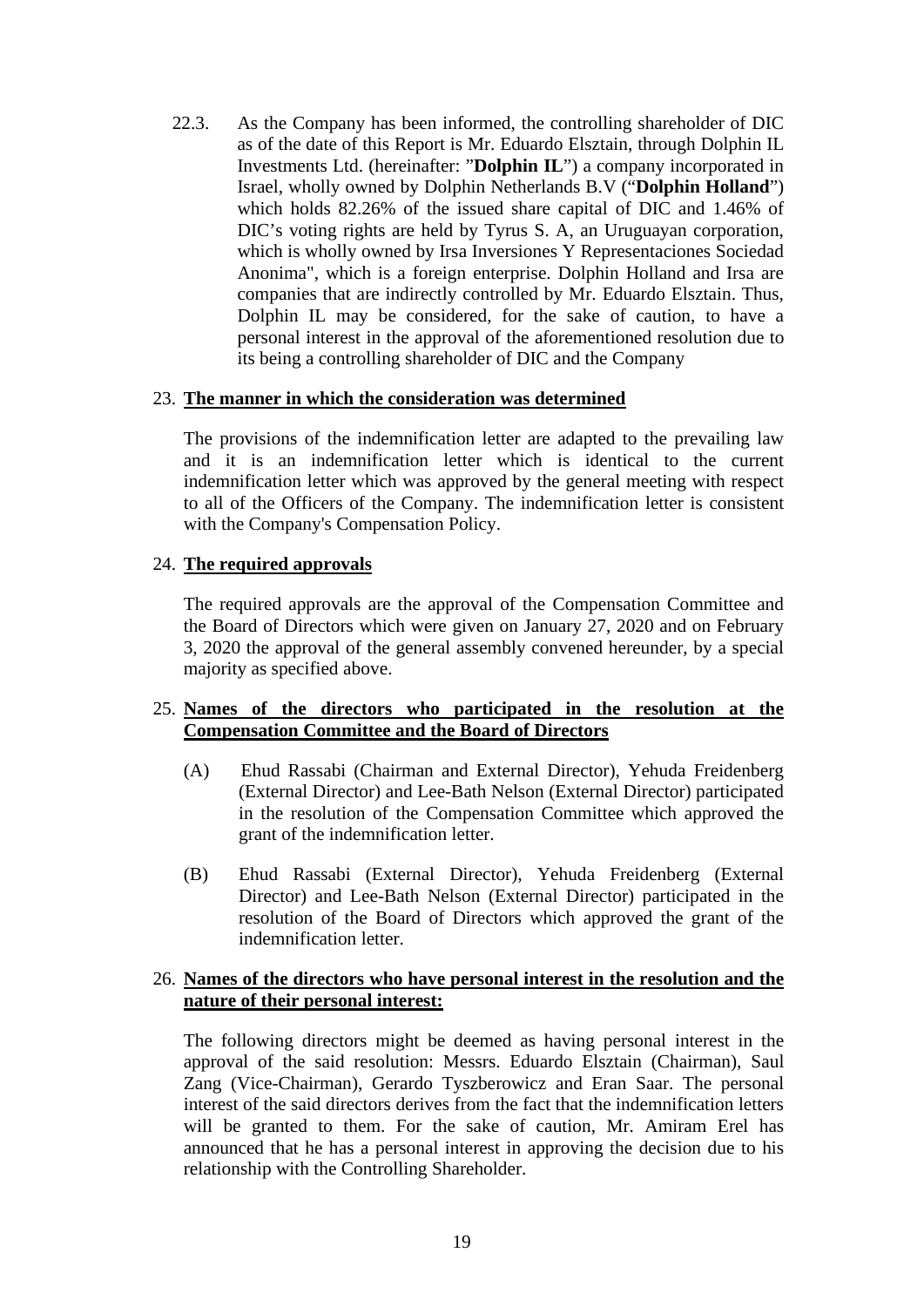22.3. As the Company has been informed, the controlling shareholder of DIC as of the date of this Report is Mr. Eduardo Elsztain, through Dolphin IL Investments Ltd. (hereinafter: "**Dolphin IL**") a company incorporated in Israel, wholly owned by Dolphin Netherlands B.V ("**Dolphin Holland**") which holds 82.26% of the issued share capital of DIC and 1.46% of DIC's voting rights are held by Tyrus S. A, an Uruguayan corporation, which is wholly owned by Irsa Inversiones Y Representaciones Sociedad Anonima", which is a foreign enterprise. Dolphin Holland and Irsa are companies that are indirectly controlled by Mr. Eduardo Elsztain. Thus, Dolphin IL may be considered, for the sake of caution, to have a personal interest in the approval of the aforementioned resolution due to its being a controlling shareholder of DIC and the Company

23. **The manner in which the consideration was determined**

The provisions of the indemnification letter are adapted to the prevailing law and it is an indemnification letter which is identical to the current indemnification letter which was approved by the general meeting with respect to all of the Officers of the Company. The indemnification letter is consistent with the Company's Compensation Policy.

24. **The required approvals**

The required approvals are the approval of the Compensation Committee and the Board of Directors which were given on January 27, 2020 and on February 3, 2020 the approval of the general assembly convened hereunder, by a special majority as specified above.

25. **Names of the directors who participated in the resolution at the Compensation Committee and the Board of Directors**

(A) Ehud Rassabi (Chairman and External Director), Yehuda Freidenberg (External Director) and Lee-Bath Nelson (External Director) participated in the resolution of the Compensation Committee which approved the grant of the indemnification letter.

(B) Ehud Rassabi (External Director), Yehuda Freidenberg (External Director) and Lee-Bath Nelson (External Director) participated in the resolution of the Board of Directors which approved the grant of the indemnification letter.

26. **Names of the directors who have personal interest in the resolution and the nature of their personal interest:**

The following directors might be deemed as having personal interest in the approval of the said resolution: Messrs. Eduardo Elsztain (Chairman), Saul Zang (Vice-Chairman), Gerardo Tyszberowicz and Eran Saar. The personal interest of the said directors derives from the fact that the indemnification letters will be granted to them. For the sake of caution, Mr. Amiram Erel has announced that he has a personal interest in approving the decision due to his relationship with the Controlling Shareholder.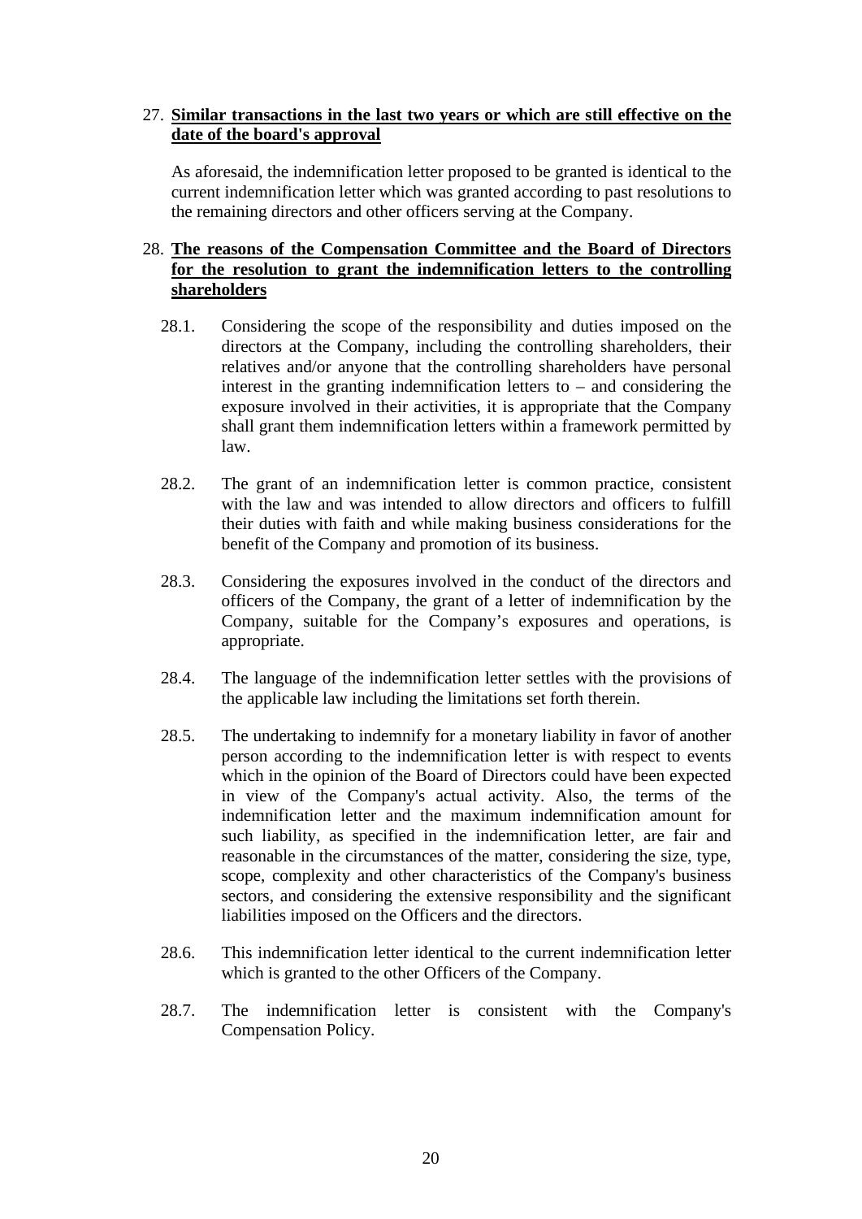27. **Similar transactions in the last two years or which are still effective on the date of the board's approval**

    As aforesaid, the indemnification letter proposed to be granted is identical to the current indemnification letter which was granted according to past resolutions to the remaining directors and other officers serving at the Company.

28. **The reasons of the Compensation Committee and the Board of Directors for the resolution to grant the indemnification letters to the controlling shareholders**

    28.1. Considering the scope of the responsibility and duties imposed on the directors at the Company, including the controlling shareholders, their relatives and/or anyone that the controlling shareholders have personal interest in the granting indemnification letters to – and considering the exposure involved in their activities, it is appropriate that the Company shall grant them indemnification letters within a framework permitted by law.

    28.2. The grant of an indemnification letter is common practice, consistent with the law and was intended to allow directors and officers to fulfill their duties with faith and while making business considerations for the benefit of the Company and promotion of its business.

    28.3. Considering the exposures involved in the conduct of the directors and officers of the Company, the grant of a letter of indemnification by the Company, suitable for the Company's exposures and operations, is appropriate.

    28.4. The language of the indemnification letter settles with the provisions of the applicable law including the limitations set forth therein.

    28.5. The undertaking to indemnify for a monetary liability in favor of another person according to the indemnification letter is with respect to events which in the opinion of the Board of Directors could have been expected in view of the Company's actual activity. Also, the terms of the indemnification letter and the maximum indemnification amount for such liability, as specified in the indemnification letter, are fair and reasonable in the circumstances of the matter, considering the size, type, scope, complexity and other characteristics of the Company's business sectors, and considering the extensive responsibility and the significant liabilities imposed on the Officers and the directors.

    28.6. This indemnification letter identical to the current indemnification letter which is granted to the other Officers of the Company.

    28.7. The indemnification letter is consistent with the Company's Compensation Policy.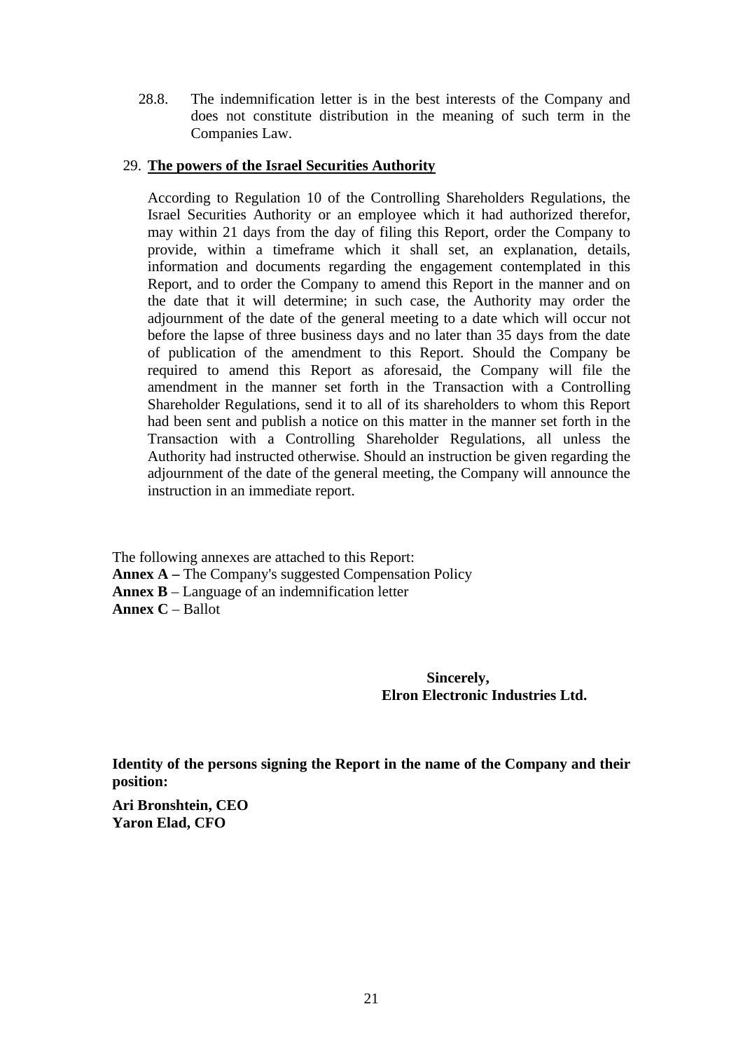28.8. The indemnification letter is in the best interests of the Company and does not constitute distribution in the meaning of such term in the Companies Law.

29. **The powers of the Israel Securities Authority**

According to Regulation 10 of the Controlling Shareholders Regulations, the Israel Securities Authority or an employee which it had authorized therefor, may within 21 days from the day of filing this Report, order the Company to provide, within a timeframe which it shall set, an explanation, details, information and documents regarding the engagement contemplated in this Report, and to order the Company to amend this Report in the manner and on the date that it will determine; in such case, the Authority may order the adjournment of the date of the general meeting to a date which will occur not before the lapse of three business days and no later than 35 days from the date of publication of the amendment to this Report. Should the Company be required to amend this Report as aforesaid, the Company will file the amendment in the manner set forth in the Transaction with a Controlling Shareholder Regulations, send it to all of its shareholders to whom this Report had been sent and publish a notice on this matter in the manner set forth in the Transaction with a Controlling Shareholder Regulations, all unless the Authority had instructed otherwise. Should an instruction be given regarding the adjournment of the date of the general meeting, the Company will announce the instruction in an immediate report.

The following annexes are attached to this Report:
**Annex A –** The Company's suggested Compensation Policy
**Annex B** – Language of an indemnification letter
**Annex C** – Ballot

**Sincerely,**
**Elron Electronic Industries Ltd.**

**Identity of the persons signing the Report in the name of the Company and their position:**

**Ari Bronshtein, CEO**
**Yaron Elad, CFO**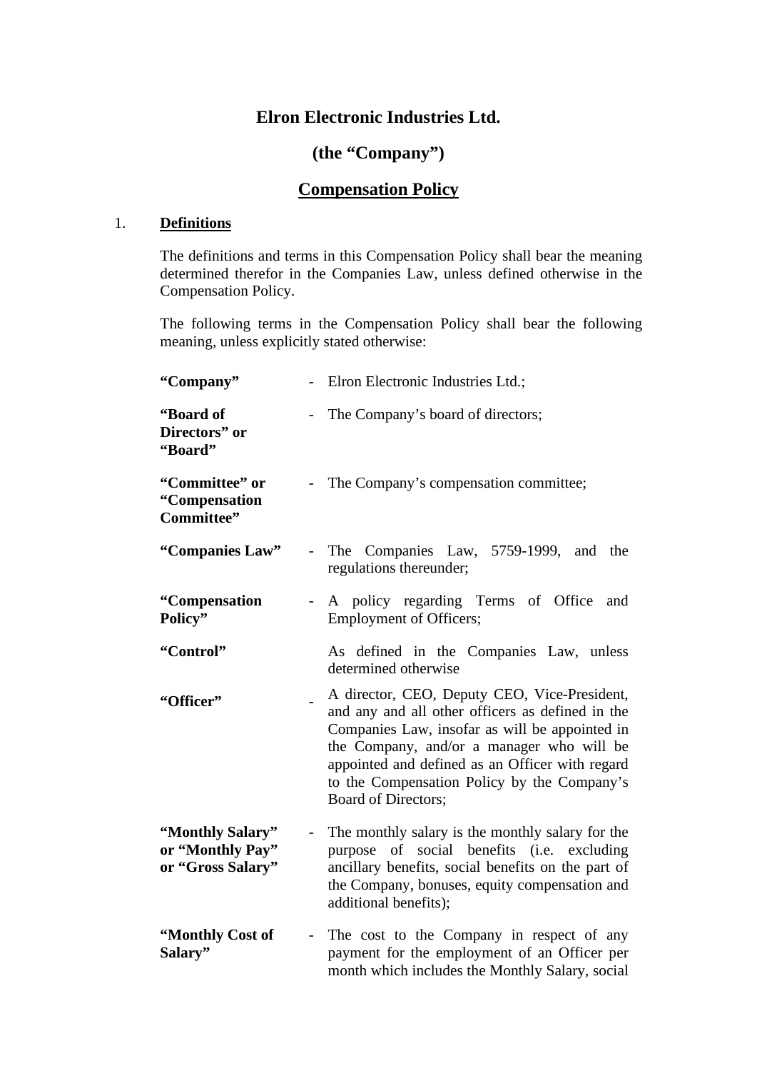# Elron Electronic Industries Ltd.

## (the "Company")

## Compensation Policy

1. **Definitions**

The definitions and terms in this Compensation Policy shall bear the meaning determined therefor in the Companies Law, unless defined otherwise in the Compensation Policy.

The following terms in the Compensation Policy shall bear the following meaning, unless explicitly stated otherwise:

| | | |
|---|---|---|
| **"Company"** | - | Elron Electronic Industries Ltd.; |
| **"Board of Directors" or "Board"** | - | The Company's board of directors; |
| **"Committee" or "Compensation Committee"** | - | The Company's compensation committee; |
| **"Companies Law"** | - | The Companies Law, 5759-1999, and the regulations thereunder; |
| **"Compensation Policy"** | - | A policy regarding Terms of Office and Employment of Officers; |
| **"Control"** | | As defined in the Companies Law, unless determined otherwise |
| **"Officer"** | - | A director, CEO, Deputy CEO, Vice-President, and any and all other officers as defined in the Companies Law, insofar as will be appointed in the Company, and/or a manager who will be appointed and defined as an Officer with regard to the Compensation Policy by the Company's Board of Directors; |
| **"Monthly Salary" or "Monthly Pay" or "Gross Salary"** | - | The monthly salary is the monthly salary for the purpose of social benefits (i.e. excluding ancillary benefits, social benefits on the part of the Company, bonuses, equity compensation and additional benefits); |
| **"Monthly Cost of Salary"** | - | The cost to the Company in respect of any payment for the employment of an Officer per month which includes the Monthly Salary, social |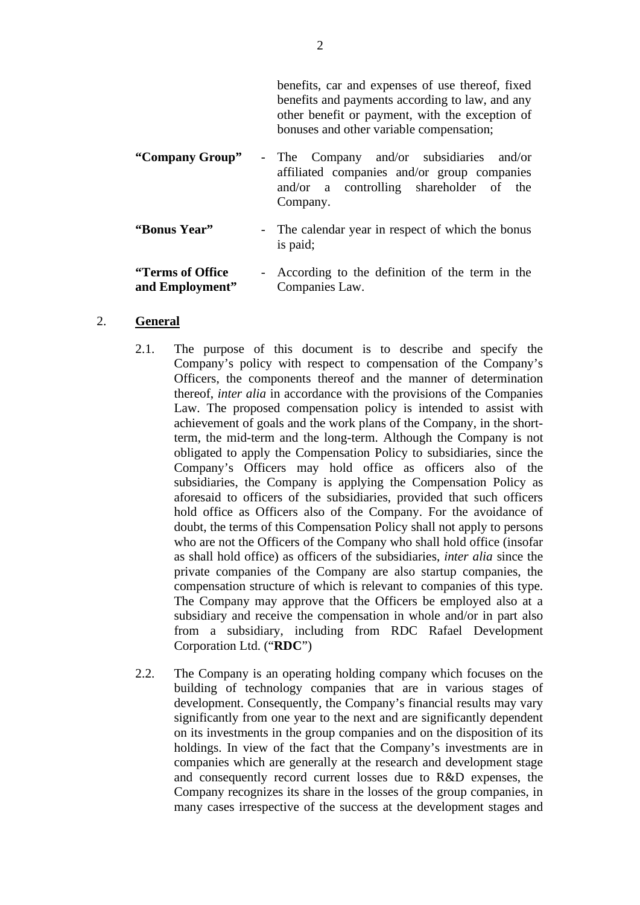benefits, car and expenses of use thereof, fixed benefits and payments according to law, and any other benefit or payment, with the exception of bonuses and other variable compensation;

| | | |
|---|---|---|
| **"Company Group"** | - | The Company and/or subsidiaries and/or affiliated companies and/or group companies and/or a controlling shareholder of the Company. |
| **"Bonus Year"** | - | The calendar year in respect of which the bonus is paid; |
| **"Terms of Office and Employment"** | - | According to the definition of the term in the Companies Law. |

2. **General**

2.1. The purpose of this document is to describe and specify the Company's policy with respect to compensation of the Company's Officers, the components thereof and the manner of determination thereof, *inter alia* in accordance with the provisions of the Companies Law. The proposed compensation policy is intended to assist with achievement of goals and the work plans of the Company, in the short-term, the mid-term and the long-term. Although the Company is not obligated to apply the Compensation Policy to subsidiaries, since the Company's Officers may hold office as officers also of the subsidiaries, the Company is applying the Compensation Policy as aforesaid to officers of the subsidiaries, provided that such officers hold office as Officers also of the Company. For the avoidance of doubt, the terms of this Compensation Policy shall not apply to persons who are not the Officers of the Company who shall hold office (insofar as shall hold office) as officers of the subsidiaries, *inter alia* since the private companies of the Company are also startup companies, the compensation structure of which is relevant to companies of this type. The Company may approve that the Officers be employed also at a subsidiary and receive the compensation in whole and/or in part also from a subsidiary, including from RDC Rafael Development Corporation Ltd. ("**RDC**")

2.2. The Company is an operating holding company which focuses on the building of technology companies that are in various stages of development. Consequently, the Company's financial results may vary significantly from one year to the next and are significantly dependent on its investments in the group companies and on the disposition of its holdings. In view of the fact that the Company's investments are in companies which are generally at the research and development stage and consequently record current losses due to R&D expenses, the Company recognizes its share in the losses of the group companies, in many cases irrespective of the success at the development stages and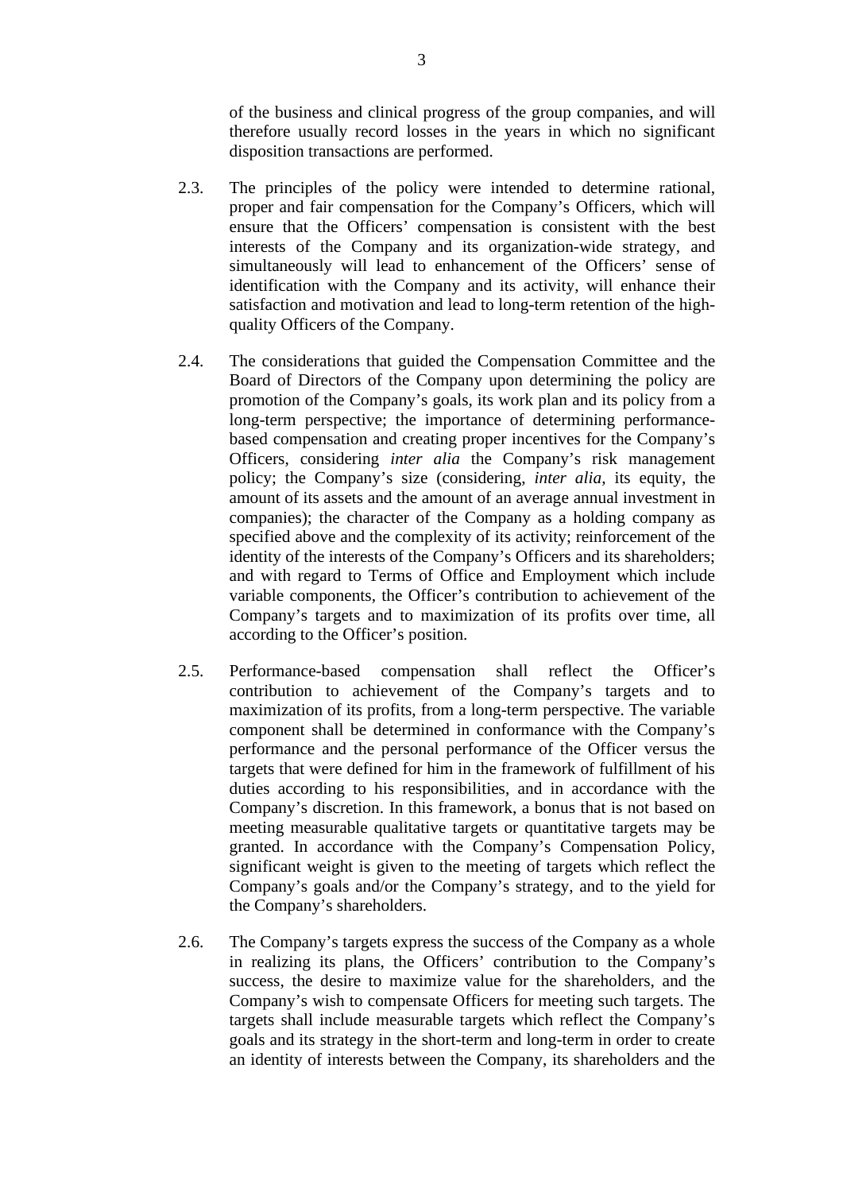of the business and clinical progress of the group companies, and will therefore usually record losses in the years in which no significant disposition transactions are performed.

2.3. The principles of the policy were intended to determine rational, proper and fair compensation for the Company's Officers, which will ensure that the Officers' compensation is consistent with the best interests of the Company and its organization-wide strategy, and simultaneously will lead to enhancement of the Officers' sense of identification with the Company and its activity, will enhance their satisfaction and motivation and lead to long-term retention of the high-quality Officers of the Company.

2.4. The considerations that guided the Compensation Committee and the Board of Directors of the Company upon determining the policy are promotion of the Company's goals, its work plan and its policy from a long-term perspective; the importance of determining performance-based compensation and creating proper incentives for the Company's Officers, considering *inter alia* the Company's risk management policy; the Company's size (considering, *inter alia*, its equity, the amount of its assets and the amount of an average annual investment in companies); the character of the Company as a holding company as specified above and the complexity of its activity; reinforcement of the identity of the interests of the Company's Officers and its shareholders; and with regard to Terms of Office and Employment which include variable components, the Officer's contribution to achievement of the Company's targets and to maximization of its profits over time, all according to the Officer's position.

2.5. Performance-based compensation shall reflect the Officer's contribution to achievement of the Company's targets and to maximization of its profits, from a long-term perspective. The variable component shall be determined in conformance with the Company's performance and the personal performance of the Officer versus the targets that were defined for him in the framework of fulfillment of his duties according to his responsibilities, and in accordance with the Company's discretion. In this framework, a bonus that is not based on meeting measurable qualitative targets or quantitative targets may be granted. In accordance with the Company's Compensation Policy, significant weight is given to the meeting of targets which reflect the Company's goals and/or the Company's strategy, and to the yield for the Company's shareholders.

2.6. The Company's targets express the success of the Company as a whole in realizing its plans, the Officers' contribution to the Company's success, the desire to maximize value for the shareholders, and the Company's wish to compensate Officers for meeting such targets. The targets shall include measurable targets which reflect the Company's goals and its strategy in the short-term and long-term in order to create an identity of interests between the Company, its shareholders and the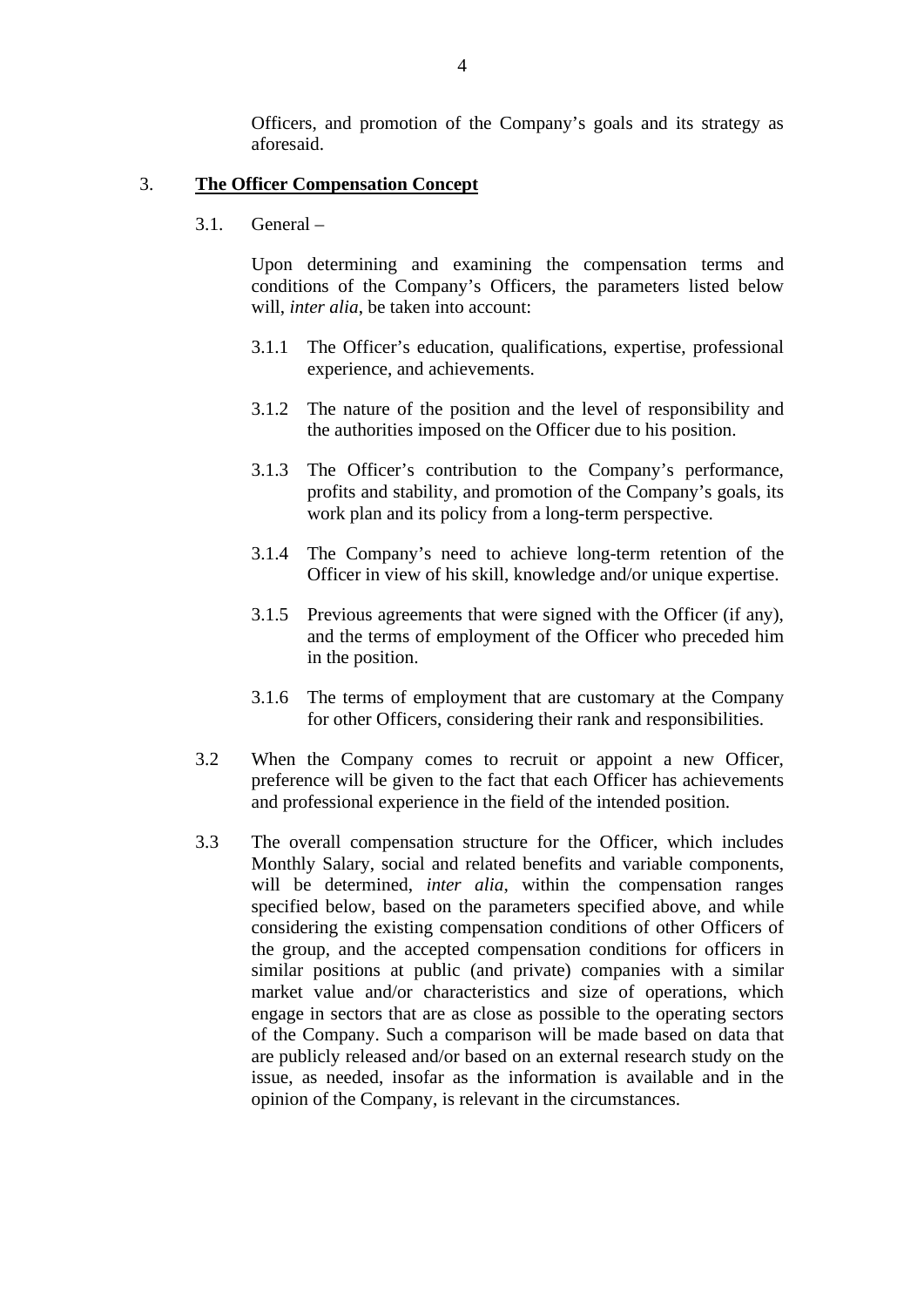Officers, and promotion of the Company's goals and its strategy as aforesaid.

3. **<u>The Officer Compensation Concept</u>**

3.1. General –

Upon determining and examining the compensation terms and conditions of the Company's Officers, the parameters listed below will, *inter alia*, be taken into account:

3.1.1 The Officer's education, qualifications, expertise, professional experience, and achievements.

3.1.2 The nature of the position and the level of responsibility and the authorities imposed on the Officer due to his position.

3.1.3 The Officer's contribution to the Company's performance, profits and stability, and promotion of the Company's goals, its work plan and its policy from a long-term perspective.

3.1.4 The Company's need to achieve long-term retention of the Officer in view of his skill, knowledge and/or unique expertise.

3.1.5 Previous agreements that were signed with the Officer (if any), and the terms of employment of the Officer who preceded him in the position.

3.1.6 The terms of employment that are customary at the Company for other Officers, considering their rank and responsibilities.

3.2 When the Company comes to recruit or appoint a new Officer, preference will be given to the fact that each Officer has achievements and professional experience in the field of the intended position.

3.3 The overall compensation structure for the Officer, which includes Monthly Salary, social and related benefits and variable components, will be determined, *inter alia*, within the compensation ranges specified below, based on the parameters specified above, and while considering the existing compensation conditions of other Officers of the group, and the accepted compensation conditions for officers in similar positions at public (and private) companies with a similar market value and/or characteristics and size of operations, which engage in sectors that are as close as possible to the operating sectors of the Company. Such a comparison will be made based on data that are publicly released and/or based on an external research study on the issue, as needed, insofar as the information is available and in the opinion of the Company, is relevant in the circumstances.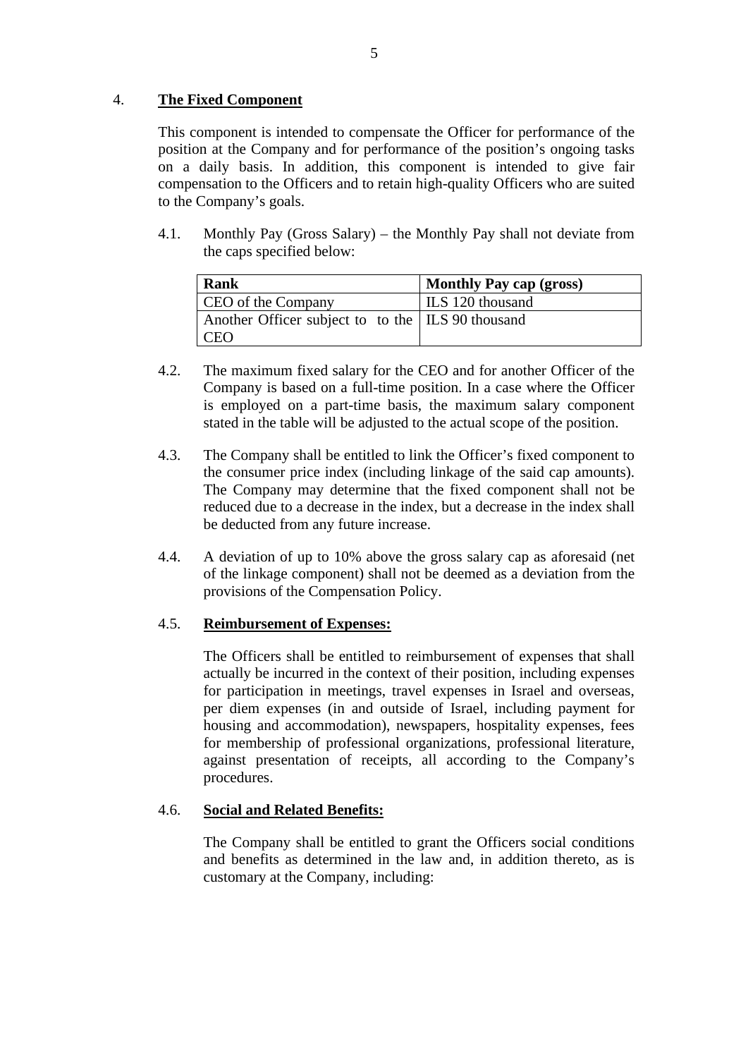4. **The Fixed Component**

This component is intended to compensate the Officer for performance of the position at the Company and for performance of the position's ongoing tasks on a daily basis. In addition, this component is intended to give fair compensation to the Officers and to retain high-quality Officers who are suited to the Company's goals.

4.1. Monthly Pay (Gross Salary) – the Monthly Pay shall not deviate from the caps specified below:

| **Rank** | **Monthly Pay cap (gross)** |
|---|---|
| CEO of the Company | ILS 120 thousand |
| Another Officer subject to to the CEO | ILS 90 thousand |

4.2. The maximum fixed salary for the CEO and for another Officer of the Company is based on a full-time position. In a case where the Officer is employed on a part-time basis, the maximum salary component stated in the table will be adjusted to the actual scope of the position.

4.3. The Company shall be entitled to link the Officer's fixed component to the consumer price index (including linkage of the said cap amounts). The Company may determine that the fixed component shall not be reduced due to a decrease in the index, but a decrease in the index shall be deducted from any future increase.

4.4. A deviation of up to 10% above the gross salary cap as aforesaid (net of the linkage component) shall not be deemed as a deviation from the provisions of the Compensation Policy.

4.5. **Reimbursement of Expenses:**

The Officers shall be entitled to reimbursement of expenses that shall actually be incurred in the context of their position, including expenses for participation in meetings, travel expenses in Israel and overseas, per diem expenses (in and outside of Israel, including payment for housing and accommodation), newspapers, hospitality expenses, fees for membership of professional organizations, professional literature, against presentation of receipts, all according to the Company's procedures.

4.6. **Social and Related Benefits:**

The Company shall be entitled to grant the Officers social conditions and benefits as determined in the law and, in addition thereto, as is customary at the Company, including: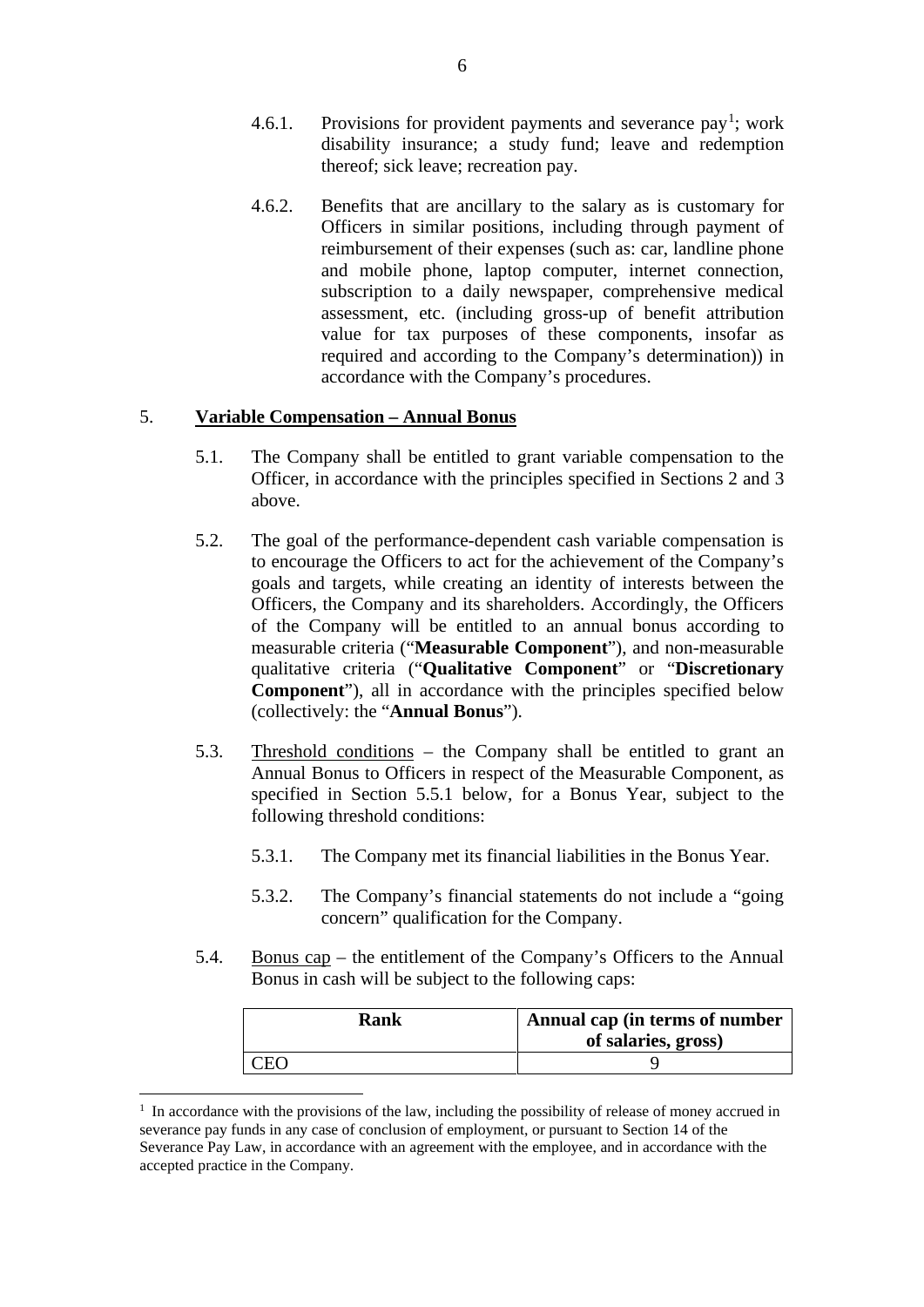4.6.1. Provisions for provident payments and severance pay[1]; work disability insurance; a study fund; leave and redemption thereof; sick leave; recreation pay.

4.6.2. Benefits that are ancillary to the salary as is customary for Officers in similar positions, including through payment of reimbursement of their expenses (such as: car, landline phone and mobile phone, laptop computer, internet connection, subscription to a daily newspaper, comprehensive medical assessment, etc. (including gross-up of benefit attribution value for tax purposes of these components, insofar as required and according to the Company's determination)) in accordance with the Company's procedures.

5. **Variable Compensation – Annual Bonus**

5.1. The Company shall be entitled to grant variable compensation to the Officer, in accordance with the principles specified in Sections 2 and 3 above.

5.2. The goal of the performance-dependent cash variable compensation is to encourage the Officers to act for the achievement of the Company's goals and targets, while creating an identity of interests between the Officers, the Company and its shareholders. Accordingly, the Officers of the Company will be entitled to an annual bonus according to measurable criteria ("**Measurable Component**"), and non-measurable qualitative criteria ("**Qualitative Component**" or "**Discretionary Component**"), all in accordance with the principles specified below (collectively: the "**Annual Bonus**").

5.3. Threshold conditions – the Company shall be entitled to grant an Annual Bonus to Officers in respect of the Measurable Component, as specified in Section 5.5.1 below, for a Bonus Year, subject to the following threshold conditions:

5.3.1. The Company met its financial liabilities in the Bonus Year.

5.3.2. The Company's financial statements do not include a "going concern" qualification for the Company.

5.4. Bonus cap – the entitlement of the Company's Officers to the Annual Bonus in cash will be subject to the following caps:

| Rank | Annual cap (in terms of number of salaries, gross) |
|---|---|
| CEO | 9 |

[1] In accordance with the provisions of the law, including the possibility of release of money accrued in severance pay funds in any case of conclusion of employment, or pursuant to Section 14 of the Severance Pay Law, in accordance with an agreement with the employee, and in accordance with the accepted practice in the Company.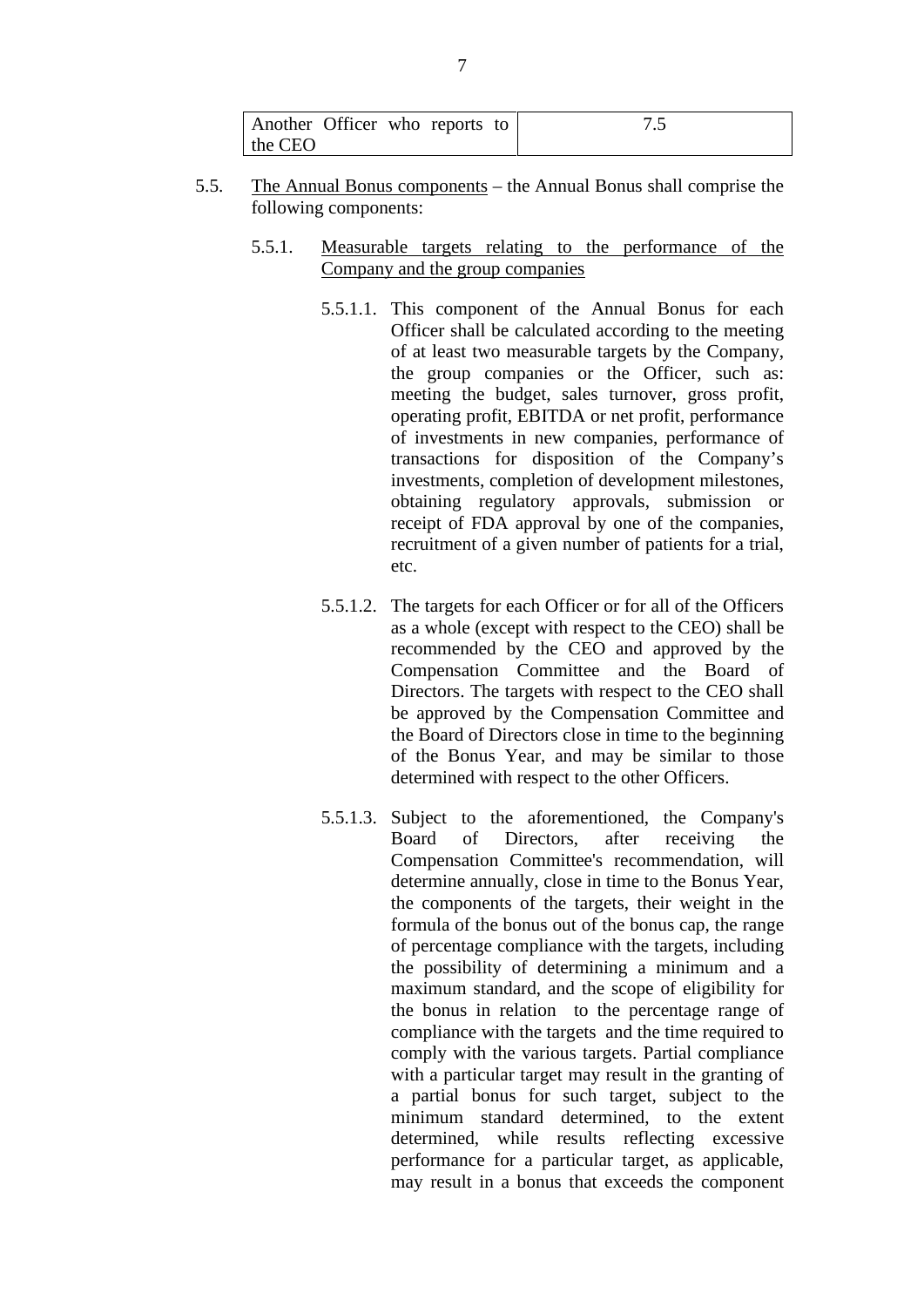| Another Officer who reports to the CEO | 7.5 |
|---|---|

5.5. <u>The Annual Bonus components</u> – the Annual Bonus shall comprise the following components:

5.5.1. <u>Measurable targets relating to the performance of the Company and the group companies</u>

5.5.1.1. This component of the Annual Bonus for each Officer shall be calculated according to the meeting of at least two measurable targets by the Company, the group companies or the Officer, such as: meeting the budget, sales turnover, gross profit, operating profit, EBITDA or net profit, performance of investments in new companies, performance of transactions for disposition of the Company's investments, completion of development milestones, obtaining regulatory approvals, submission or receipt of FDA approval by one of the companies, recruitment of a given number of patients for a trial, etc.

5.5.1.2. The targets for each Officer or for all of the Officers as a whole (except with respect to the CEO) shall be recommended by the CEO and approved by the Compensation Committee and the Board of Directors. The targets with respect to the CEO shall be approved by the Compensation Committee and the Board of Directors close in time to the beginning of the Bonus Year, and may be similar to those determined with respect to the other Officers.

5.5.1.3. Subject to the aforementioned, the Company's Board of Directors, after receiving the Compensation Committee's recommendation, will determine annually, close in time to the Bonus Year, the components of the targets, their weight in the formula of the bonus out of the bonus cap, the range of percentage compliance with the targets, including the possibility of determining a minimum and a maximum standard, and the scope of eligibility for the bonus in relation to the percentage range of compliance with the targets and the time required to comply with the various targets. Partial compliance with a particular target may result in the granting of a partial bonus for such target, subject to the minimum standard determined, to the extent determined, while results reflecting excessive performance for a particular target, as applicable, may result in a bonus that exceeds the component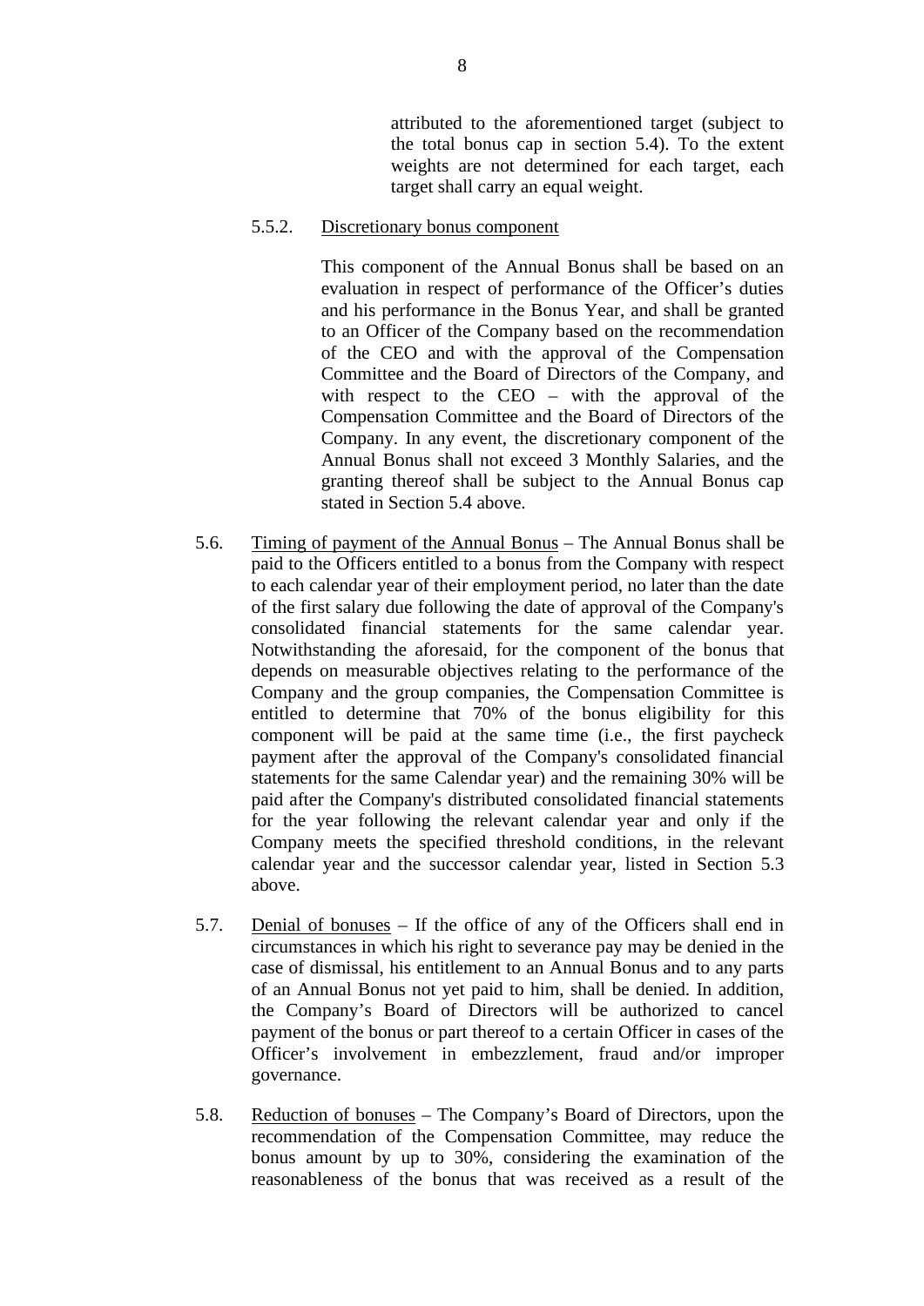attributed to the aforementioned target (subject to the total bonus cap in section 5.4). To the extent weights are not determined for each target, each target shall carry an equal weight.

5.5.2. Discretionary bonus component

This component of the Annual Bonus shall be based on an evaluation in respect of performance of the Officer's duties and his performance in the Bonus Year, and shall be granted to an Officer of the Company based on the recommendation of the CEO and with the approval of the Compensation Committee and the Board of Directors of the Company, and with respect to the CEO – with the approval of the Compensation Committee and the Board of Directors of the Company. In any event, the discretionary component of the Annual Bonus shall not exceed 3 Monthly Salaries, and the granting thereof shall be subject to the Annual Bonus cap stated in Section 5.4 above.

5.6. Timing of payment of the Annual Bonus – The Annual Bonus shall be paid to the Officers entitled to a bonus from the Company with respect to each calendar year of their employment period, no later than the date of the first salary due following the date of approval of the Company's consolidated financial statements for the same calendar year. Notwithstanding the aforesaid, for the component of the bonus that depends on measurable objectives relating to the performance of the Company and the group companies, the Compensation Committee is entitled to determine that 70% of the bonus eligibility for this component will be paid at the same time (i.e., the first paycheck payment after the approval of the Company's consolidated financial statements for the same Calendar year) and the remaining 30% will be paid after the Company's distributed consolidated financial statements for the year following the relevant calendar year and only if the Company meets the specified threshold conditions, in the relevant calendar year and the successor calendar year, listed in Section 5.3 above.

5.7. Denial of bonuses – If the office of any of the Officers shall end in circumstances in which his right to severance pay may be denied in the case of dismissal, his entitlement to an Annual Bonus and to any parts of an Annual Bonus not yet paid to him, shall be denied. In addition, the Company's Board of Directors will be authorized to cancel payment of the bonus or part thereof to a certain Officer in cases of the Officer's involvement in embezzlement, fraud and/or improper governance.

5.8. Reduction of bonuses – The Company's Board of Directors, upon the recommendation of the Compensation Committee, may reduce the bonus amount by up to 30%, considering the examination of the reasonableness of the bonus that was received as a result of the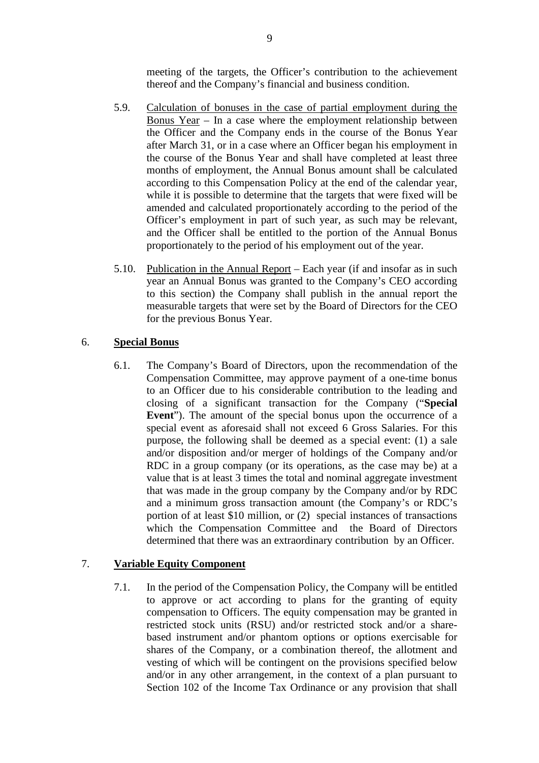meeting of the targets, the Officer's contribution to the achievement thereof and the Company's financial and business condition.

5.9. Calculation of bonuses in the case of partial employment during the Bonus Year – In a case where the employment relationship between the Officer and the Company ends in the course of the Bonus Year after March 31, or in a case where an Officer began his employment in the course of the Bonus Year and shall have completed at least three months of employment, the Annual Bonus amount shall be calculated according to this Compensation Policy at the end of the calendar year, while it is possible to determine that the targets that were fixed will be amended and calculated proportionately according to the period of the Officer's employment in part of such year, as such may be relevant, and the Officer shall be entitled to the portion of the Annual Bonus proportionately to the period of his employment out of the year.

5.10. Publication in the Annual Report – Each year (if and insofar as in such year an Annual Bonus was granted to the Company's CEO according to this section) the Company shall publish in the annual report the measurable targets that were set by the Board of Directors for the CEO for the previous Bonus Year.

## 6. Special Bonus

6.1. The Company's Board of Directors, upon the recommendation of the Compensation Committee, may approve payment of a one-time bonus to an Officer due to his considerable contribution to the leading and closing of a significant transaction for the Company ("**Special Event**"). The amount of the special bonus upon the occurrence of a special event as aforesaid shall not exceed 6 Gross Salaries. For this purpose, the following shall be deemed as a special event: (1) a sale and/or disposition and/or merger of holdings of the Company and/or RDC in a group company (or its operations, as the case may be) at a value that is at least 3 times the total and nominal aggregate investment that was made in the group company by the Company and/or by RDC and a minimum gross transaction amount (the Company's or RDC's portion of at least $10 million, or (2) special instances of transactions which the Compensation Committee and the Board of Directors determined that there was an extraordinary contribution by an Officer.

## 7. Variable Equity Component

7.1. In the period of the Compensation Policy, the Company will be entitled to approve or act according to plans for the granting of equity compensation to Officers. The equity compensation may be granted in restricted stock units (RSU) and/or restricted stock and/or a share-based instrument and/or phantom options or options exercisable for shares of the Company, or a combination thereof, the allotment and vesting of which will be contingent on the provisions specified below and/or in any other arrangement, in the context of a plan pursuant to Section 102 of the Income Tax Ordinance or any provision that shall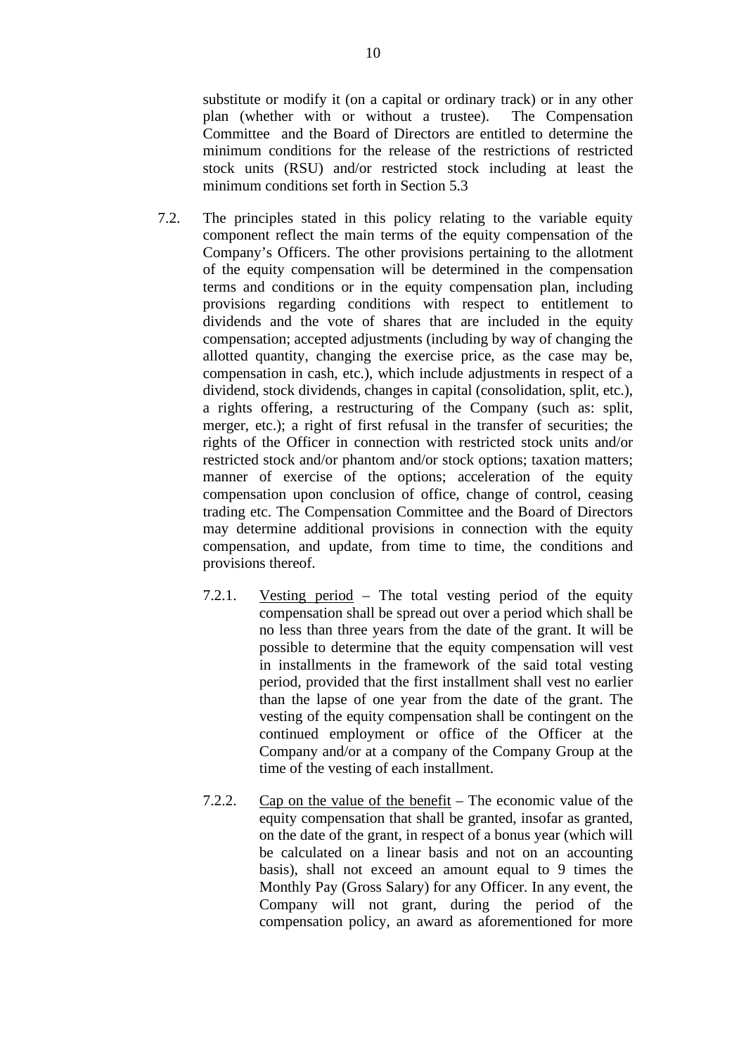substitute or modify it (on a capital or ordinary track) or in any other plan (whether with or without a trustee). The Compensation Committee and the Board of Directors are entitled to determine the minimum conditions for the release of the restrictions of restricted stock units (RSU) and/or restricted stock including at least the minimum conditions set forth in Section 5.3

7.2. The principles stated in this policy relating to the variable equity component reflect the main terms of the equity compensation of the Company's Officers. The other provisions pertaining to the allotment of the equity compensation will be determined in the compensation terms and conditions or in the equity compensation plan, including provisions regarding conditions with respect to entitlement to dividends and the vote of shares that are included in the equity compensation; accepted adjustments (including by way of changing the allotted quantity, changing the exercise price, as the case may be, compensation in cash, etc.), which include adjustments in respect of a dividend, stock dividends, changes in capital (consolidation, split, etc.), a rights offering, a restructuring of the Company (such as: split, merger, etc.); a right of first refusal in the transfer of securities; the rights of the Officer in connection with restricted stock units and/or restricted stock and/or phantom and/or stock options; taxation matters; manner of exercise of the options; acceleration of the equity compensation upon conclusion of office, change of control, ceasing trading etc. The Compensation Committee and the Board of Directors may determine additional provisions in connection with the equity compensation, and update, from time to time, the conditions and provisions thereof.

7.2.1. Vesting period – The total vesting period of the equity compensation shall be spread out over a period which shall be no less than three years from the date of the grant. It will be possible to determine that the equity compensation will vest in installments in the framework of the said total vesting period, provided that the first installment shall vest no earlier than the lapse of one year from the date of the grant. The vesting of the equity compensation shall be contingent on the continued employment or office of the Officer at the Company and/or at a company of the Company Group at the time of the vesting of each installment.

7.2.2. Cap on the value of the benefit – The economic value of the equity compensation that shall be granted, insofar as granted, on the date of the grant, in respect of a bonus year (which will be calculated on a linear basis and not on an accounting basis), shall not exceed an amount equal to 9 times the Monthly Pay (Gross Salary) for any Officer. In any event, the Company will not grant, during the period of the compensation policy, an award as aforementioned for more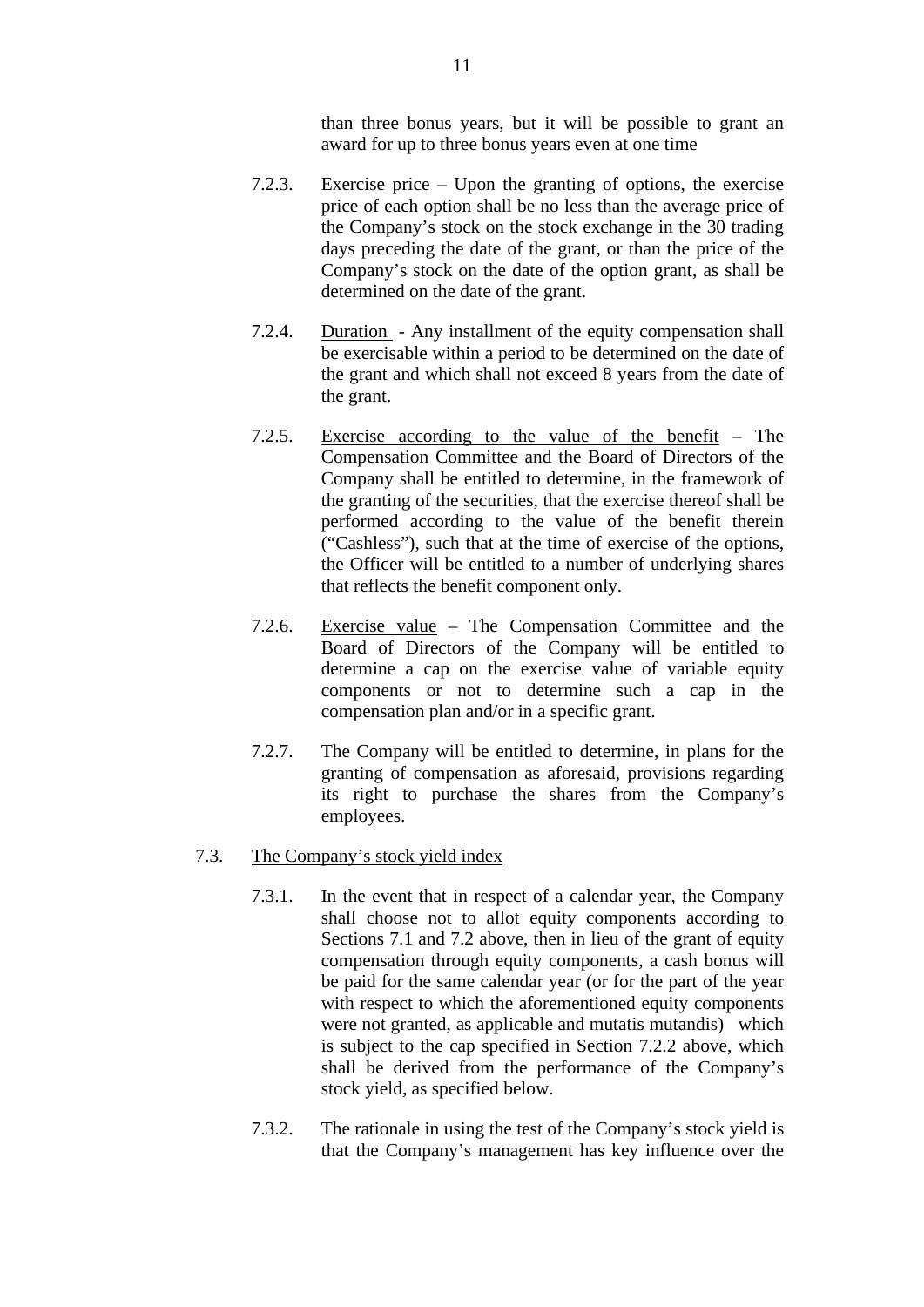than three bonus years, but it will be possible to grant an award for up to three bonus years even at one time

7.2.3. Exercise price – Upon the granting of options, the exercise price of each option shall be no less than the average price of the Company's stock on the stock exchange in the 30 trading days preceding the date of the grant, or than the price of the Company's stock on the date of the option grant, as shall be determined on the date of the grant.

7.2.4. Duration - Any installment of the equity compensation shall be exercisable within a period to be determined on the date of the grant and which shall not exceed 8 years from the date of the grant.

7.2.5. Exercise according to the value of the benefit – The Compensation Committee and the Board of Directors of the Company shall be entitled to determine, in the framework of the granting of the securities, that the exercise thereof shall be performed according to the value of the benefit therein ("Cashless"), such that at the time of exercise of the options, the Officer will be entitled to a number of underlying shares that reflects the benefit component only.

7.2.6. Exercise value – The Compensation Committee and the Board of Directors of the Company will be entitled to determine a cap on the exercise value of variable equity components or not to determine such a cap in the compensation plan and/or in a specific grant.

7.2.7. The Company will be entitled to determine, in plans for the granting of compensation as aforesaid, provisions regarding its right to purchase the shares from the Company's employees.

7.3. The Company's stock yield index

7.3.1. In the event that in respect of a calendar year, the Company shall choose not to allot equity components according to Sections 7.1 and 7.2 above, then in lieu of the grant of equity compensation through equity components, a cash bonus will be paid for the same calendar year (or for the part of the year with respect to which the aforementioned equity components were not granted, as applicable and mutatis mutandis) which is subject to the cap specified in Section 7.2.2 above, which shall be derived from the performance of the Company's stock yield, as specified below.

7.3.2. The rationale in using the test of the Company's stock yield is that the Company's management has key influence over the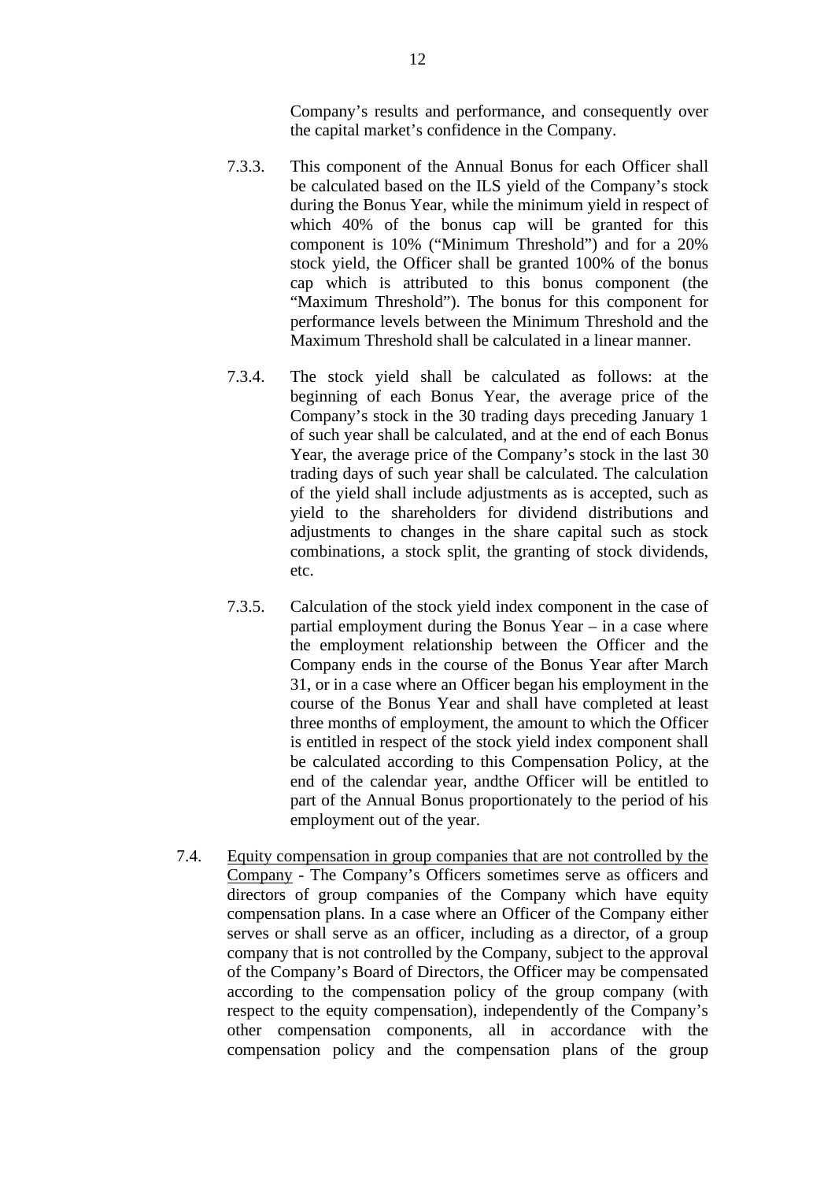Company's results and performance, and consequently over the capital market's confidence in the Company.

7.3.3. This component of the Annual Bonus for each Officer shall be calculated based on the ILS yield of the Company's stock during the Bonus Year, while the minimum yield in respect of which 40% of the bonus cap will be granted for this component is 10% ("Minimum Threshold") and for a 20% stock yield, the Officer shall be granted 100% of the bonus cap which is attributed to this bonus component (the "Maximum Threshold"). The bonus for this component for performance levels between the Minimum Threshold and the Maximum Threshold shall be calculated in a linear manner.

7.3.4. The stock yield shall be calculated as follows: at the beginning of each Bonus Year, the average price of the Company's stock in the 30 trading days preceding January 1 of such year shall be calculated, and at the end of each Bonus Year, the average price of the Company's stock in the last 30 trading days of such year shall be calculated. The calculation of the yield shall include adjustments as is accepted, such as yield to the shareholders for dividend distributions and adjustments to changes in the share capital such as stock combinations, a stock split, the granting of stock dividends, etc.

7.3.5. Calculation of the stock yield index component in the case of partial employment during the Bonus Year – in a case where the employment relationship between the Officer and the Company ends in the course of the Bonus Year after March 31, or in a case where an Officer began his employment in the course of the Bonus Year and shall have completed at least three months of employment, the amount to which the Officer is entitled in respect of the stock yield index component shall be calculated according to this Compensation Policy, at the end of the calendar year, andthe Officer will be entitled to part of the Annual Bonus proportionately to the period of his employment out of the year.

7.4. <u>Equity compensation in group companies that are not controlled by the Company</u> - The Company's Officers sometimes serve as officers and directors of group companies of the Company which have equity compensation plans. In a case where an Officer of the Company either serves or shall serve as an officer, including as a director, of a group company that is not controlled by the Company, subject to the approval of the Company's Board of Directors, the Officer may be compensated according to the compensation policy of the group company (with respect to the equity compensation), independently of the Company's other compensation components, all in accordance with the compensation policy and the compensation plans of the group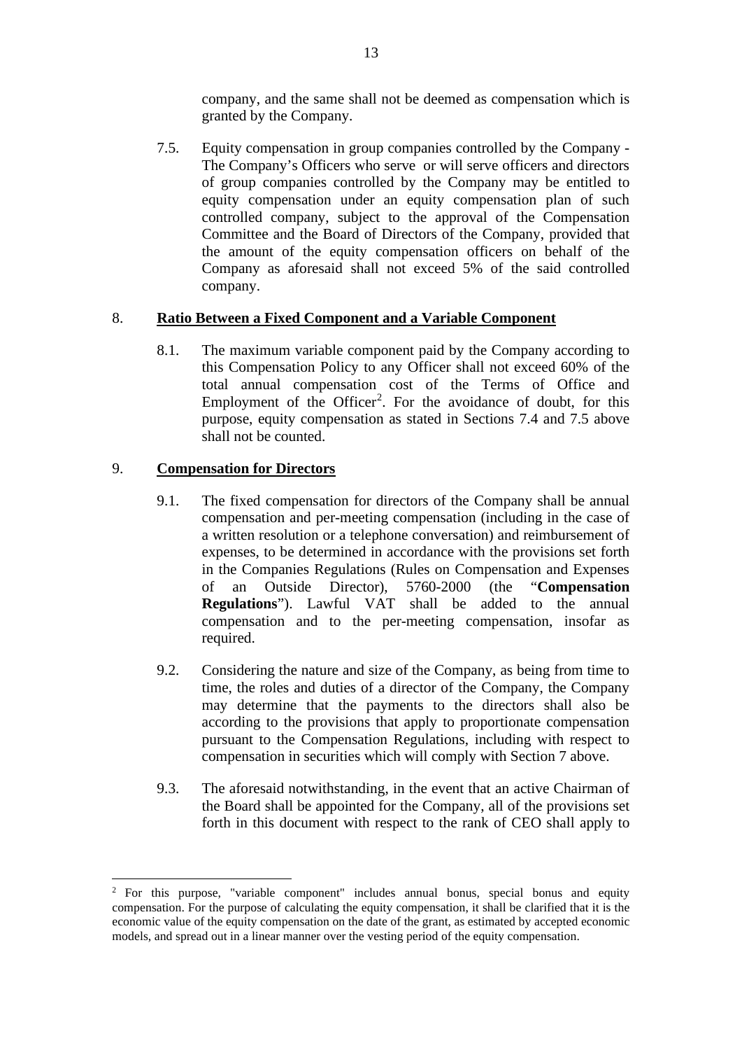company, and the same shall not be deemed as compensation which is granted by the Company.

7.5. Equity compensation in group companies controlled by the Company - The Company's Officers who serve or will serve officers and directors of group companies controlled by the Company may be entitled to equity compensation under an equity compensation plan of such controlled company, subject to the approval of the Compensation Committee and the Board of Directors of the Company, provided that the amount of the equity compensation officers on behalf of the Company as aforesaid shall not exceed 5% of the said controlled company.

8. **Ratio Between a Fixed Component and a Variable Component**

8.1. The maximum variable component paid by the Company according to this Compensation Policy to any Officer shall not exceed 60% of the total annual compensation cost of the Terms of Office and Employment of the Officer[2]. For the avoidance of doubt, for this purpose, equity compensation as stated in Sections 7.4 and 7.5 above shall not be counted.

9. **Compensation for Directors**

9.1. The fixed compensation for directors of the Company shall be annual compensation and per-meeting compensation (including in the case of a written resolution or a telephone conversation) and reimbursement of expenses, to be determined in accordance with the provisions set forth in the Companies Regulations (Rules on Compensation and Expenses of an Outside Director), 5760-2000 (the "**Compensation Regulations**"). Lawful VAT shall be added to the annual compensation and to the per-meeting compensation, insofar as required.

9.2. Considering the nature and size of the Company, as being from time to time, the roles and duties of a director of the Company, the Company may determine that the payments to the directors shall also be according to the provisions that apply to proportionate compensation pursuant to the Compensation Regulations, including with respect to compensation in securities which will comply with Section 7 above.

9.3. The aforesaid notwithstanding, in the event that an active Chairman of the Board shall be appointed for the Company, all of the provisions set forth in this document with respect to the rank of CEO shall apply to

---

[2] For this purpose, "variable component" includes annual bonus, special bonus and equity compensation. For the purpose of calculating the equity compensation, it shall be clarified that it is the economic value of the equity compensation on the date of the grant, as estimated by accepted economic models, and spread out in a linear manner over the vesting period of the equity compensation.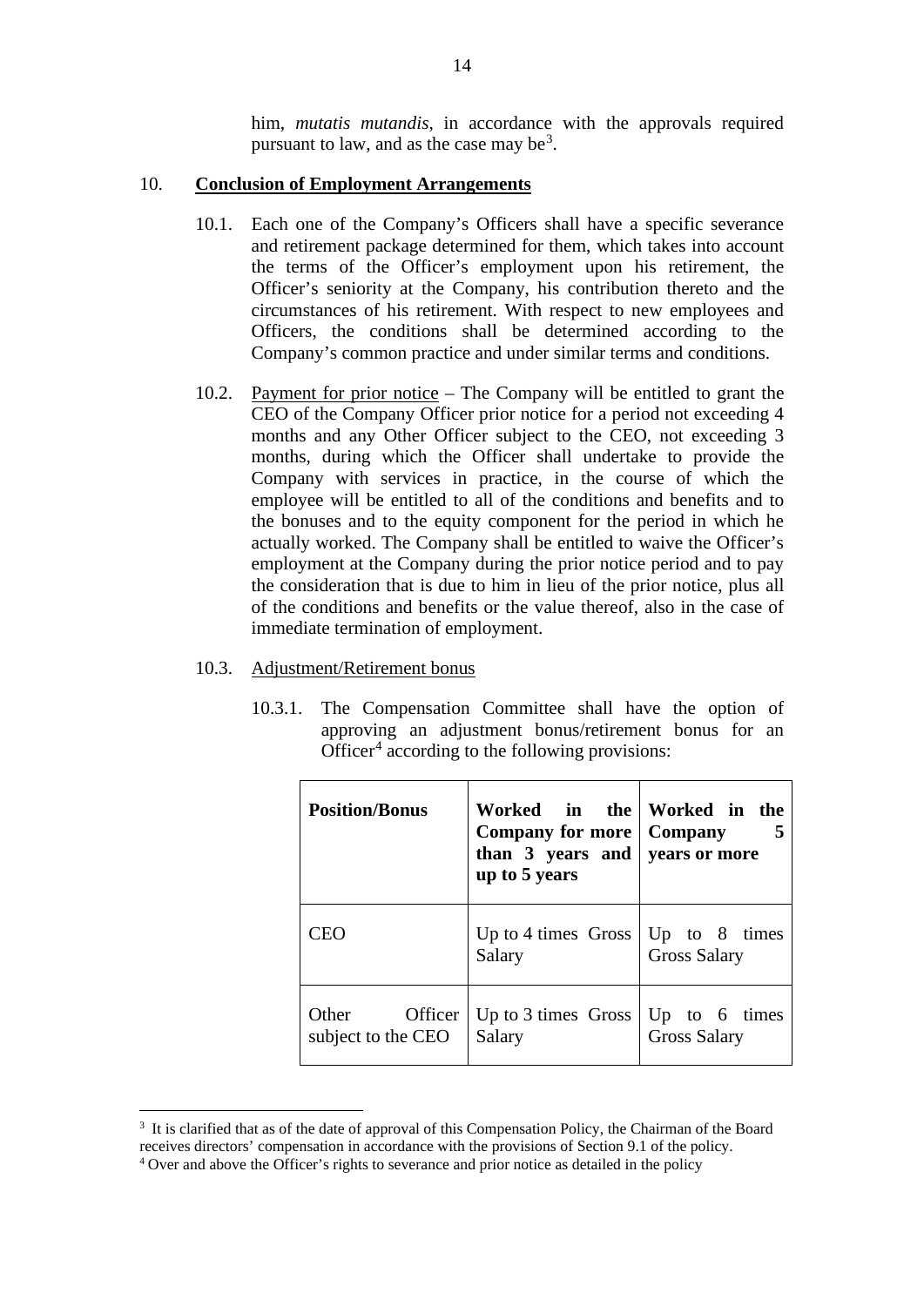him, *mutatis mutandis*, in accordance with the approvals required pursuant to law, and as the case may be[3].

10. **Conclusion of Employment Arrangements**

10.1. Each one of the Company's Officers shall have a specific severance and retirement package determined for them, which takes into account the terms of the Officer's employment upon his retirement, the Officer's seniority at the Company, his contribution thereto and the circumstances of his retirement. With respect to new employees and Officers, the conditions shall be determined according to the Company's common practice and under similar terms and conditions.

10.2. Payment for prior notice – The Company will be entitled to grant the CEO of the Company Officer prior notice for a period not exceeding 4 months and any Other Officer subject to the CEO, not exceeding 3 months, during which the Officer shall undertake to provide the Company with services in practice, in the course of which the employee will be entitled to all of the conditions and benefits and to the bonuses and to the equity component for the period in which he actually worked. The Company shall be entitled to waive the Officer's employment at the Company during the prior notice period and to pay the consideration that is due to him in lieu of the prior notice, plus all of the conditions and benefits or the value thereof, also in the case of immediate termination of employment.

10.3. Adjustment/Retirement bonus

10.3.1. The Compensation Committee shall have the option of approving an adjustment bonus/retirement bonus for an Officer[4] according to the following provisions:

| **Position/Bonus** | **Worked in the Company for more than 3 years and up to 5 years** | **Worked in the Company 5 years or more** |
|---|---|---|
| CEO | Up to 4 times Gross Salary | Up to 8 times Gross Salary |
| Other Officer subject to the CEO | Up to 3 times Gross Salary | Up to 6 times Gross Salary |

[3] It is clarified that as of the date of approval of this Compensation Policy, the Chairman of the Board receives directors' compensation in accordance with the provisions of Section 9.1 of the policy.

[4] Over and above the Officer's rights to severance and prior notice as detailed in the policy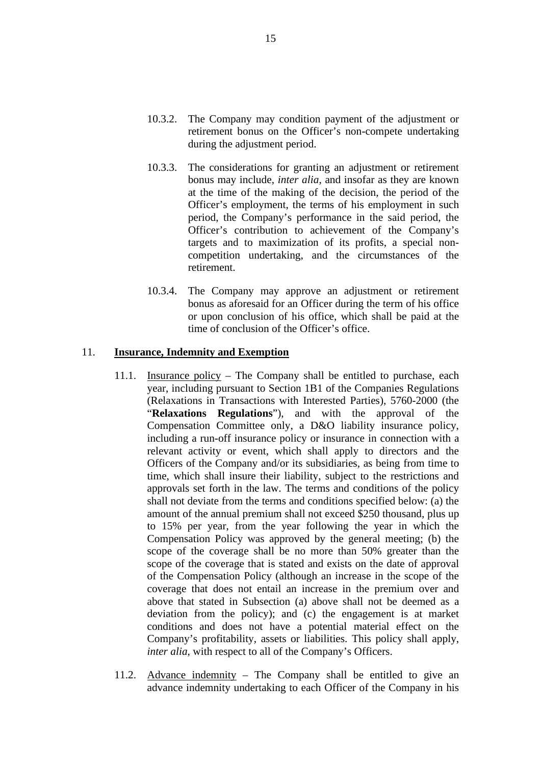10.3.2. The Company may condition payment of the adjustment or retirement bonus on the Officer's non-compete undertaking during the adjustment period.

10.3.3. The considerations for granting an adjustment or retirement bonus may include, *inter alia*, and insofar as they are known at the time of the making of the decision, the period of the Officer's employment, the terms of his employment in such period, the Company's performance in the said period, the Officer's contribution to achievement of the Company's targets and to maximization of its profits, a special non-competition undertaking, and the circumstances of the retirement.

10.3.4. The Company may approve an adjustment or retirement bonus as aforesaid for an Officer during the term of his office or upon conclusion of his office, which shall be paid at the time of conclusion of the Officer's office.

## 11. <u>Insurance, Indemnity and Exemption</u>

11.1. <u>Insurance policy</u> – The Company shall be entitled to purchase, each year, including pursuant to Section 1B1 of the Companies Regulations (Relaxations in Transactions with Interested Parties), 5760-2000 (the "**Relaxations Regulations**"), and with the approval of the Compensation Committee only, a D&O liability insurance policy, including a run-off insurance policy or insurance in connection with a relevant activity or event, which shall apply to directors and the Officers of the Company and/or its subsidiaries, as being from time to time, which shall insure their liability, subject to the restrictions and approvals set forth in the law. The terms and conditions of the policy shall not deviate from the terms and conditions specified below: (a) the amount of the annual premium shall not exceed $250 thousand, plus up to 15% per year, from the year following the year in which the Compensation Policy was approved by the general meeting; (b) the scope of the coverage shall be no more than 50% greater than the scope of the coverage that is stated and exists on the date of approval of the Compensation Policy (although an increase in the scope of the coverage that does not entail an increase in the premium over and above that stated in Subsection (a) above shall not be deemed as a deviation from the policy); and (c) the engagement is at market conditions and does not have a potential material effect on the Company's profitability, assets or liabilities. This policy shall apply, *inter alia*, with respect to all of the Company's Officers.

11.2. <u>Advance indemnity</u> – The Company shall be entitled to give an advance indemnity undertaking to each Officer of the Company in his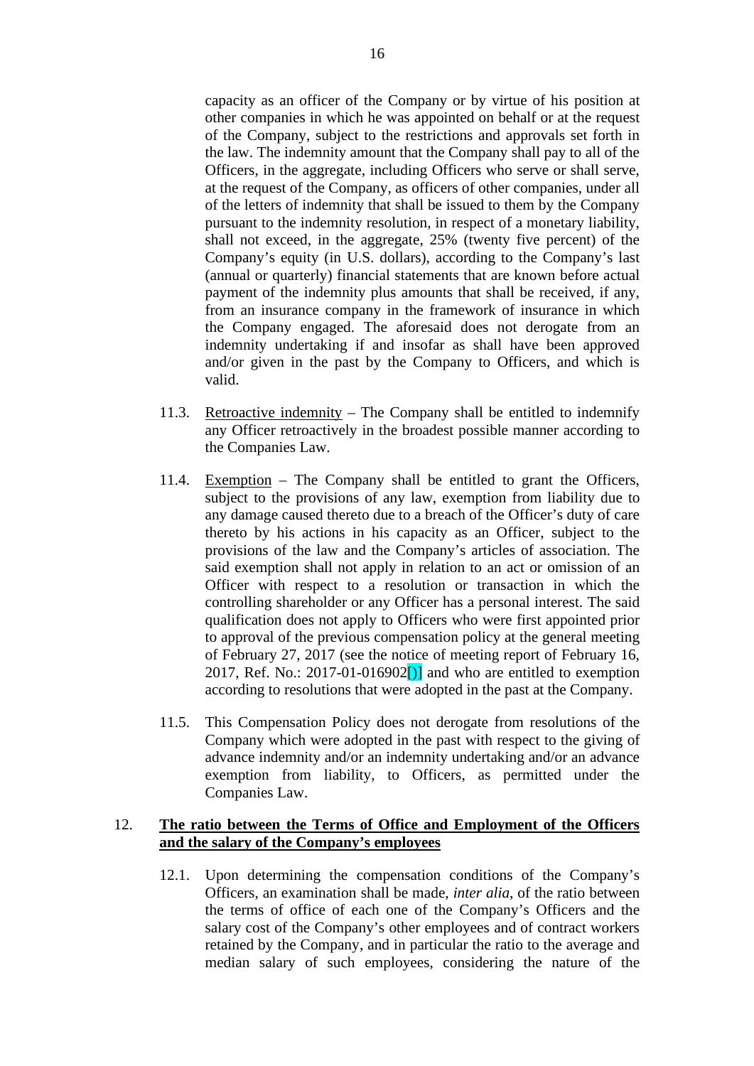capacity as an officer of the Company or by virtue of his position at other companies in which he was appointed on behalf or at the request of the Company, subject to the restrictions and approvals set forth in the law. The indemnity amount that the Company shall pay to all of the Officers, in the aggregate, including Officers who serve or shall serve, at the request of the Company, as officers of other companies, under all of the letters of indemnity that shall be issued to them by the Company pursuant to the indemnity resolution, in respect of a monetary liability, shall not exceed, in the aggregate, 25% (twenty five percent) of the Company's equity (in U.S. dollars), according to the Company's last (annual or quarterly) financial statements that are known before actual payment of the indemnity plus amounts that shall be received, if any, from an insurance company in the framework of insurance in which the Company engaged. The aforesaid does not derogate from an indemnity undertaking if and insofar as shall have been approved and/or given in the past by the Company to Officers, and which is valid.

11.3. Retroactive indemnity – The Company shall be entitled to indemnify any Officer retroactively in the broadest possible manner according to the Companies Law.

11.4. Exemption – The Company shall be entitled to grant the Officers, subject to the provisions of any law, exemption from liability due to any damage caused thereto due to a breach of the Officer's duty of care thereto by his actions in his capacity as an Officer, subject to the provisions of the law and the Company's articles of association. The said exemption shall not apply in relation to an act or omission of an Officer with respect to a resolution or transaction in which the controlling shareholder or any Officer has a personal interest. The said qualification does not apply to Officers who were first appointed prior to approval of the previous compensation policy at the general meeting of February 27, 2017 (see the notice of meeting report of February 16, 2017, Ref. No.: 2017-01-016902[)] and who are entitled to exemption according to resolutions that were adopted in the past at the Company.

11.5. This Compensation Policy does not derogate from resolutions of the Company which were adopted in the past with respect to the giving of advance indemnity and/or an indemnity undertaking and/or an advance exemption from liability, to Officers, as permitted under the Companies Law.

## 12. **The ratio between the Terms of Office and Employment of the Officers and the salary of the Company's employees**

12.1. Upon determining the compensation conditions of the Company's Officers, an examination shall be made, *inter alia*, of the ratio between the terms of office of each one of the Company's Officers and the salary cost of the Company's other employees and of contract workers retained by the Company, and in particular the ratio to the average and median salary of such employees, considering the nature of the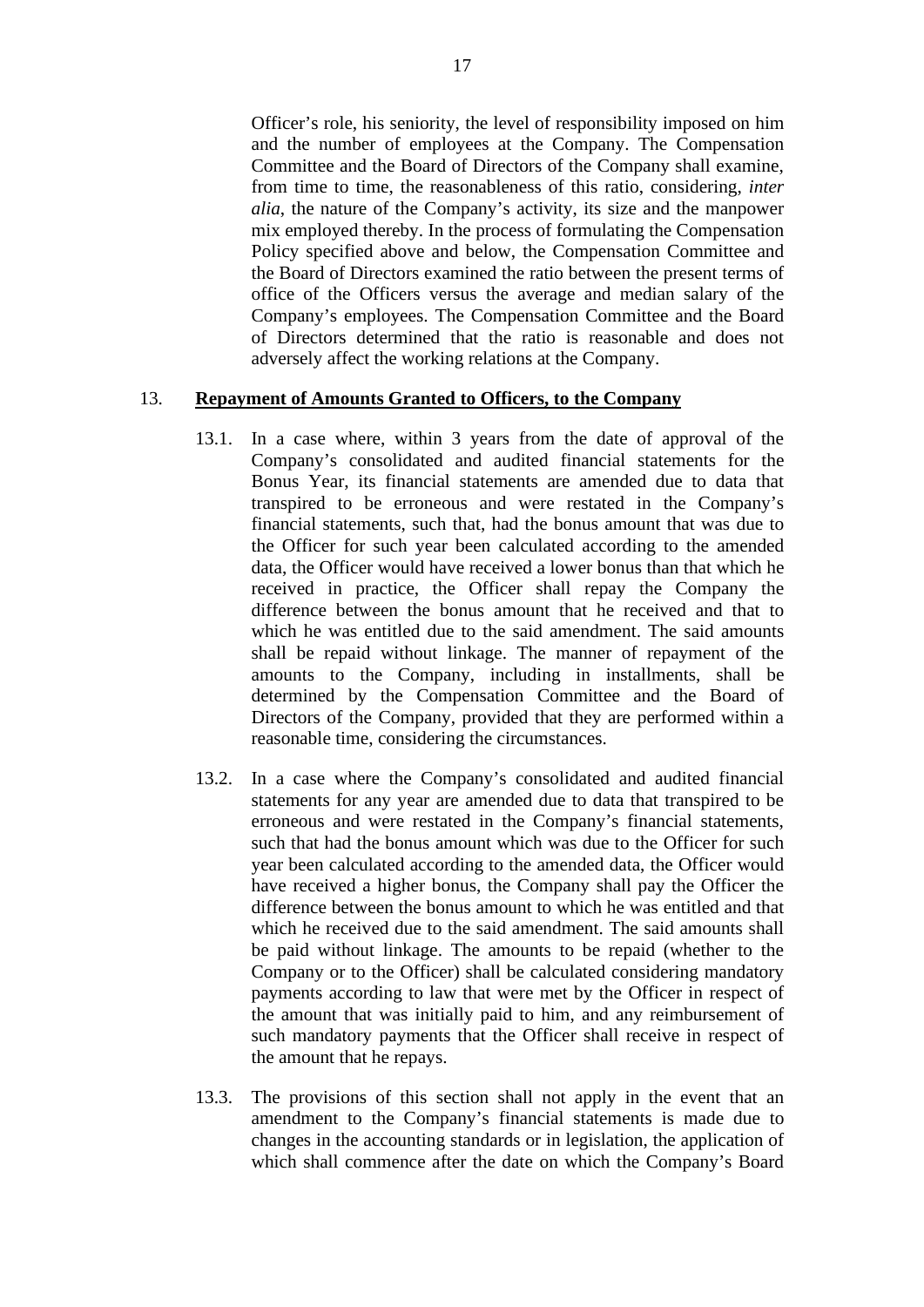Officer's role, his seniority, the level of responsibility imposed on him and the number of employees at the Company. The Compensation Committee and the Board of Directors of the Company shall examine, from time to time, the reasonableness of this ratio, considering, *inter alia*, the nature of the Company's activity, its size and the manpower mix employed thereby. In the process of formulating the Compensation Policy specified above and below, the Compensation Committee and the Board of Directors examined the ratio between the present terms of office of the Officers versus the average and median salary of the Company's employees. The Compensation Committee and the Board of Directors determined that the ratio is reasonable and does not adversely affect the working relations at the Company.

13. **Repayment of Amounts Granted to Officers, to the Company**

13.1. In a case where, within 3 years from the date of approval of the Company's consolidated and audited financial statements for the Bonus Year, its financial statements are amended due to data that transpired to be erroneous and were restated in the Company's financial statements, such that, had the bonus amount that was due to the Officer for such year been calculated according to the amended data, the Officer would have received a lower bonus than that which he received in practice, the Officer shall repay the Company the difference between the bonus amount that he received and that to which he was entitled due to the said amendment. The said amounts shall be repaid without linkage. The manner of repayment of the amounts to the Company, including in installments, shall be determined by the Compensation Committee and the Board of Directors of the Company, provided that they are performed within a reasonable time, considering the circumstances.

13.2. In a case where the Company's consolidated and audited financial statements for any year are amended due to data that transpired to be erroneous and were restated in the Company's financial statements, such that had the bonus amount which was due to the Officer for such year been calculated according to the amended data, the Officer would have received a higher bonus, the Company shall pay the Officer the difference between the bonus amount to which he was entitled and that which he received due to the said amendment. The said amounts shall be paid without linkage. The amounts to be repaid (whether to the Company or to the Officer) shall be calculated considering mandatory payments according to law that were met by the Officer in respect of the amount that was initially paid to him, and any reimbursement of such mandatory payments that the Officer shall receive in respect of the amount that he repays.

13.3. The provisions of this section shall not apply in the event that an amendment to the Company's financial statements is made due to changes in the accounting standards or in legislation, the application of which shall commence after the date on which the Company's Board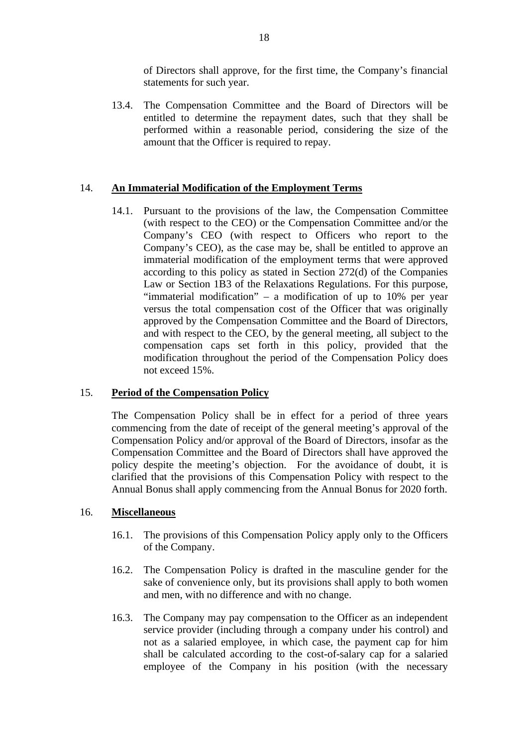of Directors shall approve, for the first time, the Company's financial statements for such year.

13.4. The Compensation Committee and the Board of Directors will be entitled to determine the repayment dates, such that they shall be performed within a reasonable period, considering the size of the amount that the Officer is required to repay.

## 14. An Immaterial Modification of the Employment Terms

14.1. Pursuant to the provisions of the law, the Compensation Committee (with respect to the CEO) or the Compensation Committee and/or the Company's CEO (with respect to Officers who report to the Company's CEO), as the case may be, shall be entitled to approve an immaterial modification of the employment terms that were approved according to this policy as stated in Section 272(d) of the Companies Law or Section 1B3 of the Relaxations Regulations. For this purpose, "immaterial modification" – a modification of up to 10% per year versus the total compensation cost of the Officer that was originally approved by the Compensation Committee and the Board of Directors, and with respect to the CEO, by the general meeting, all subject to the compensation caps set forth in this policy, provided that the modification throughout the period of the Compensation Policy does not exceed 15%.

## 15. Period of the Compensation Policy

The Compensation Policy shall be in effect for a period of three years commencing from the date of receipt of the general meeting's approval of the Compensation Policy and/or approval of the Board of Directors, insofar as the Compensation Committee and the Board of Directors shall have approved the policy despite the meeting's objection. For the avoidance of doubt, it is clarified that the provisions of this Compensation Policy with respect to the Annual Bonus shall apply commencing from the Annual Bonus for 2020 forth.

## 16. Miscellaneous

16.1. The provisions of this Compensation Policy apply only to the Officers of the Company.

16.2. The Compensation Policy is drafted in the masculine gender for the sake of convenience only, but its provisions shall apply to both women and men, with no difference and with no change.

16.3. The Company may pay compensation to the Officer as an independent service provider (including through a company under his control) and not as a salaried employee, in which case, the payment cap for him shall be calculated according to the cost-of-salary cap for a salaried employee of the Company in his position (with the necessary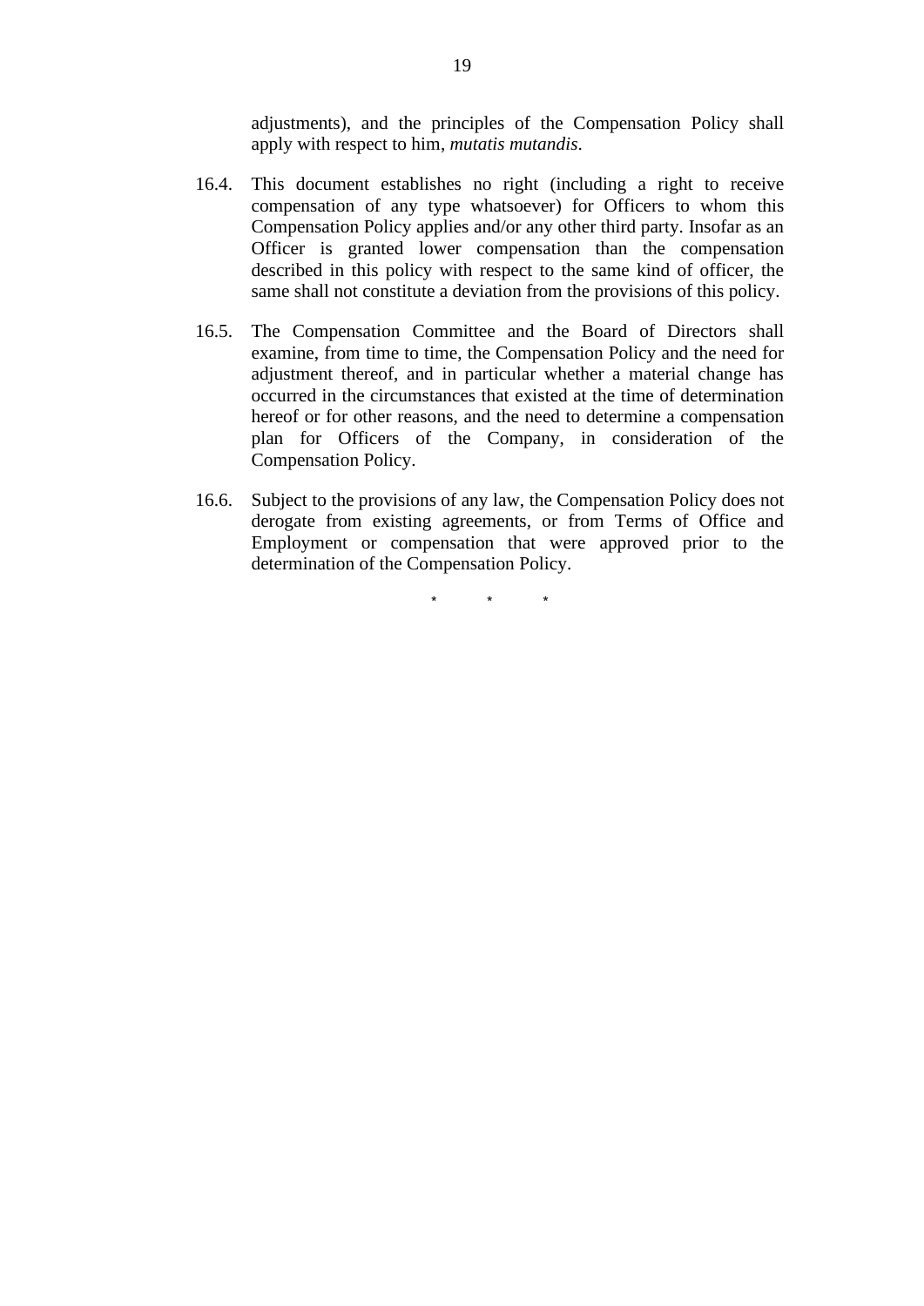adjustments), and the principles of the Compensation Policy shall apply with respect to him, *mutatis mutandis*.

16.4. This document establishes no right (including a right to receive compensation of any type whatsoever) for Officers to whom this Compensation Policy applies and/or any other third party. Insofar as an Officer is granted lower compensation than the compensation described in this policy with respect to the same kind of officer, the same shall not constitute a deviation from the provisions of this policy.

16.5. The Compensation Committee and the Board of Directors shall examine, from time to time, the Compensation Policy and the need for adjustment thereof, and in particular whether a material change has occurred in the circumstances that existed at the time of determination hereof or for other reasons, and the need to determine a compensation plan for Officers of the Company, in consideration of the Compensation Policy.

16.6. Subject to the provisions of any law, the Compensation Policy does not derogate from existing agreements, or from Terms of Office and Employment or compensation that were approved prior to the determination of the Compensation Policy.

\* \* \*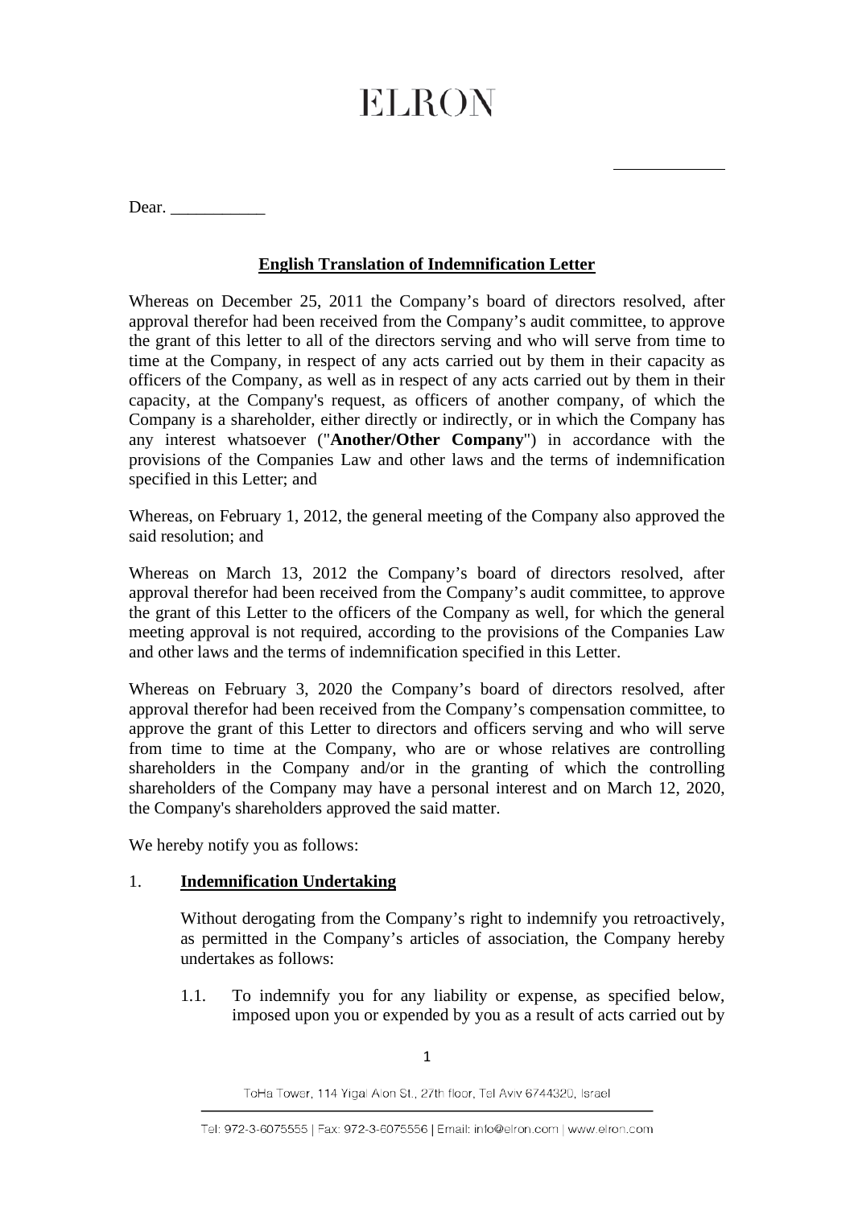# ELRON

____________

Dear. ___________

**English Translation of Indemnification Letter**

Whereas on December 25, 2011 the Company's board of directors resolved, after approval therefor had been received from the Company's audit committee, to approve the grant of this letter to all of the directors serving and who will serve from time to time at the Company, in respect of any acts carried out by them in their capacity as officers of the Company, as well as in respect of any acts carried out by them in their capacity, at the Company's request, as officers of another company, of which the Company is a shareholder, either directly or indirectly, or in which the Company has any interest whatsoever ("**Another/Other Company**") in accordance with the provisions of the Companies Law and other laws and the terms of indemnification specified in this Letter; and

Whereas, on February 1, 2012, the general meeting of the Company also approved the said resolution; and

Whereas on March 13, 2012 the Company's board of directors resolved, after approval therefor had been received from the Company's audit committee, to approve the grant of this Letter to the officers of the Company as well, for which the general meeting approval is not required, according to the provisions of the Companies Law and other laws and the terms of indemnification specified in this Letter.

Whereas on February 3, 2020 the Company's board of directors resolved, after approval therefor had been received from the Company's compensation committee, to approve the grant of this Letter to directors and officers serving and who will serve from time to time at the Company, who are or whose relatives are controlling shareholders in the Company and/or in the granting of which the controlling shareholders of the Company may have a personal interest and on March 12, 2020, the Company's shareholders approved the said matter.

We hereby notify you as follows:

1. **Indemnification Undertaking**

   Without derogating from the Company's right to indemnify you retroactively, as permitted in the Company's articles of association, the Company hereby undertakes as follows:

   1.1. To indemnify you for any liability or expense, as specified below, imposed upon you or expended by you as a result of acts carried out by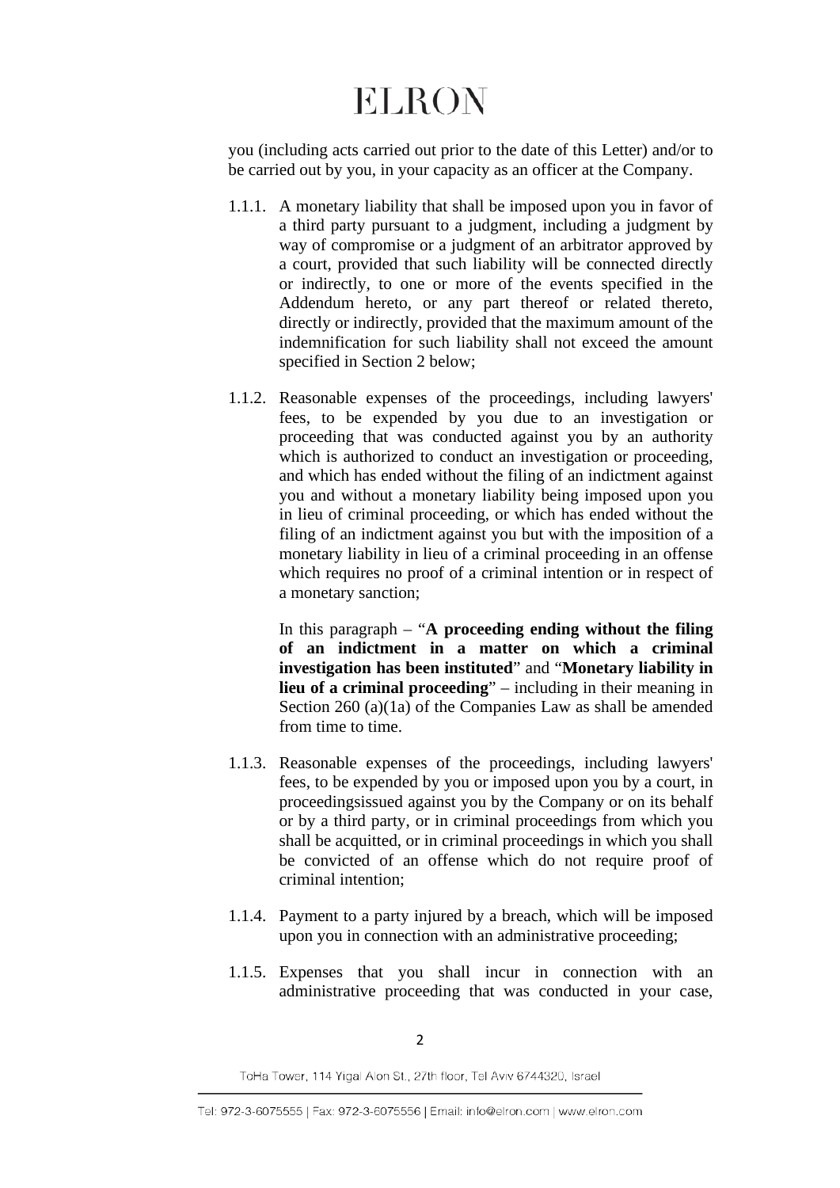you (including acts carried out prior to the date of this Letter) and/or to be carried out by you, in your capacity as an officer at the Company.

1.1.1. A monetary liability that shall be imposed upon you in favor of a third party pursuant to a judgment, including a judgment by way of compromise or a judgment of an arbitrator approved by a court, provided that such liability will be connected directly or indirectly, to one or more of the events specified in the Addendum hereto, or any part thereof or related thereto, directly or indirectly, provided that the maximum amount of the indemnification for such liability shall not exceed the amount specified in Section 2 below;

1.1.2. Reasonable expenses of the proceedings, including lawyers' fees, to be expended by you due to an investigation or proceeding that was conducted against you by an authority which is authorized to conduct an investigation or proceeding, and which has ended without the filing of an indictment against you and without a monetary liability being imposed upon you in lieu of criminal proceeding, or which has ended without the filing of an indictment against you but with the imposition of a monetary liability in lieu of a criminal proceeding in an offense which requires no proof of a criminal intention or in respect of a monetary sanction;

In this paragraph – "**A proceeding ending without the filing of an indictment in a matter on which a criminal investigation has been instituted**" and "**Monetary liability in lieu of a criminal proceeding**" – including in their meaning in Section 260 (a)(1a) of the Companies Law as shall be amended from time to time.

1.1.3. Reasonable expenses of the proceedings, including lawyers' fees, to be expended by you or imposed upon you by a court, in proceedingsissued against you by the Company or on its behalf or by a third party, or in criminal proceedings from which you shall be acquitted, or in criminal proceedings in which you shall be convicted of an offense which do not require proof of criminal intention;

1.1.4. Payment to a party injured by a breach, which will be imposed upon you in connection with an administrative proceeding;

1.1.5. Expenses that you shall incur in connection with an administrative proceeding that was conducted in your case,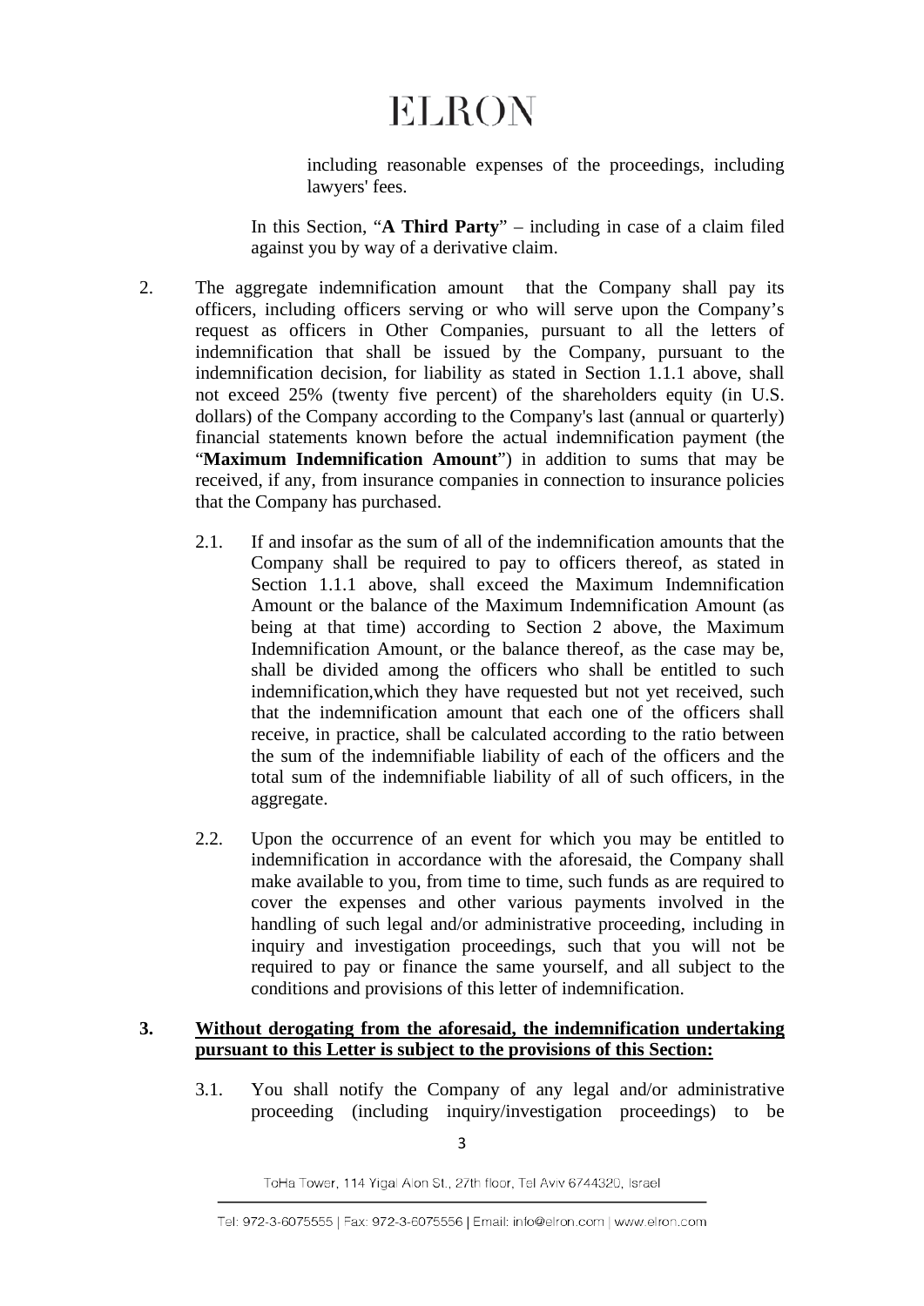including reasonable expenses of the proceedings, including lawyers' fees.

In this Section, "**A Third Party**" – including in case of a claim filed against you by way of a derivative claim.

2. The aggregate indemnification amount that the Company shall pay its officers, including officers serving or who will serve upon the Company's request as officers in Other Companies, pursuant to all the letters of indemnification that shall be issued by the Company, pursuant to the indemnification decision, for liability as stated in Section 1.1.1 above, shall not exceed 25% (twenty five percent) of the shareholders equity (in U.S. dollars) of the Company according to the Company's last (annual or quarterly) financial statements known before the actual indemnification payment (the "**Maximum Indemnification Amount**") in addition to sums that may be received, if any, from insurance companies in connection to insurance policies that the Company has purchased.

   2.1. If and insofar as the sum of all of the indemnification amounts that the Company shall be required to pay to officers thereof, as stated in Section 1.1.1 above, shall exceed the Maximum Indemnification Amount or the balance of the Maximum Indemnification Amount (as being at that time) according to Section 2 above, the Maximum Indemnification Amount, or the balance thereof, as the case may be, shall be divided among the officers who shall be entitled to such indemnification,which they have requested but not yet received, such that the indemnification amount that each one of the officers shall receive, in practice, shall be calculated according to the ratio between the sum of the indemnifiable liability of each of the officers and the total sum of the indemnifiable liability of all of such officers, in the aggregate.

   2.2. Upon the occurrence of an event for which you may be entitled to indemnification in accordance with the aforesaid, the Company shall make available to you, from time to time, such funds as are required to cover the expenses and other various payments involved in the handling of such legal and/or administrative proceeding, including in inquiry and investigation proceedings, such that you will not be required to pay or finance the same yourself, and all subject to the conditions and provisions of this letter of indemnification.

3. **Without derogating from the aforesaid, the indemnification undertaking pursuant to this Letter is subject to the provisions of this Section:**

   3.1. You shall notify the Company of any legal and/or administrative proceeding (including inquiry/investigation proceedings) to be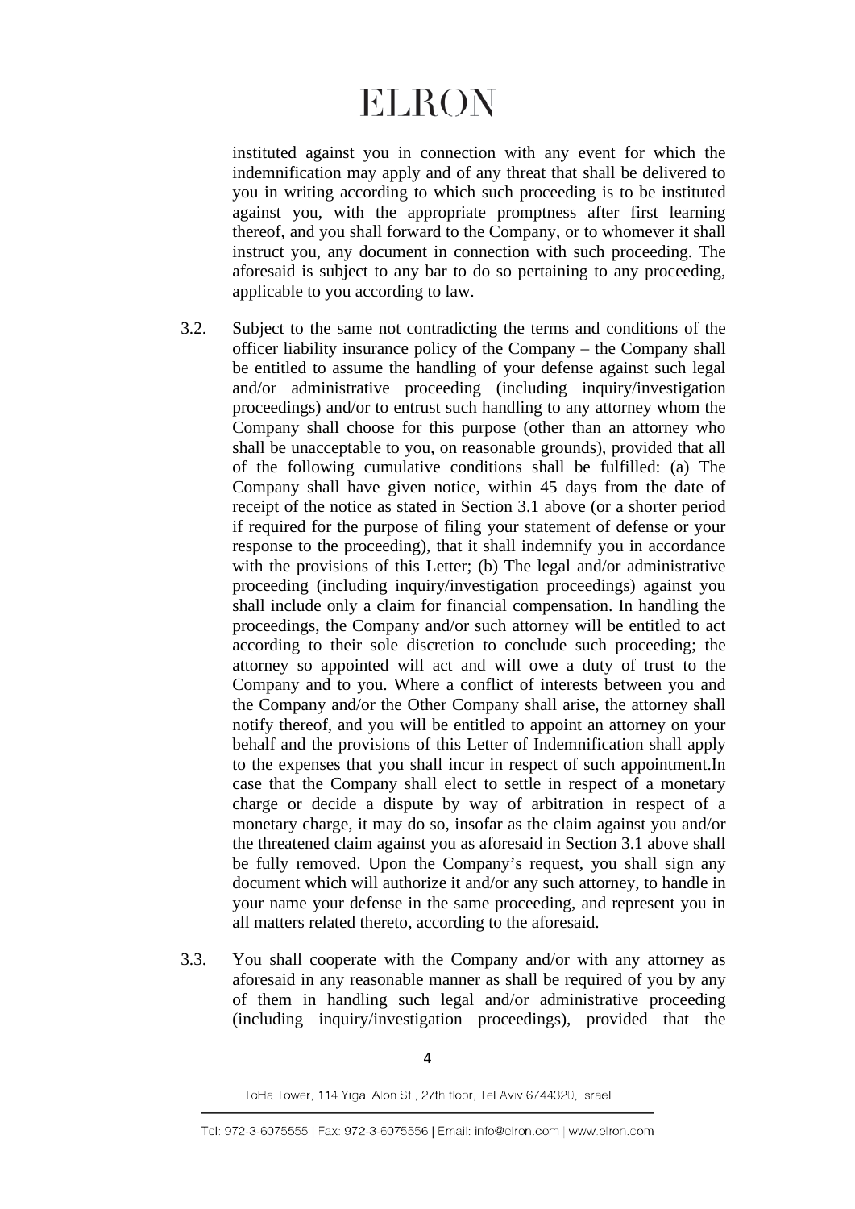instituted against you in connection with any event for which the indemnification may apply and of any threat that shall be delivered to you in writing according to which such proceeding is to be instituted against you, with the appropriate promptness after first learning thereof, and you shall forward to the Company, or to whomever it shall instruct you, any document in connection with such proceeding. The aforesaid is subject to any bar to do so pertaining to any proceeding, applicable to you according to law.

3.2. Subject to the same not contradicting the terms and conditions of the officer liability insurance policy of the Company – the Company shall be entitled to assume the handling of your defense against such legal and/or administrative proceeding (including inquiry/investigation proceedings) and/or to entrust such handling to any attorney whom the Company shall choose for this purpose (other than an attorney who shall be unacceptable to you, on reasonable grounds), provided that all of the following cumulative conditions shall be fulfilled: (a) The Company shall have given notice, within 45 days from the date of receipt of the notice as stated in Section 3.1 above (or a shorter period if required for the purpose of filing your statement of defense or your response to the proceeding), that it shall indemnify you in accordance with the provisions of this Letter; (b) The legal and/or administrative proceeding (including inquiry/investigation proceedings) against you shall include only a claim for financial compensation. In handling the proceedings, the Company and/or such attorney will be entitled to act according to their sole discretion to conclude such proceeding; the attorney so appointed will act and will owe a duty of trust to the Company and to you. Where a conflict of interests between you and the Company and/or the Other Company shall arise, the attorney shall notify thereof, and you will be entitled to appoint an attorney on your behalf and the provisions of this Letter of Indemnification shall apply to the expenses that you shall incur in respect of such appointment.In case that the Company shall elect to settle in respect of a monetary charge or decide a dispute by way of arbitration in respect of a monetary charge, it may do so, insofar as the claim against you and/or the threatened claim against you as aforesaid in Section 3.1 above shall be fully removed. Upon the Company's request, you shall sign any document which will authorize it and/or any such attorney, to handle in your name your defense in the same proceeding, and represent you in all matters related thereto, according to the aforesaid.

3.3. You shall cooperate with the Company and/or with any attorney as aforesaid in any reasonable manner as shall be required of you by any of them in handling such legal and/or administrative proceeding (including inquiry/investigation proceedings), provided that the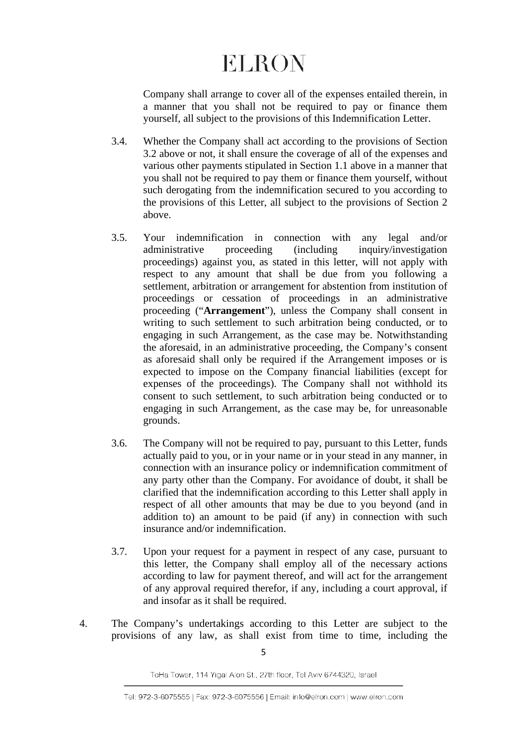Company shall arrange to cover all of the expenses entailed therein, in a manner that you shall not be required to pay or finance them yourself, all subject to the provisions of this Indemnification Letter.

3.4. Whether the Company shall act according to the provisions of Section 3.2 above or not, it shall ensure the coverage of all of the expenses and various other payments stipulated in Section 1.1 above in a manner that you shall not be required to pay them or finance them yourself, without such derogating from the indemnification secured to you according to the provisions of this Letter, all subject to the provisions of Section 2 above.

3.5. Your indemnification in connection with any legal and/or administrative proceeding (including inquiry/investigation proceedings) against you, as stated in this letter, will not apply with respect to any amount that shall be due from you following a settlement, arbitration or arrangement for abstention from institution of proceedings or cessation of proceedings in an administrative proceeding ("**Arrangement**"), unless the Company shall consent in writing to such settlement to such arbitration being conducted, or to engaging in such Arrangement, as the case may be. Notwithstanding the aforesaid, in an administrative proceeding, the Company's consent as aforesaid shall only be required if the Arrangement imposes or is expected to impose on the Company financial liabilities (except for expenses of the proceedings). The Company shall not withhold its consent to such settlement, to such arbitration being conducted or to engaging in such Arrangement, as the case may be, for unreasonable grounds.

3.6. The Company will not be required to pay, pursuant to this Letter, funds actually paid to you, or in your name or in your stead in any manner, in connection with an insurance policy or indemnification commitment of any party other than the Company. For avoidance of doubt, it shall be clarified that the indemnification according to this Letter shall apply in respect of all other amounts that may be due to you beyond (and in addition to) an amount to be paid (if any) in connection with such insurance and/or indemnification.

3.7. Upon your request for a payment in respect of any case, pursuant to this letter, the Company shall employ all of the necessary actions according to law for payment thereof, and will act for the arrangement of any approval required therefor, if any, including a court approval, if and insofar as it shall be required.

4. The Company's undertakings according to this Letter are subject to the provisions of any law, as shall exist from time to time, including the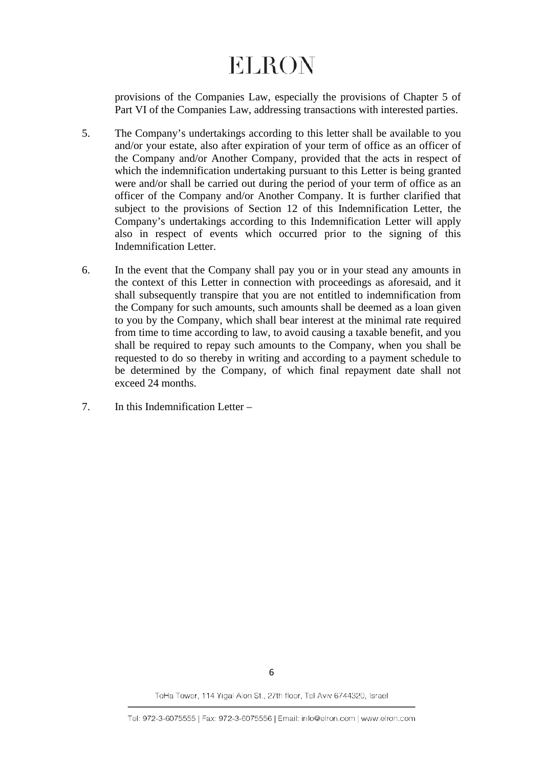provisions of the Companies Law, especially the provisions of Chapter 5 of Part VI of the Companies Law, addressing transactions with interested parties.

5. The Company's undertakings according to this letter shall be available to you and/or your estate, also after expiration of your term of office as an officer of the Company and/or Another Company, provided that the acts in respect of which the indemnification undertaking pursuant to this Letter is being granted were and/or shall be carried out during the period of your term of office as an officer of the Company and/or Another Company. It is further clarified that subject to the provisions of Section 12 of this Indemnification Letter, the Company's undertakings according to this Indemnification Letter will apply also in respect of events which occurred prior to the signing of this Indemnification Letter.

6. In the event that the Company shall pay you or in your stead any amounts in the context of this Letter in connection with proceedings as aforesaid, and it shall subsequently transpire that you are not entitled to indemnification from the Company for such amounts, such amounts shall be deemed as a loan given to you by the Company, which shall bear interest at the minimal rate required from time to time according to law, to avoid causing a taxable benefit, and you shall be required to repay such amounts to the Company, when you shall be requested to do so thereby in writing and according to a payment schedule to be determined by the Company, of which final repayment date shall not exceed 24 months.

7. In this Indemnification Letter –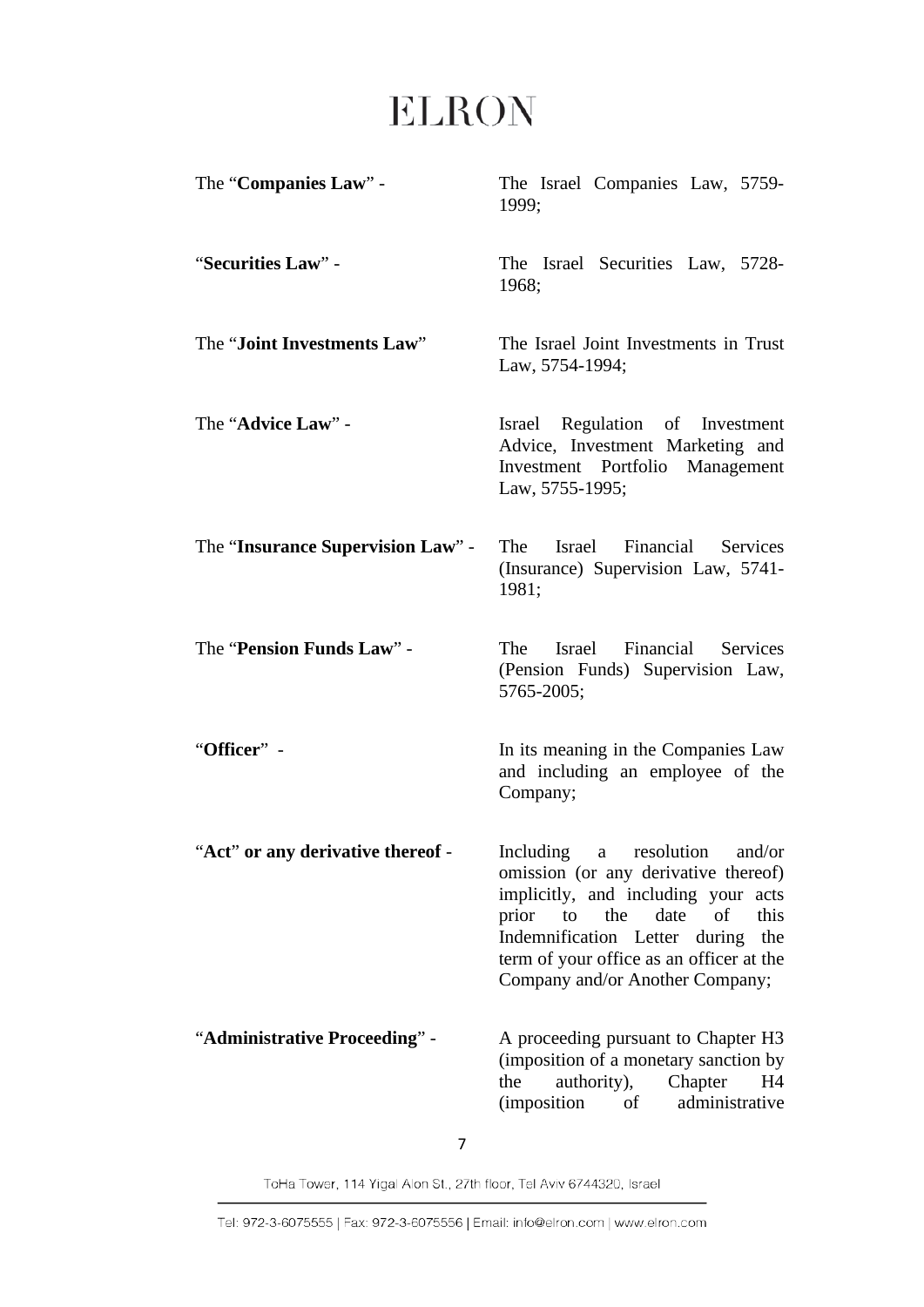| | |
|---|---|
| The "**Companies Law**" - | The Israel Companies Law, 5759-1999; |
| "**Securities Law**" - | The Israel Securities Law, 5728-1968; |
| The "**Joint Investments Law**" | The Israel Joint Investments in Trust Law, 5754-1994; |
| The "**Advice Law**" - | Israel Regulation of Investment Advice, Investment Marketing and Investment Portfolio Management Law, 5755-1995; |
| The "**Insurance Supervision Law**" - | The Israel Financial Services (Insurance) Supervision Law, 5741-1981; |
| The "**Pension Funds Law**" - | The Israel Financial Services (Pension Funds) Supervision Law, 5765-2005; |
| "**Officer**" - | In its meaning in the Companies Law and including an employee of the Company; |
| "**Act**" **or any derivative thereof** - | Including a resolution and/or omission (or any derivative thereof) implicitly, and including your acts prior to the date of this Indemnification Letter during the term of your office as an officer at the Company and/or Another Company; |
| "**Administrative Proceeding**" - | A proceeding pursuant to Chapter H3 (imposition of a monetary sanction by the authority), Chapter H4 (imposition of administrative |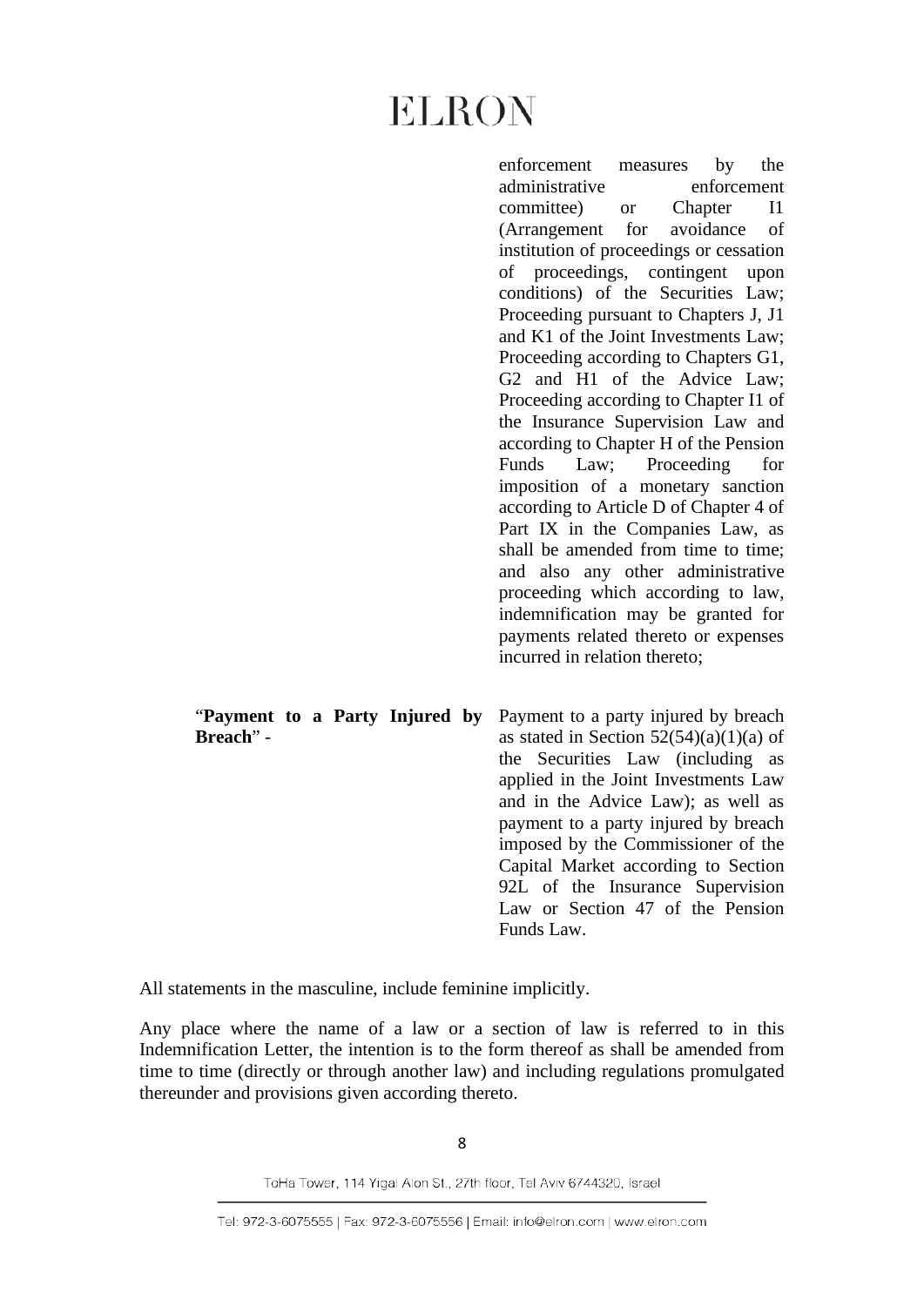| | |
|---|---|
| | enforcement measures by the administrative enforcement committee) or Chapter I1 (Arrangement for avoidance of institution of proceedings or cessation of proceedings, contingent upon conditions) of the Securities Law; Proceeding pursuant to Chapters J, J1 and K1 of the Joint Investments Law; Proceeding according to Chapters G1, G2 and H1 of the Advice Law; Proceeding according to Chapter I1 of the Insurance Supervision Law and according to Chapter H of the Pension Funds Law; Proceeding for imposition of a monetary sanction according to Article D of Chapter 4 of Part IX in the Companies Law, as shall be amended from time to time; and also any other administrative proceeding which according to law, indemnification may be granted for payments related thereto or expenses incurred in relation thereto; |
| "**Payment to a Party Injured by Breach**" - | Payment to a party injured by breach as stated in Section 52(54)(a)(1)(a) of the Securities Law (including as applied in the Joint Investments Law and in the Advice Law); as well as payment to a party injured by breach imposed by the Commissioner of the Capital Market according to Section 92L of the Insurance Supervision Law or Section 47 of the Pension Funds Law. |

All statements in the masculine, include feminine implicitly.

Any place where the name of a law or a section of law is referred to in this Indemnification Letter, the intention is to the form thereof as shall be amended from time to time (directly or through another law) and including regulations promulgated thereunder and provisions given according thereto.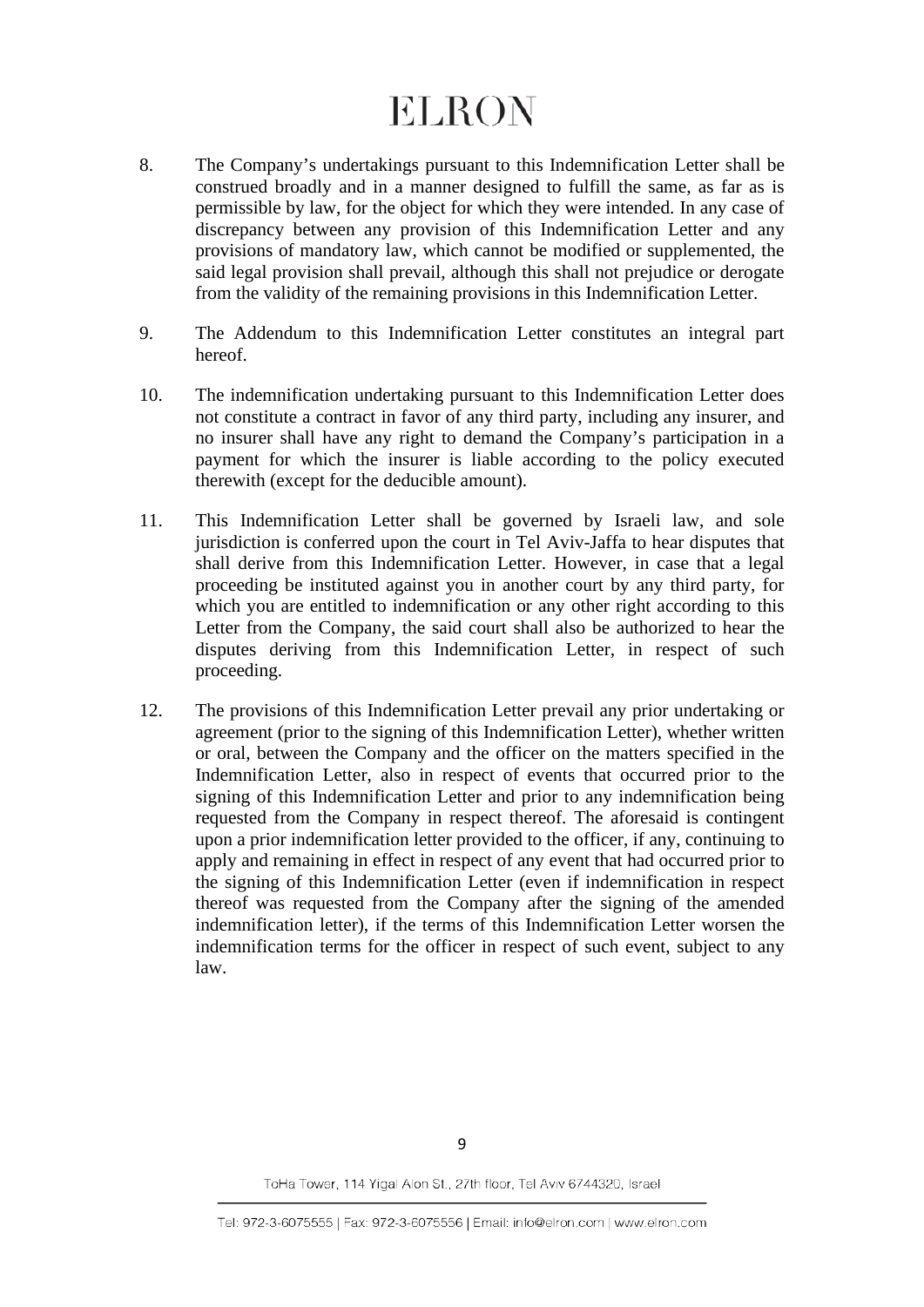8. The Company's undertakings pursuant to this Indemnification Letter shall be construed broadly and in a manner designed to fulfill the same, as far as is permissible by law, for the object for which they were intended. In any case of discrepancy between any provision of this Indemnification Letter and any provisions of mandatory law, which cannot be modified or supplemented, the said legal provision shall prevail, although this shall not prejudice or derogate from the validity of the remaining provisions in this Indemnification Letter.

9. The Addendum to this Indemnification Letter constitutes an integral part hereof.

10. The indemnification undertaking pursuant to this Indemnification Letter does not constitute a contract in favor of any third party, including any insurer, and no insurer shall have any right to demand the Company's participation in a payment for which the insurer is liable according to the policy executed therewith (except for the deducible amount).

11. This Indemnification Letter shall be governed by Israeli law, and sole jurisdiction is conferred upon the court in Tel Aviv-Jaffa to hear disputes that shall derive from this Indemnification Letter. However, in case that a legal proceeding be instituted against you in another court by any third party, for which you are entitled to indemnification or any other right according to this Letter from the Company, the said court shall also be authorized to hear the disputes deriving from this Indemnification Letter, in respect of such proceeding.

12. The provisions of this Indemnification Letter prevail any prior undertaking or agreement (prior to the signing of this Indemnification Letter), whether written or oral, between the Company and the officer on the matters specified in the Indemnification Letter, also in respect of events that occurred prior to the signing of this Indemnification Letter and prior to any indemnification being requested from the Company in respect thereof. The aforesaid is contingent upon a prior indemnification letter provided to the officer, if any, continuing to apply and remaining in effect in respect of any event that had occurred prior to the signing of this Indemnification Letter (even if indemnification in respect thereof was requested from the Company after the signing of the amended indemnification letter), if the terms of this Indemnification Letter worsen the indemnification terms for the officer in respect of such event, subject to any law.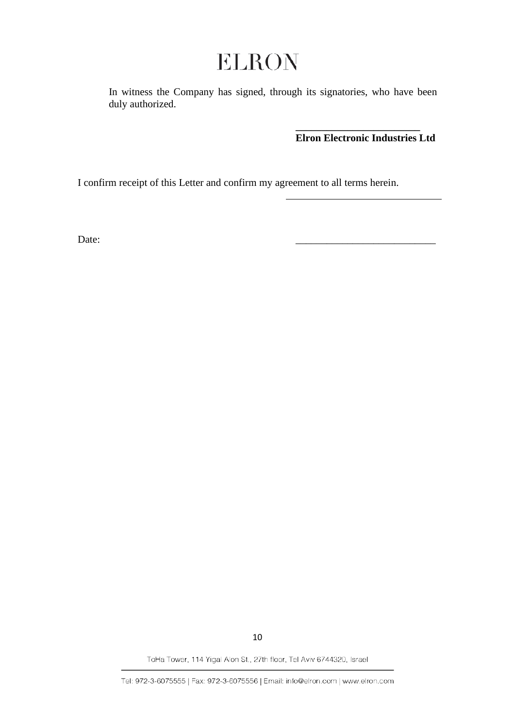In witness the Company has signed, through its signatories, who have been duly authorized.

\_\_\_\_\_\_\_\_\_\_\_\_\_\_\_\_\_\_\_\_\_\_\_\_\_\_
**Elron Electronic Industries Ltd**

I confirm receipt of this Letter and confirm my agreement to all terms herein.

\_\_\_\_\_\_\_\_\_\_\_\_\_\_\_\_\_\_\_\_\_\_\_\_\_\_\_\_\_\_\_\_

Date: \_\_\_\_\_\_\_\_\_\_\_\_\_\_\_\_\_\_\_\_\_\_\_\_\_\_\_\_\_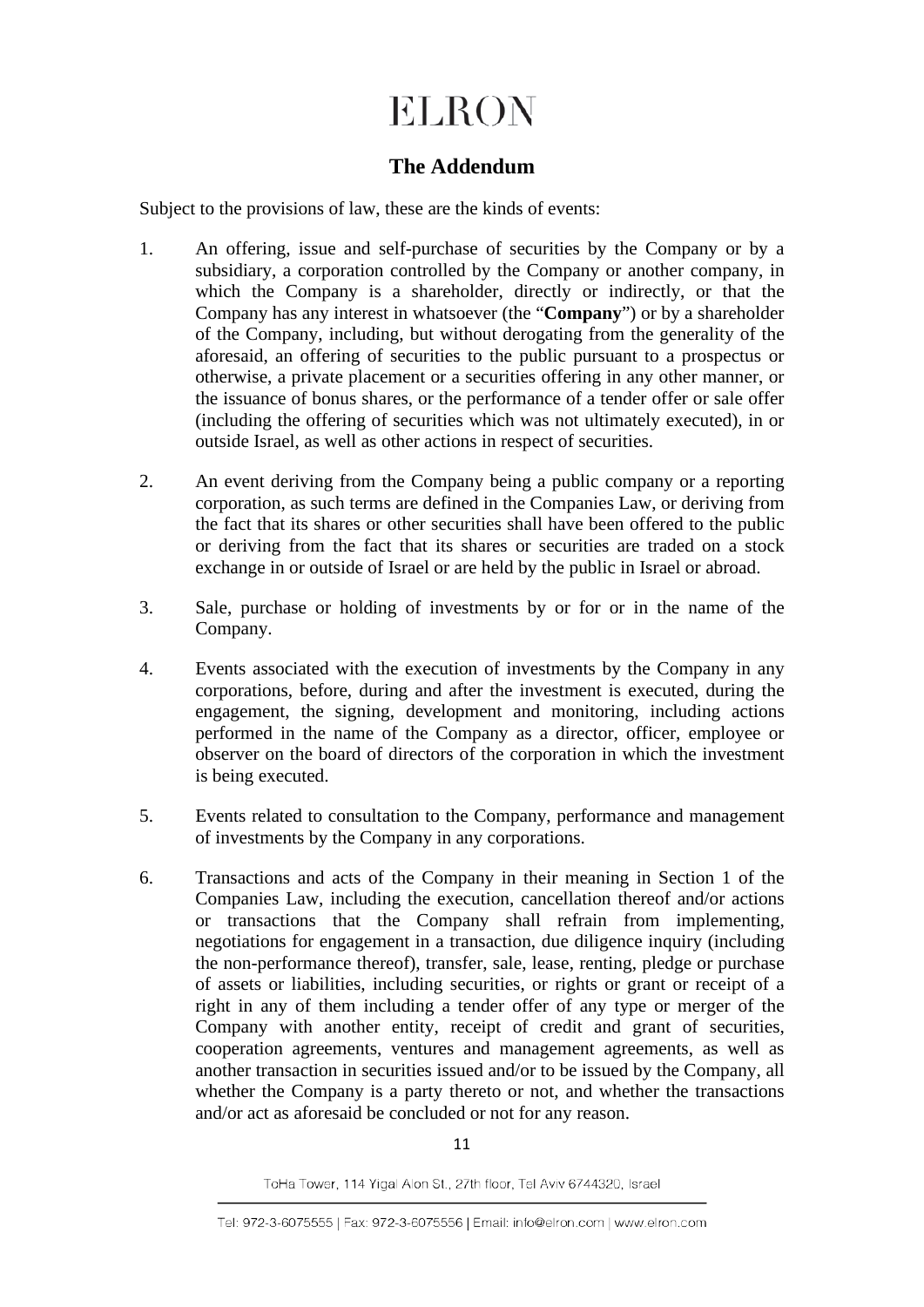## The Addendum

Subject to the provisions of law, these are the kinds of events:

1. An offering, issue and self-purchase of securities by the Company or by a subsidiary, a corporation controlled by the Company or another company, in which the Company is a shareholder, directly or indirectly, or that the Company has any interest in whatsoever (the "**Company**") or by a shareholder of the Company, including, but without derogating from the generality of the aforesaid, an offering of securities to the public pursuant to a prospectus or otherwise, a private placement or a securities offering in any other manner, or the issuance of bonus shares, or the performance of a tender offer or sale offer (including the offering of securities which was not ultimately executed), in or outside Israel, as well as other actions in respect of securities.

2. An event deriving from the Company being a public company or a reporting corporation, as such terms are defined in the Companies Law, or deriving from the fact that its shares or other securities shall have been offered to the public or deriving from the fact that its shares or securities are traded on a stock exchange in or outside of Israel or are held by the public in Israel or abroad.

3. Sale, purchase or holding of investments by or for or in the name of the Company.

4. Events associated with the execution of investments by the Company in any corporations, before, during and after the investment is executed, during the engagement, the signing, development and monitoring, including actions performed in the name of the Company as a director, officer, employee or observer on the board of directors of the corporation in which the investment is being executed.

5. Events related to consultation to the Company, performance and management of investments by the Company in any corporations.

6. Transactions and acts of the Company in their meaning in Section 1 of the Companies Law, including the execution, cancellation thereof and/or actions or transactions that the Company shall refrain from implementing, negotiations for engagement in a transaction, due diligence inquiry (including the non-performance thereof), transfer, sale, lease, renting, pledge or purchase of assets or liabilities, including securities, or rights or grant or receipt of a right in any of them including a tender offer of any type or merger of the Company with another entity, receipt of credit and grant of securities, cooperation agreements, ventures and management agreements, as well as another transaction in securities issued and/or to be issued by the Company, all whether the Company is a party thereto or not, and whether the transactions and/or act as aforesaid be concluded or not for any reason.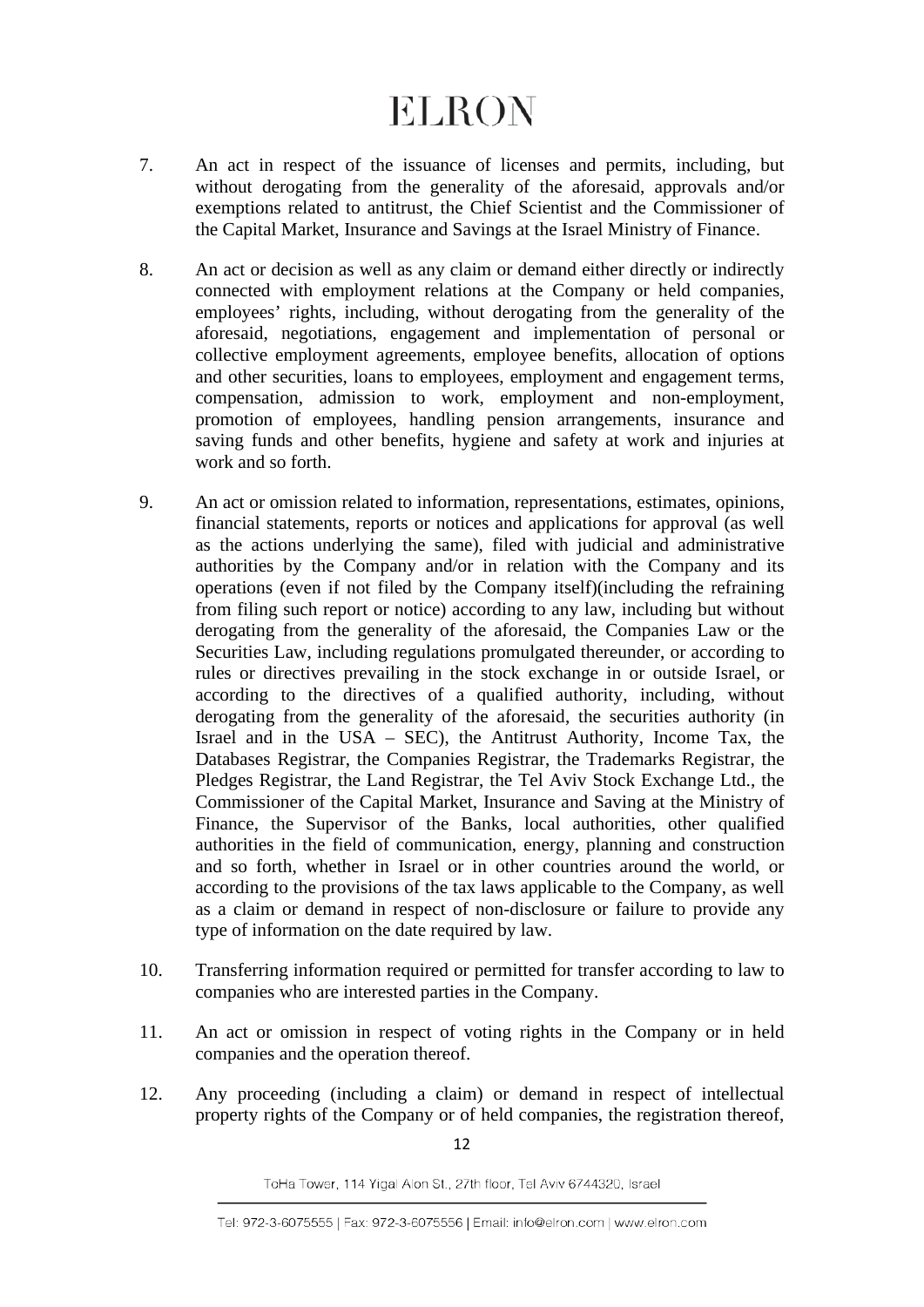7. An act in respect of the issuance of licenses and permits, including, but without derogating from the generality of the aforesaid, approvals and/or exemptions related to antitrust, the Chief Scientist and the Commissioner of the Capital Market, Insurance and Savings at the Israel Ministry of Finance.

8. An act or decision as well as any claim or demand either directly or indirectly connected with employment relations at the Company or held companies, employees' rights, including, without derogating from the generality of the aforesaid, negotiations, engagement and implementation of personal or collective employment agreements, employee benefits, allocation of options and other securities, loans to employees, employment and engagement terms, compensation, admission to work, employment and non-employment, promotion of employees, handling pension arrangements, insurance and saving funds and other benefits, hygiene and safety at work and injuries at work and so forth.

9. An act or omission related to information, representations, estimates, opinions, financial statements, reports or notices and applications for approval (as well as the actions underlying the same), filed with judicial and administrative authorities by the Company and/or in relation with the Company and its operations (even if not filed by the Company itself)(including the refraining from filing such report or notice) according to any law, including but without derogating from the generality of the aforesaid, the Companies Law or the Securities Law, including regulations promulgated thereunder, or according to rules or directives prevailing in the stock exchange in or outside Israel, or according to the directives of a qualified authority, including, without derogating from the generality of the aforesaid, the securities authority (in Israel and in the USA – SEC), the Antitrust Authority, Income Tax, the Databases Registrar, the Companies Registrar, the Trademarks Registrar, the Pledges Registrar, the Land Registrar, the Tel Aviv Stock Exchange Ltd., the Commissioner of the Capital Market, Insurance and Saving at the Ministry of Finance, the Supervisor of the Banks, local authorities, other qualified authorities in the field of communication, energy, planning and construction and so forth, whether in Israel or in other countries around the world, or according to the provisions of the tax laws applicable to the Company, as well as a claim or demand in respect of non-disclosure or failure to provide any type of information on the date required by law.

10. Transferring information required or permitted for transfer according to law to companies who are interested parties in the Company.

11. An act or omission in respect of voting rights in the Company or in held companies and the operation thereof.

12. Any proceeding (including a claim) or demand in respect of intellectual property rights of the Company or of held companies, the registration thereof,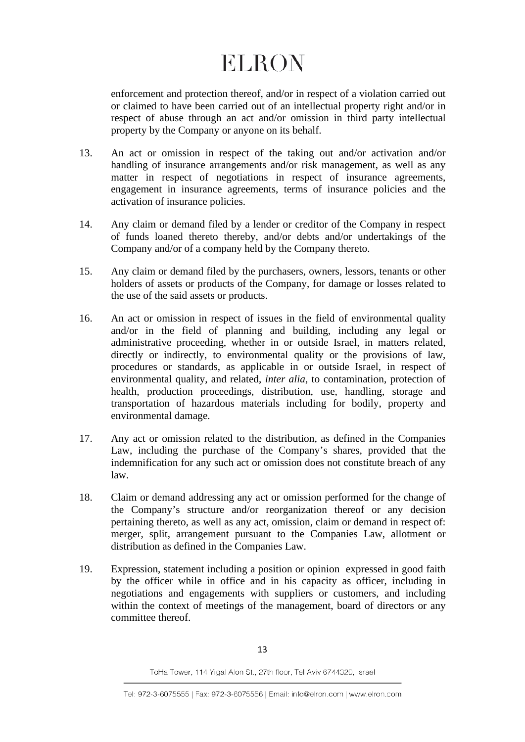enforcement and protection thereof, and/or in respect of a violation carried out or claimed to have been carried out of an intellectual property right and/or in respect of abuse through an act and/or omission in third party intellectual property by the Company or anyone on its behalf.

13. An act or omission in respect of the taking out and/or activation and/or handling of insurance arrangements and/or risk management, as well as any matter in respect of negotiations in respect of insurance agreements, engagement in insurance agreements, terms of insurance policies and the activation of insurance policies.

14. Any claim or demand filed by a lender or creditor of the Company in respect of funds loaned thereto thereby, and/or debts and/or undertakings of the Company and/or of a company held by the Company thereto.

15. Any claim or demand filed by the purchasers, owners, lessors, tenants or other holders of assets or products of the Company, for damage or losses related to the use of the said assets or products.

16. An act or omission in respect of issues in the field of environmental quality and/or in the field of planning and building, including any legal or administrative proceeding, whether in or outside Israel, in matters related, directly or indirectly, to environmental quality or the provisions of law, procedures or standards, as applicable in or outside Israel, in respect of environmental quality, and related, *inter alia*, to contamination, protection of health, production proceedings, distribution, use, handling, storage and transportation of hazardous materials including for bodily, property and environmental damage.

17. Any act or omission related to the distribution, as defined in the Companies Law, including the purchase of the Company's shares, provided that the indemnification for any such act or omission does not constitute breach of any law.

18. Claim or demand addressing any act or omission performed for the change of the Company's structure and/or reorganization thereof or any decision pertaining thereto, as well as any act, omission, claim or demand in respect of: merger, split, arrangement pursuant to the Companies Law, allotment or distribution as defined in the Companies Law.

19. Expression, statement including a position or opinion expressed in good faith by the officer while in office and in his capacity as officer, including in negotiations and engagements with suppliers or customers, and including within the context of meetings of the management, board of directors or any committee thereof.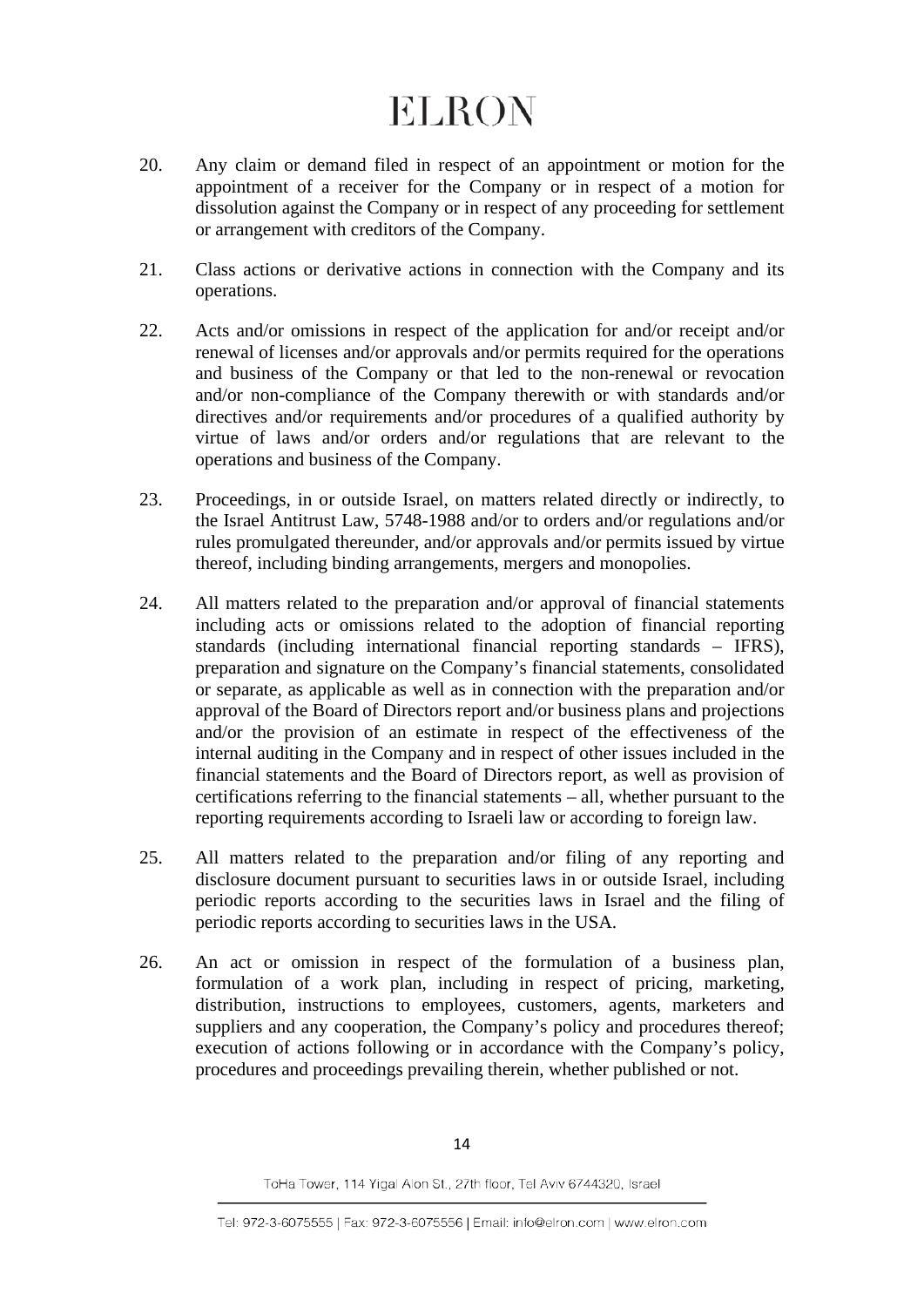20. Any claim or demand filed in respect of an appointment or motion for the appointment of a receiver for the Company or in respect of a motion for dissolution against the Company or in respect of any proceeding for settlement or arrangement with creditors of the Company.

21. Class actions or derivative actions in connection with the Company and its operations.

22. Acts and/or omissions in respect of the application for and/or receipt and/or renewal of licenses and/or approvals and/or permits required for the operations and business of the Company or that led to the non-renewal or revocation and/or non-compliance of the Company therewith or with standards and/or directives and/or requirements and/or procedures of a qualified authority by virtue of laws and/or orders and/or regulations that are relevant to the operations and business of the Company.

23. Proceedings, in or outside Israel, on matters related directly or indirectly, to the Israel Antitrust Law, 5748-1988 and/or to orders and/or regulations and/or rules promulgated thereunder, and/or approvals and/or permits issued by virtue thereof, including binding arrangements, mergers and monopolies.

24. All matters related to the preparation and/or approval of financial statements including acts or omissions related to the adoption of financial reporting standards (including international financial reporting standards – IFRS), preparation and signature on the Company's financial statements, consolidated or separate, as applicable as well as in connection with the preparation and/or approval of the Board of Directors report and/or business plans and projections and/or the provision of an estimate in respect of the effectiveness of the internal auditing in the Company and in respect of other issues included in the financial statements and the Board of Directors report, as well as provision of certifications referring to the financial statements – all, whether pursuant to the reporting requirements according to Israeli law or according to foreign law.

25. All matters related to the preparation and/or filing of any reporting and disclosure document pursuant to securities laws in or outside Israel, including periodic reports according to the securities laws in Israel and the filing of periodic reports according to securities laws in the USA.

26. An act or omission in respect of the formulation of a business plan, formulation of a work plan, including in respect of pricing, marketing, distribution, instructions to employees, customers, agents, marketers and suppliers and any cooperation, the Company's policy and procedures thereof; execution of actions following or in accordance with the Company's policy, procedures and proceedings prevailing therein, whether published or not.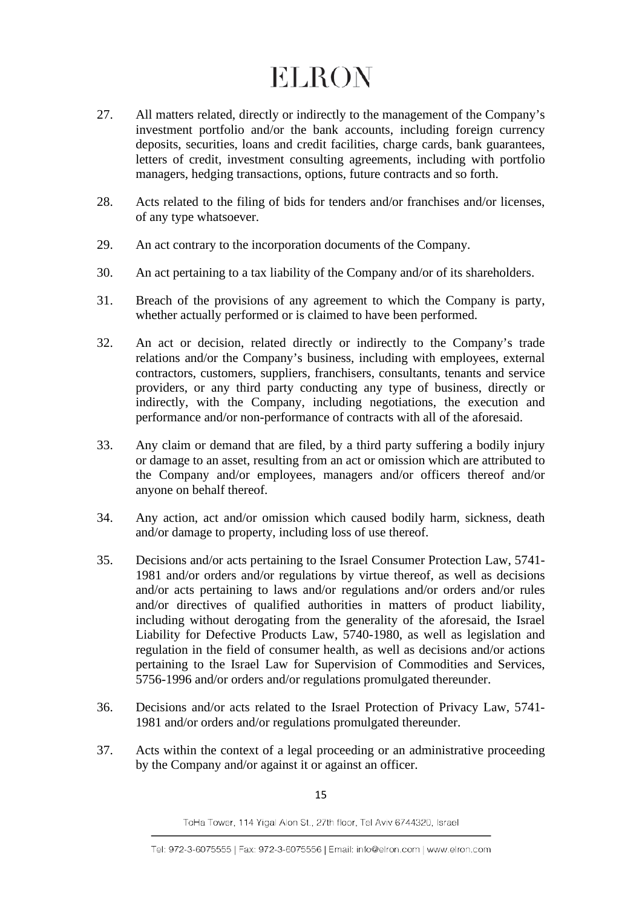27. All matters related, directly or indirectly to the management of the Company's investment portfolio and/or the bank accounts, including foreign currency deposits, securities, loans and credit facilities, charge cards, bank guarantees, letters of credit, investment consulting agreements, including with portfolio managers, hedging transactions, options, future contracts and so forth.

28. Acts related to the filing of bids for tenders and/or franchises and/or licenses, of any type whatsoever.

29. An act contrary to the incorporation documents of the Company.

30. An act pertaining to a tax liability of the Company and/or of its shareholders.

31. Breach of the provisions of any agreement to which the Company is party, whether actually performed or is claimed to have been performed.

32. An act or decision, related directly or indirectly to the Company's trade relations and/or the Company's business, including with employees, external contractors, customers, suppliers, franchisers, consultants, tenants and service providers, or any third party conducting any type of business, directly or indirectly, with the Company, including negotiations, the execution and performance and/or non-performance of contracts with all of the aforesaid.

33. Any claim or demand that are filed, by a third party suffering a bodily injury or damage to an asset, resulting from an act or omission which are attributed to the Company and/or employees, managers and/or officers thereof and/or anyone on behalf thereof.

34. Any action, act and/or omission which caused bodily harm, sickness, death and/or damage to property, including loss of use thereof.

35. Decisions and/or acts pertaining to the Israel Consumer Protection Law, 5741-1981 and/or orders and/or regulations by virtue thereof, as well as decisions and/or acts pertaining to laws and/or regulations and/or orders and/or rules and/or directives of qualified authorities in matters of product liability, including without derogating from the generality of the aforesaid, the Israel Liability for Defective Products Law, 5740-1980, as well as legislation and regulation in the field of consumer health, as well as decisions and/or actions pertaining to the Israel Law for Supervision of Commodities and Services, 5756-1996 and/or orders and/or regulations promulgated thereunder.

36. Decisions and/or acts related to the Israel Protection of Privacy Law, 5741-1981 and/or orders and/or regulations promulgated thereunder.

37. Acts within the context of a legal proceeding or an administrative proceeding by the Company and/or against it or against an officer.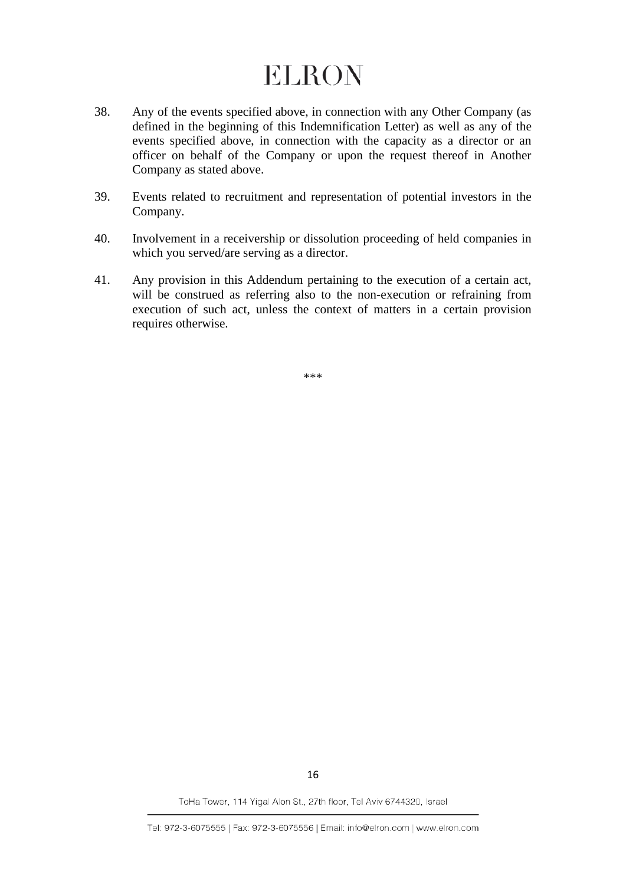38. Any of the events specified above, in connection with any Other Company (as defined in the beginning of this Indemnification Letter) as well as any of the events specified above, in connection with the capacity as a director or an officer on behalf of the Company or upon the request thereof in Another Company as stated above.

39. Events related to recruitment and representation of potential investors in the Company.

40. Involvement in a receivership or dissolution proceeding of held companies in which you served/are serving as a director.

41. Any provision in this Addendum pertaining to the execution of a certain act, will be construed as referring also to the non-execution or refraining from execution of such act, unless the context of matters in a certain provision requires otherwise.

***